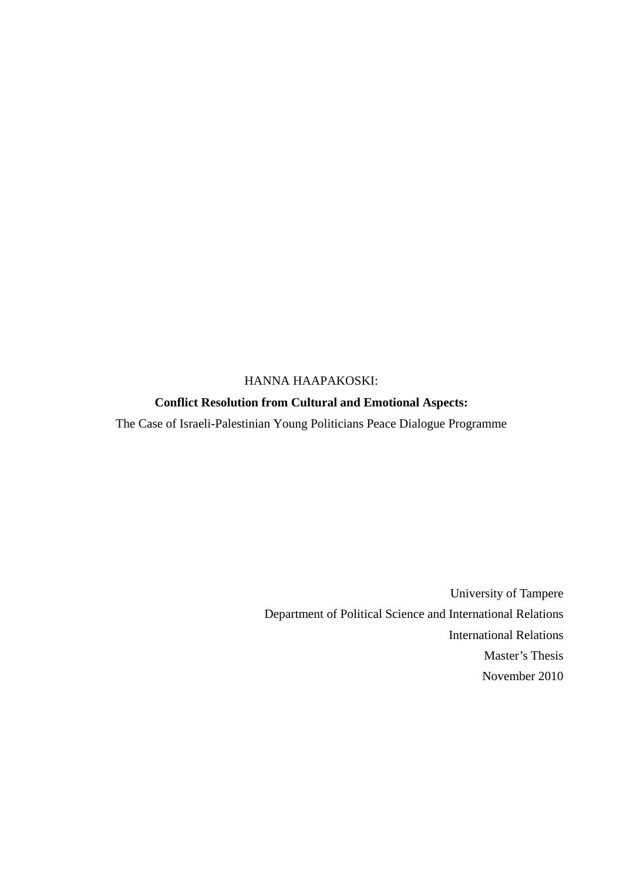HANNA HAAPAKOSKI:

**Conflict Resolution from Cultural and Emotional Aspects:**

The Case of Israeli-Palestinian Young Politicians Peace Dialogue Programme

University of Tampere

Department of Political Science and International Relations

International Relations

Master's Thesis

November 2010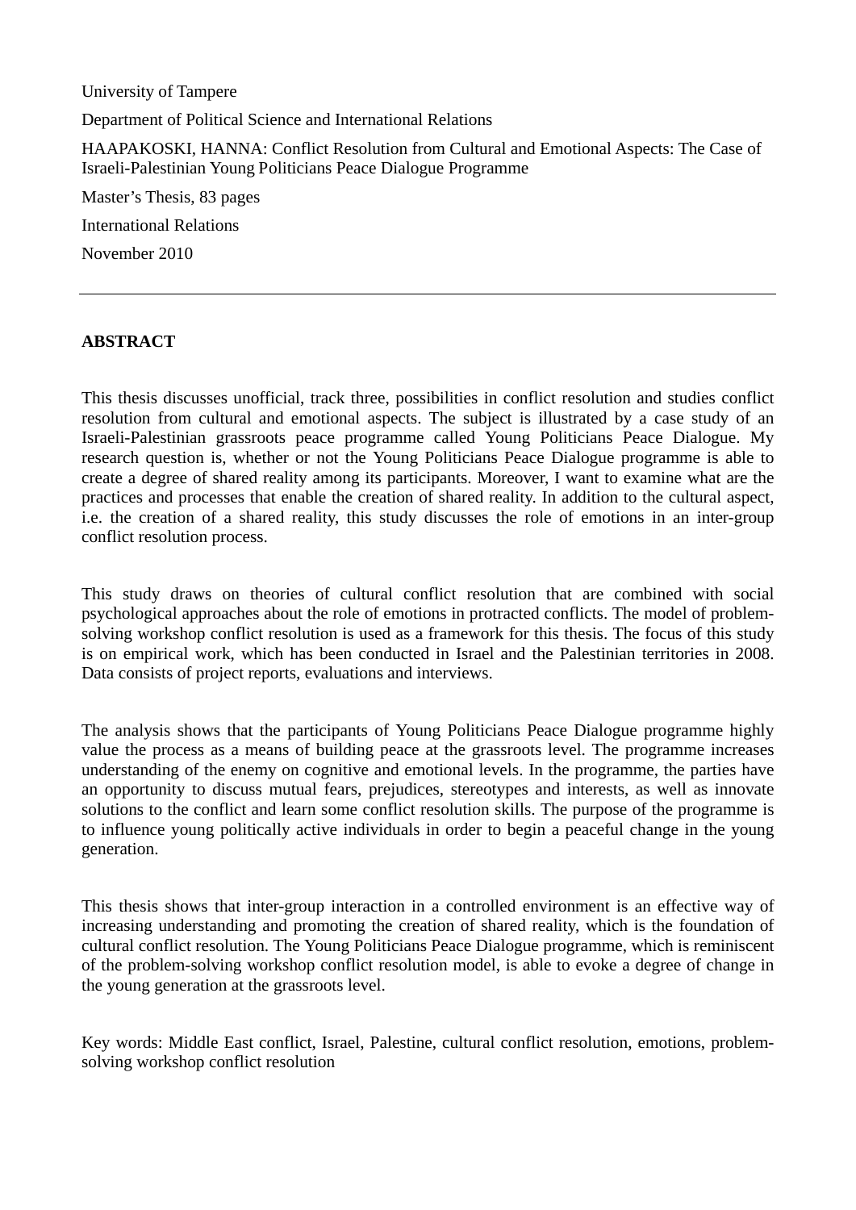University of Tampere

Department of Political Science and International Relations

HAAPAKOSKI, HANNA: Conflict Resolution from Cultural and Emotional Aspects: The Case of Israeli-Palestinian Young Politicians Peace Dialogue Programme

Master's Thesis, 83 pages

International Relations

November 2010

---

**ABSTRACT**

This thesis discusses unofficial, track three, possibilities in conflict resolution and studies conflict resolution from cultural and emotional aspects. The subject is illustrated by a case study of an Israeli-Palestinian grassroots peace programme called Young Politicians Peace Dialogue. My research question is, whether or not the Young Politicians Peace Dialogue programme is able to create a degree of shared reality among its participants. Moreover, I want to examine what are the practices and processes that enable the creation of shared reality. In addition to the cultural aspect, i.e. the creation of a shared reality, this study discusses the role of emotions in an inter-group conflict resolution process.

This study draws on theories of cultural conflict resolution that are combined with social psychological approaches about the role of emotions in protracted conflicts. The model of problem-solving workshop conflict resolution is used as a framework for this thesis. The focus of this study is on empirical work, which has been conducted in Israel and the Palestinian territories in 2008. Data consists of project reports, evaluations and interviews.

The analysis shows that the participants of Young Politicians Peace Dialogue programme highly value the process as a means of building peace at the grassroots level. The programme increases understanding of the enemy on cognitive and emotional levels. In the programme, the parties have an opportunity to discuss mutual fears, prejudices, stereotypes and interests, as well as innovate solutions to the conflict and learn some conflict resolution skills. The purpose of the programme is to influence young politically active individuals in order to begin a peaceful change in the young generation.

This thesis shows that inter-group interaction in a controlled environment is an effective way of increasing understanding and promoting the creation of shared reality, which is the foundation of cultural conflict resolution. The Young Politicians Peace Dialogue programme, which is reminiscent of the problem-solving workshop conflict resolution model, is able to evoke a degree of change in the young generation at the grassroots level.

Key words: Middle East conflict, Israel, Palestine, cultural conflict resolution, emotions, problem-solving workshop conflict resolution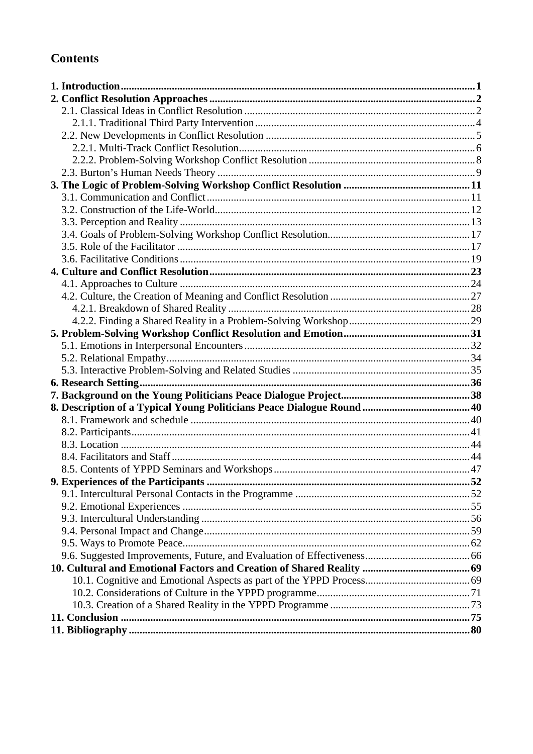# Contents

**1. Introduction** ... **1**
**2. Conflict Resolution Approaches** ... **2**
- 2.1. Classical Ideas in Conflict Resolution ... 2
  - 2.1.1. Traditional Third Party Intervention ... 4
- 2.2. New Developments in Conflict Resolution ... 5
  - 2.2.1. Multi-Track Conflict Resolution ... 6
  - 2.2.2. Problem-Solving Workshop Conflict Resolution ... 8
- 2.3. Burton's Human Needs Theory ... 9

**3. The Logic of Problem-Solving Workshop Conflict Resolution** ... **11**
- 3.1. Communication and Conflict ... 11
- 3.2. Construction of the Life-World ... 12
- 3.3. Perception and Reality ... 13
- 3.4. Goals of Problem-Solving Workshop Conflict Resolution ... 17
- 3.5. Role of the Facilitator ... 17
- 3.6. Facilitative Conditions ... 19

**4. Culture and Conflict Resolution** ... **23**
- 4.1. Approaches to Culture ... 24
- 4.2. Culture, the Creation of Meaning and Conflict Resolution ... 27
  - 4.2.1. Breakdown of Shared Reality ... 28
  - 4.2.2. Finding a Shared Reality in a Problem-Solving Workshop ... 29

**5. Problem-Solving Workshop Conflict Resolution and Emotion** ... **31**
- 5.1. Emotions in Interpersonal Encounters ... 32
- 5.2. Relational Empathy ... 34
- 5.3. Interactive Problem-Solving and Related Studies ... 35

**6. Research Setting** ... **36**
**7. Background on the Young Politicians Peace Dialogue Project** ... **38**
**8. Description of a Typical Young Politicians Peace Dialogue Round** ... **40**
- 8.1. Framework and schedule ... 40
- 8.2. Participants ... 41
- 8.3. Location ... 44
- 8.4. Facilitators and Staff ... 44
- 8.5. Contents of YPPD Seminars and Workshops ... 47

**9. Experiences of the Participants** ... **52**
- 9.1. Intercultural Personal Contacts in the Programme ... 52
- 9.2. Emotional Experiences ... 55
- 9.3. Intercultural Understanding ... 56
- 9.4. Personal Impact and Change ... 59
- 9.5. Ways to Promote Peace ... 62
- 9.6. Suggested Improvements, Future, and Evaluation of Effectiveness ... 66

**10. Cultural and Emotional Factors and Creation of Shared Reality** ... **69**
  - 10.1. Cognitive and Emotional Aspects as part of the YPPD Process ... 69
  - 10.2. Considerations of Culture in the YPPD programme ... 71
  - 10.3. Creation of a Shared Reality in the YPPD Programme ... 73

**11. Conclusion** ... **75**
**11. Bibliography** ... **80**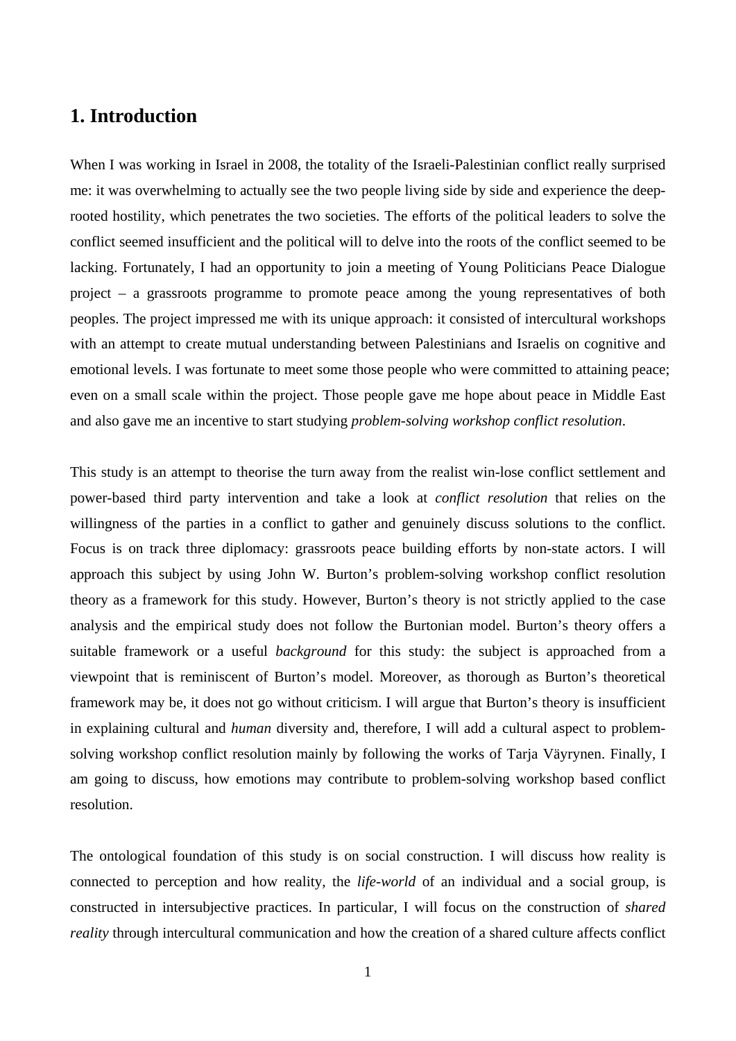# 1. Introduction

When I was working in Israel in 2008, the totality of the Israeli-Palestinian conflict really surprised me: it was overwhelming to actually see the two people living side by side and experience the deep-rooted hostility, which penetrates the two societies. The efforts of the political leaders to solve the conflict seemed insufficient and the political will to delve into the roots of the conflict seemed to be lacking. Fortunately, I had an opportunity to join a meeting of Young Politicians Peace Dialogue project – a grassroots programme to promote peace among the young representatives of both peoples. The project impressed me with its unique approach: it consisted of intercultural workshops with an attempt to create mutual understanding between Palestinians and Israelis on cognitive and emotional levels. I was fortunate to meet some those people who were committed to attaining peace; even on a small scale within the project. Those people gave me hope about peace in Middle East and also gave me an incentive to start studying *problem-solving workshop conflict resolution*.

This study is an attempt to theorise the turn away from the realist win-lose conflict settlement and power-based third party intervention and take a look at *conflict resolution* that relies on the willingness of the parties in a conflict to gather and genuinely discuss solutions to the conflict. Focus is on track three diplomacy: grassroots peace building efforts by non-state actors. I will approach this subject by using John W. Burton's problem-solving workshop conflict resolution theory as a framework for this study. However, Burton's theory is not strictly applied to the case analysis and the empirical study does not follow the Burtonian model. Burton's theory offers a suitable framework or a useful *background* for this study: the subject is approached from a viewpoint that is reminiscent of Burton's model. Moreover, as thorough as Burton's theoretical framework may be, it does not go without criticism. I will argue that Burton's theory is insufficient in explaining cultural and *human* diversity and, therefore, I will add a cultural aspect to problem-solving workshop conflict resolution mainly by following the works of Tarja Väyrynen. Finally, I am going to discuss, how emotions may contribute to problem-solving workshop based conflict resolution.

The ontological foundation of this study is on social construction. I will discuss how reality is connected to perception and how reality, the *life-world* of an individual and a social group, is constructed in intersubjective practices. In particular, I will focus on the construction of *shared reality* through intercultural communication and how the creation of a shared culture affects conflict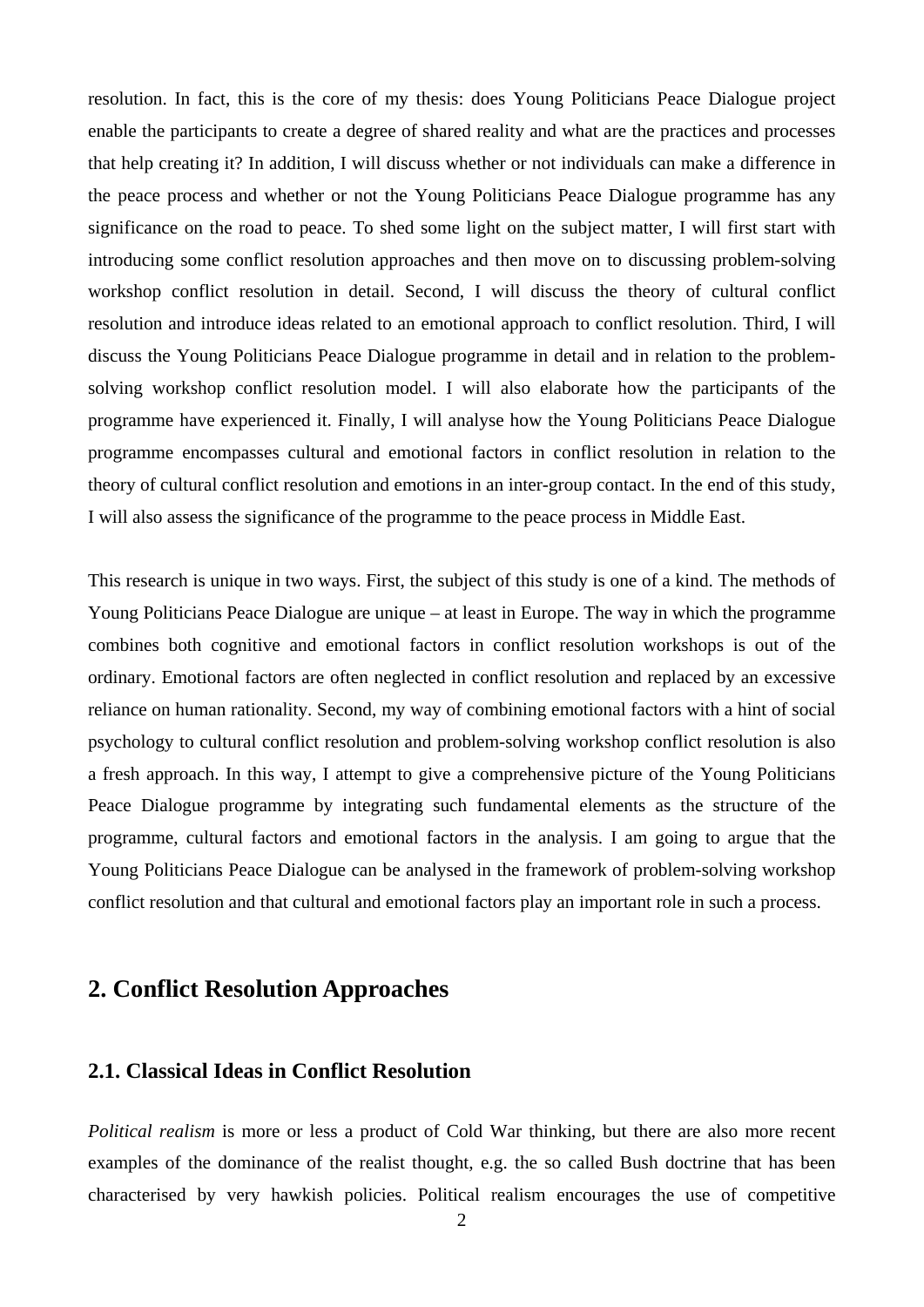resolution. In fact, this is the core of my thesis: does Young Politicians Peace Dialogue project enable the participants to create a degree of shared reality and what are the practices and processes that help creating it? In addition, I will discuss whether or not individuals can make a difference in the peace process and whether or not the Young Politicians Peace Dialogue programme has any significance on the road to peace. To shed some light on the subject matter, I will first start with introducing some conflict resolution approaches and then move on to discussing problem-solving workshop conflict resolution in detail. Second, I will discuss the theory of cultural conflict resolution and introduce ideas related to an emotional approach to conflict resolution. Third, I will discuss the Young Politicians Peace Dialogue programme in detail and in relation to the problem-solving workshop conflict resolution model. I will also elaborate how the participants of the programme have experienced it. Finally, I will analyse how the Young Politicians Peace Dialogue programme encompasses cultural and emotional factors in conflict resolution in relation to the theory of cultural conflict resolution and emotions in an inter-group contact. In the end of this study, I will also assess the significance of the programme to the peace process in Middle East.

This research is unique in two ways. First, the subject of this study is one of a kind. The methods of Young Politicians Peace Dialogue are unique – at least in Europe. The way in which the programme combines both cognitive and emotional factors in conflict resolution workshops is out of the ordinary. Emotional factors are often neglected in conflict resolution and replaced by an excessive reliance on human rationality. Second, my way of combining emotional factors with a hint of social psychology to cultural conflict resolution and problem-solving workshop conflict resolution is also a fresh approach. In this way, I attempt to give a comprehensive picture of the Young Politicians Peace Dialogue programme by integrating such fundamental elements as the structure of the programme, cultural factors and emotional factors in the analysis. I am going to argue that the Young Politicians Peace Dialogue can be analysed in the framework of problem-solving workshop conflict resolution and that cultural and emotional factors play an important role in such a process.

## 2. Conflict Resolution Approaches

### 2.1. Classical Ideas in Conflict Resolution

*Political realism* is more or less a product of Cold War thinking, but there are also more recent examples of the dominance of the realist thought, e.g. the so called Bush doctrine that has been characterised by very hawkish policies. Political realism encourages the use of competitive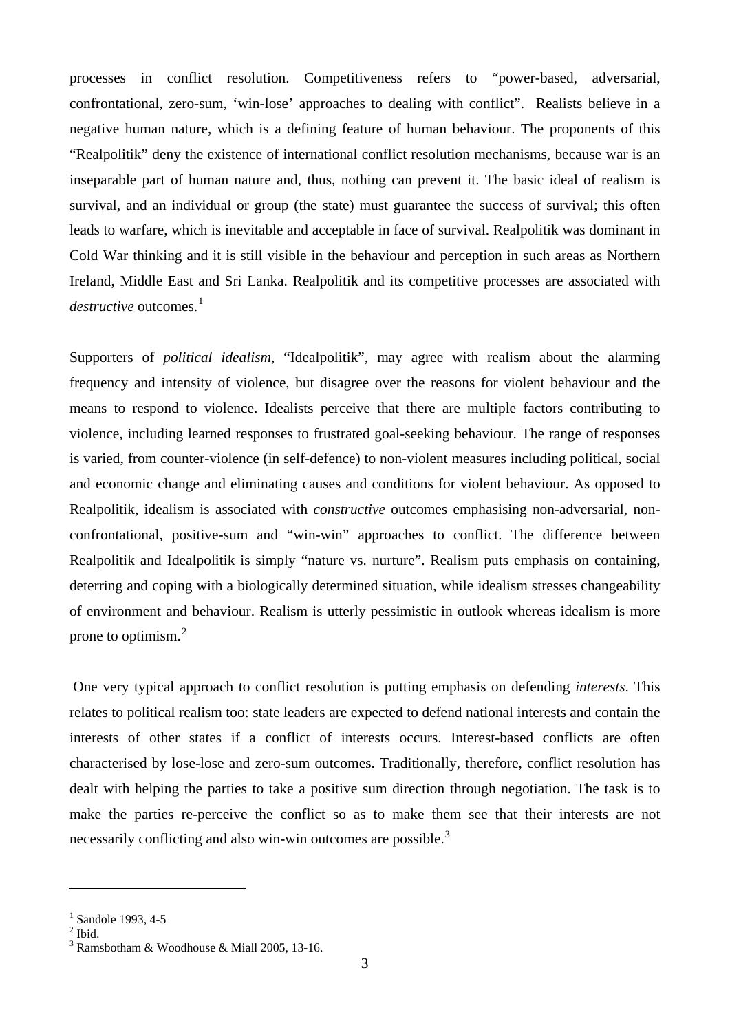processes in conflict resolution. Competitiveness refers to "power-based, adversarial, confrontational, zero-sum, 'win-lose' approaches to dealing with conflict". Realists believe in a negative human nature, which is a defining feature of human behaviour. The proponents of this "Realpolitik" deny the existence of international conflict resolution mechanisms, because war is an inseparable part of human nature and, thus, nothing can prevent it. The basic ideal of realism is survival, and an individual or group (the state) must guarantee the success of survival; this often leads to warfare, which is inevitable and acceptable in face of survival. Realpolitik was dominant in Cold War thinking and it is still visible in the behaviour and perception in such areas as Northern Ireland, Middle East and Sri Lanka. Realpolitik and its competitive processes are associated with *destructive* outcomes.[1]

Supporters of *political idealism*, "Idealpolitik", may agree with realism about the alarming frequency and intensity of violence, but disagree over the reasons for violent behaviour and the means to respond to violence. Idealists perceive that there are multiple factors contributing to violence, including learned responses to frustrated goal-seeking behaviour. The range of responses is varied, from counter-violence (in self-defence) to non-violent measures including political, social and economic change and eliminating causes and conditions for violent behaviour. As opposed to Realpolitik, idealism is associated with *constructive* outcomes emphasising non-adversarial, non-confrontational, positive-sum and "win-win" approaches to conflict. The difference between Realpolitik and Idealpolitik is simply "nature vs. nurture". Realism puts emphasis on containing, deterring and coping with a biologically determined situation, while idealism stresses changeability of environment and behaviour. Realism is utterly pessimistic in outlook whereas idealism is more prone to optimism.[2]

One very typical approach to conflict resolution is putting emphasis on defending *interests*. This relates to political realism too: state leaders are expected to defend national interests and contain the interests of other states if a conflict of interests occurs. Interest-based conflicts are often characterised by lose-lose and zero-sum outcomes. Traditionally, therefore, conflict resolution has dealt with helping the parties to take a positive sum direction through negotiation. The task is to make the parties re-perceive the conflict so as to make them see that their interests are not necessarily conflicting and also win-win outcomes are possible.[3]

---

[1] Sandole 1993, 4-5

[2] Ibid.

[3] Ramsbotham & Woodhouse & Miall 2005, 13-16.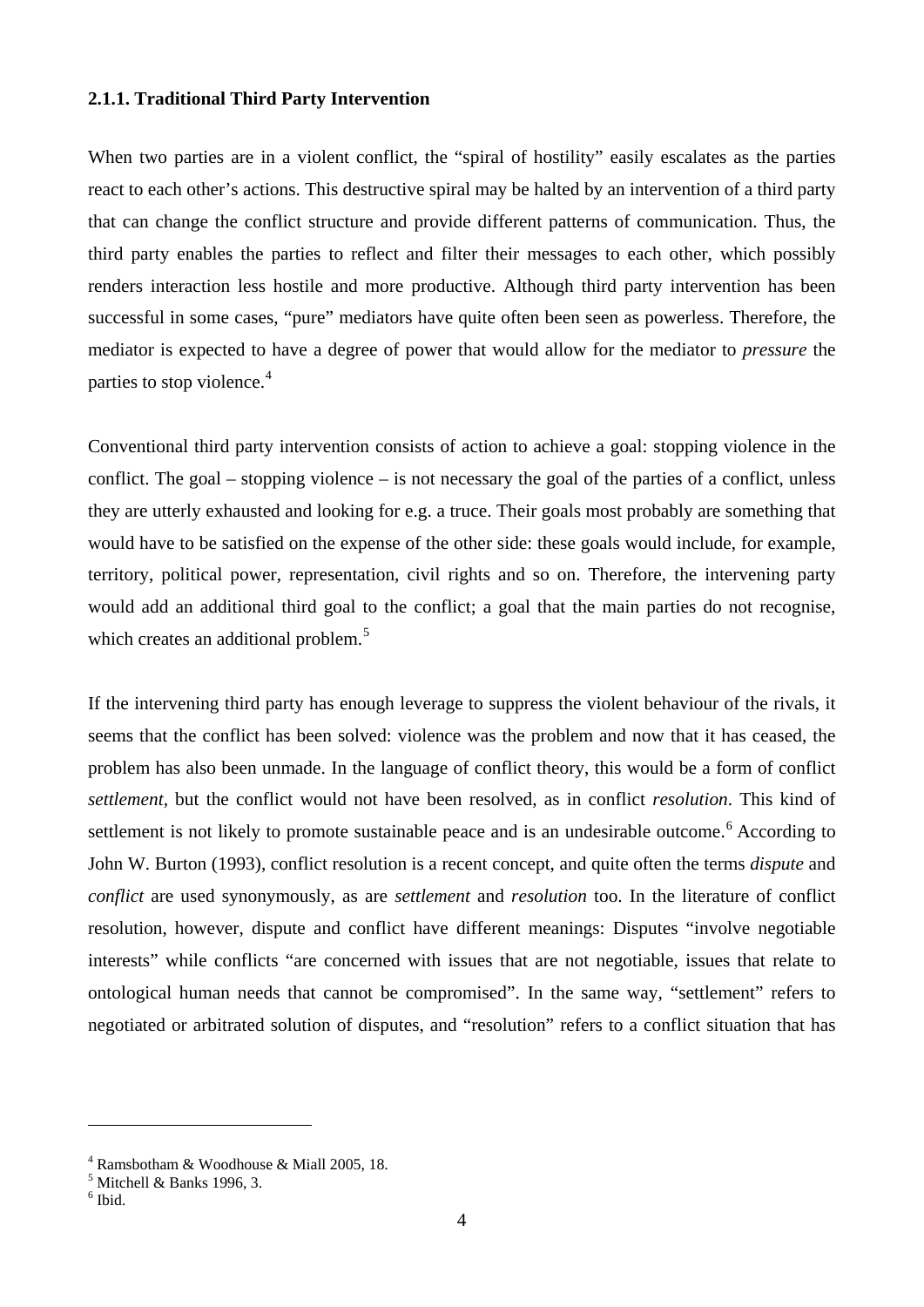### 2.1.1. Traditional Third Party Intervention

When two parties are in a violent conflict, the "spiral of hostility" easily escalates as the parties react to each other's actions. This destructive spiral may be halted by an intervention of a third party that can change the conflict structure and provide different patterns of communication. Thus, the third party enables the parties to reflect and filter their messages to each other, which possibly renders interaction less hostile and more productive. Although third party intervention has been successful in some cases, "pure" mediators have quite often been seen as powerless. Therefore, the mediator is expected to have a degree of power that would allow for the mediator to *pressure* the parties to stop violence.[4]

Conventional third party intervention consists of action to achieve a goal: stopping violence in the conflict. The goal – stopping violence – is not necessary the goal of the parties of a conflict, unless they are utterly exhausted and looking for e.g. a truce. Their goals most probably are something that would have to be satisfied on the expense of the other side: these goals would include, for example, territory, political power, representation, civil rights and so on. Therefore, the intervening party would add an additional third goal to the conflict; a goal that the main parties do not recognise, which creates an additional problem.[5]

If the intervening third party has enough leverage to suppress the violent behaviour of the rivals, it seems that the conflict has been solved: violence was the problem and now that it has ceased, the problem has also been unmade. In the language of conflict theory, this would be a form of conflict *settlement*, but the conflict would not have been resolved, as in conflict *resolution*. This kind of settlement is not likely to promote sustainable peace and is an undesirable outcome.[6] According to John W. Burton (1993), conflict resolution is a recent concept, and quite often the terms *dispute* and *conflict* are used synonymously, as are *settlement* and *resolution* too. In the literature of conflict resolution, however, dispute and conflict have different meanings: Disputes "involve negotiable interests" while conflicts "are concerned with issues that are not negotiable, issues that relate to ontological human needs that cannot be compromised". In the same way, "settlement" refers to negotiated or arbitrated solution of disputes, and "resolution" refers to a conflict situation that has

---

[4] Ramsbotham & Woodhouse & Miall 2005, 18.
[5] Mitchell & Banks 1996, 3.
[6] Ibid.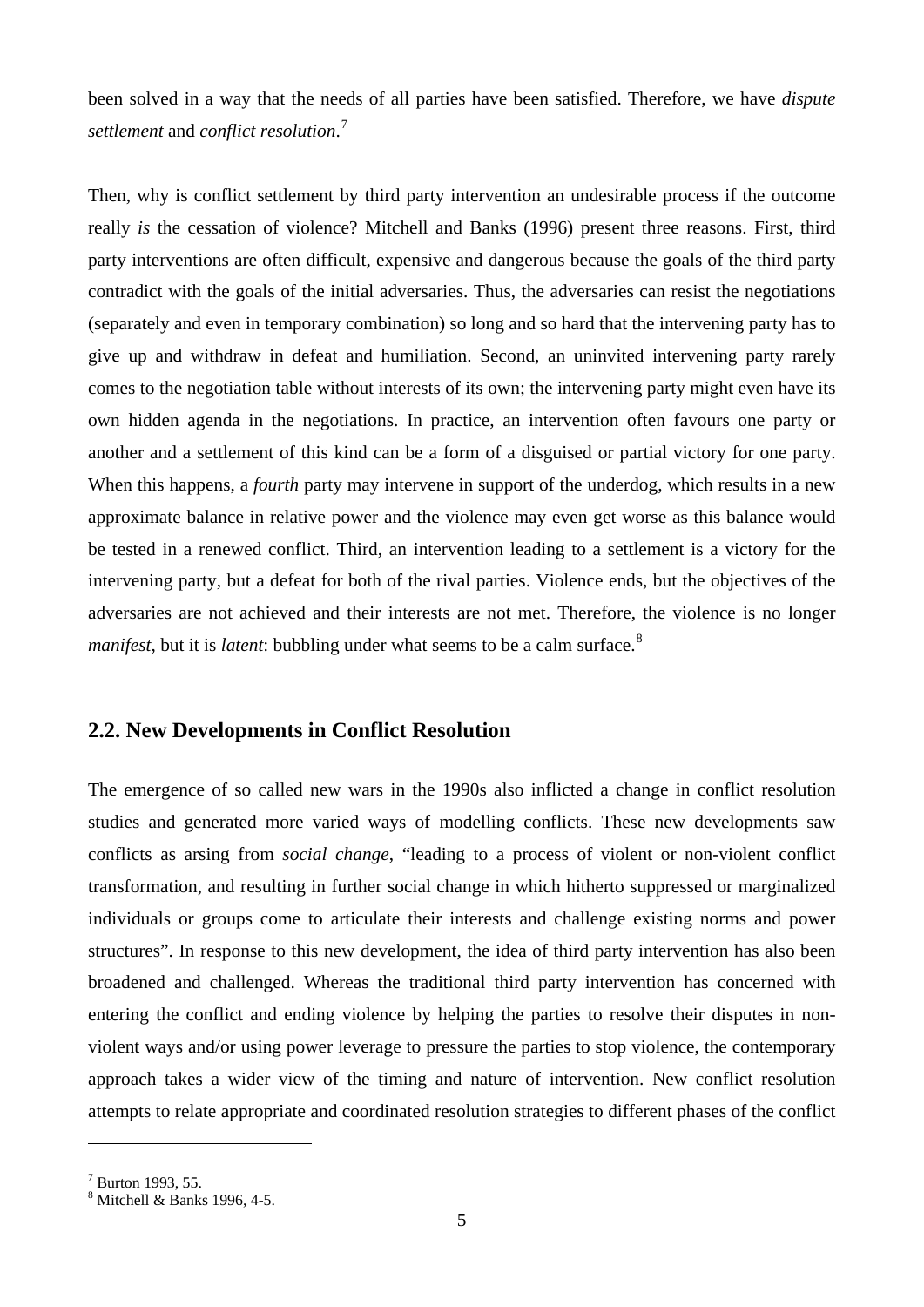been solved in a way that the needs of all parties have been satisfied. Therefore, we have *dispute settlement* and *conflict resolution*.[7]

Then, why is conflict settlement by third party intervention an undesirable process if the outcome really *is* the cessation of violence? Mitchell and Banks (1996) present three reasons. First, third party interventions are often difficult, expensive and dangerous because the goals of the third party contradict with the goals of the initial adversaries. Thus, the adversaries can resist the negotiations (separately and even in temporary combination) so long and so hard that the intervening party has to give up and withdraw in defeat and humiliation. Second, an uninvited intervening party rarely comes to the negotiation table without interests of its own; the intervening party might even have its own hidden agenda in the negotiations. In practice, an intervention often favours one party or another and a settlement of this kind can be a form of a disguised or partial victory for one party. When this happens, a *fourth* party may intervene in support of the underdog, which results in a new approximate balance in relative power and the violence may even get worse as this balance would be tested in a renewed conflict. Third, an intervention leading to a settlement is a victory for the intervening party, but a defeat for both of the rival parties. Violence ends, but the objectives of the adversaries are not achieved and their interests are not met. Therefore, the violence is no longer *manifest*, but it is *latent*: bubbling under what seems to be a calm surface.[8]

## 2.2. New Developments in Conflict Resolution

The emergence of so called new wars in the 1990s also inflicted a change in conflict resolution studies and generated more varied ways of modelling conflicts. These new developments saw conflicts as arsing from *social change*, "leading to a process of violent or non-violent conflict transformation, and resulting in further social change in which hitherto suppressed or marginalized individuals or groups come to articulate their interests and challenge existing norms and power structures". In response to this new development, the idea of third party intervention has also been broadened and challenged. Whereas the traditional third party intervention has concerned with entering the conflict and ending violence by helping the parties to resolve their disputes in non-violent ways and/or using power leverage to pressure the parties to stop violence, the contemporary approach takes a wider view of the timing and nature of intervention. New conflict resolution attempts to relate appropriate and coordinated resolution strategies to different phases of the conflict

---

[7] Burton 1993, 55.

[8] Mitchell & Banks 1996, 4-5.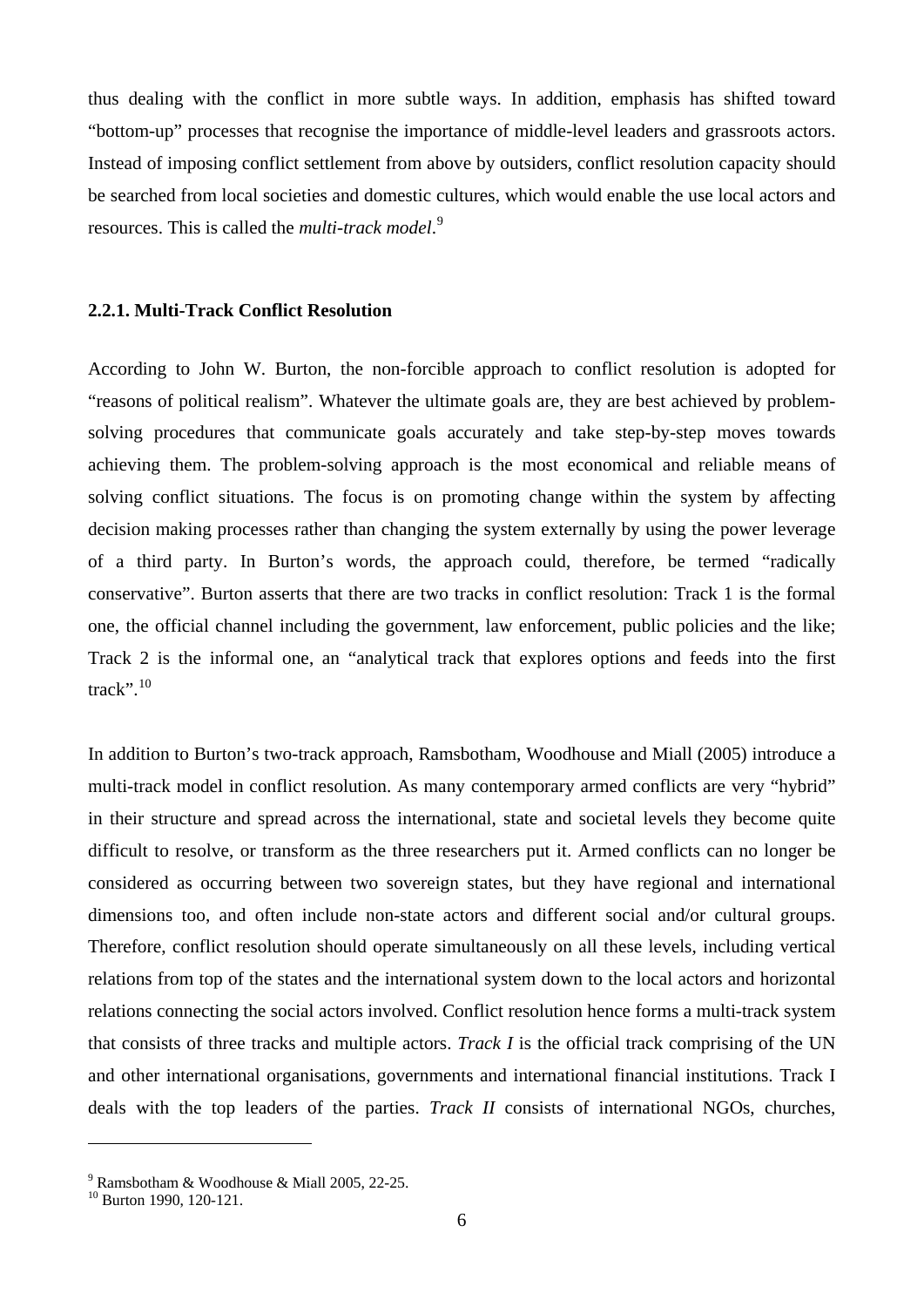thus dealing with the conflict in more subtle ways. In addition, emphasis has shifted toward "bottom-up" processes that recognise the importance of middle-level leaders and grassroots actors. Instead of imposing conflict settlement from above by outsiders, conflict resolution capacity should be searched from local societies and domestic cultures, which would enable the use local actors and resources. This is called the *multi-track model*.[9]

### 2.2.1. Multi-Track Conflict Resolution

According to John W. Burton, the non-forcible approach to conflict resolution is adopted for "reasons of political realism". Whatever the ultimate goals are, they are best achieved by problem-solving procedures that communicate goals accurately and take step-by-step moves towards achieving them. The problem-solving approach is the most economical and reliable means of solving conflict situations. The focus is on promoting change within the system by affecting decision making processes rather than changing the system externally by using the power leverage of a third party. In Burton's words, the approach could, therefore, be termed "radically conservative". Burton asserts that there are two tracks in conflict resolution: Track 1 is the formal one, the official channel including the government, law enforcement, public policies and the like; Track 2 is the informal one, an "analytical track that explores options and feeds into the first track".[10]

In addition to Burton's two-track approach, Ramsbotham, Woodhouse and Miall (2005) introduce a multi-track model in conflict resolution. As many contemporary armed conflicts are very "hybrid" in their structure and spread across the international, state and societal levels they become quite difficult to resolve, or transform as the three researchers put it. Armed conflicts can no longer be considered as occurring between two sovereign states, but they have regional and international dimensions too, and often include non-state actors and different social and/or cultural groups. Therefore, conflict resolution should operate simultaneously on all these levels, including vertical relations from top of the states and the international system down to the local actors and horizontal relations connecting the social actors involved. Conflict resolution hence forms a multi-track system that consists of three tracks and multiple actors. *Track I* is the official track comprising of the UN and other international organisations, governments and international financial institutions. Track I deals with the top leaders of the parties. *Track II* consists of international NGOs, churches,

---

[9] Ramsbotham & Woodhouse & Miall 2005, 22-25.

[10] Burton 1990, 120-121.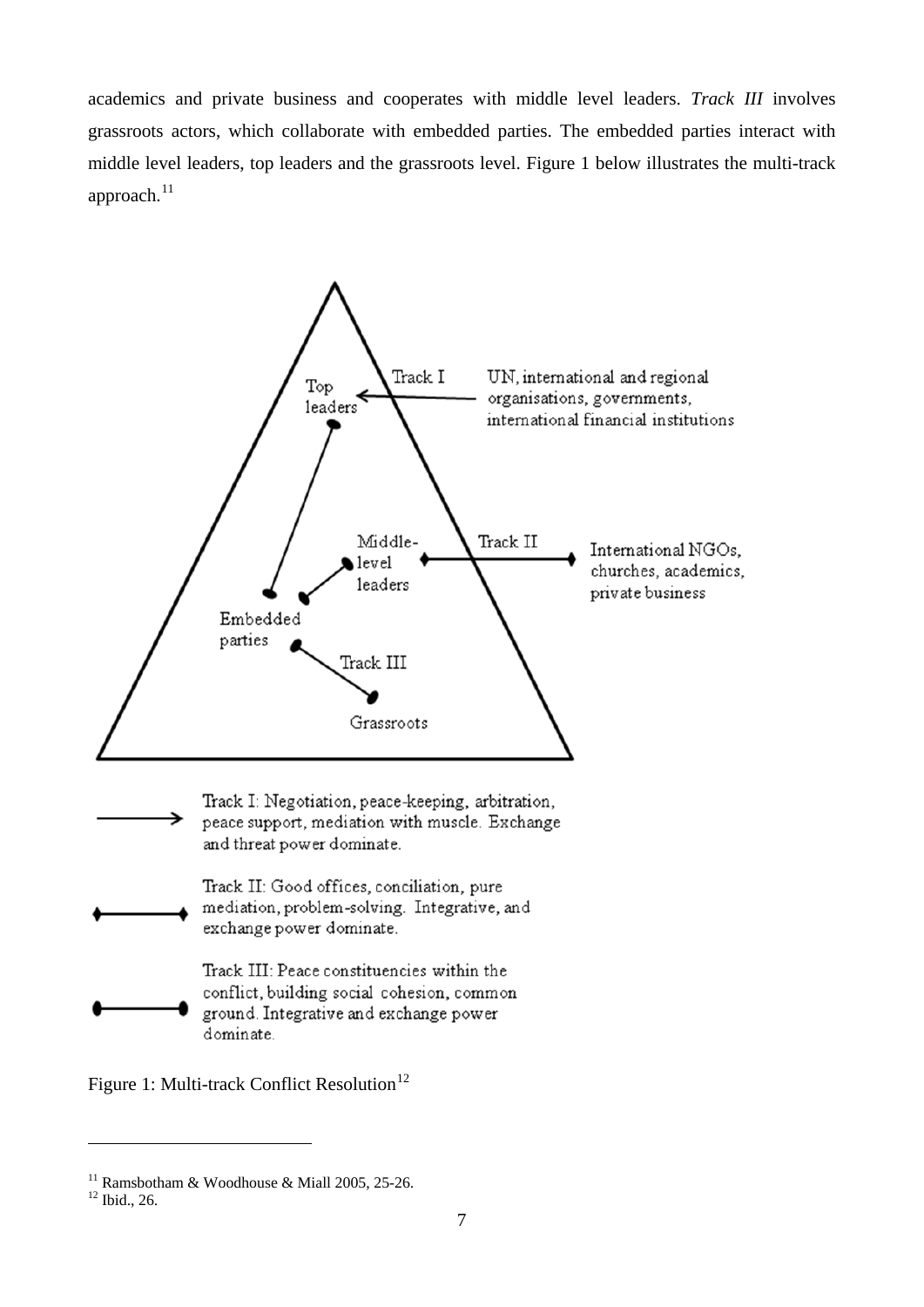academics and private business and cooperates with middle level leaders. *Track III* involves grassroots actors, which collaborate with embedded parties. The embedded parties interact with middle level leaders, top leaders and the grassroots level. Figure 1 below illustrates the multi-track approach.[11]

Top leaders

Track I — UN, international and regional organisations, governments, international financial institutions

Middle-level leaders

Track II — International NGOs, churches, academics, private business

Embedded parties

Track III

Grassroots

Track I: Negotiation, peace-keeping, arbitration, peace support, mediation with muscle. Exchange and threat power dominate.

Track II: Good offices, conciliation, pure mediation, problem-solving. Integrative, and exchange power dominate.

Track III: Peace constituencies within the conflict, building social cohesion, common ground. Integrative and exchange power dominate.

Figure 1: Multi-track Conflict Resolution[12]

---

[11] Ramsbotham & Woodhouse & Miall 2005, 25-26.

[12] Ibid., 26.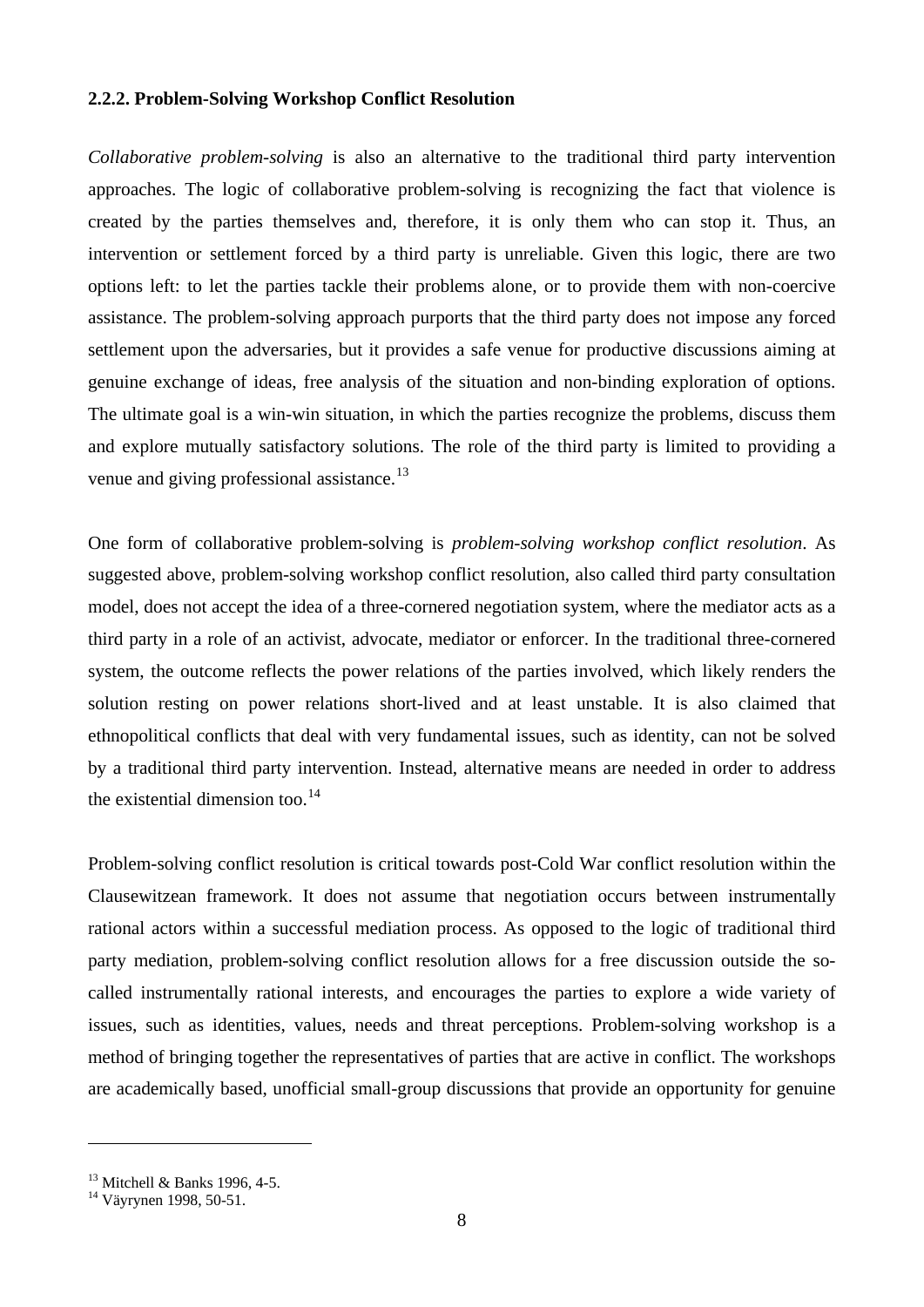### 2.2.2. Problem-Solving Workshop Conflict Resolution

*Collaborative problem-solving* is also an alternative to the traditional third party intervention approaches. The logic of collaborative problem-solving is recognizing the fact that violence is created by the parties themselves and, therefore, it is only them who can stop it. Thus, an intervention or settlement forced by a third party is unreliable. Given this logic, there are two options left: to let the parties tackle their problems alone, or to provide them with non-coercive assistance. The problem-solving approach purports that the third party does not impose any forced settlement upon the adversaries, but it provides a safe venue for productive discussions aiming at genuine exchange of ideas, free analysis of the situation and non-binding exploration of options. The ultimate goal is a win-win situation, in which the parties recognize the problems, discuss them and explore mutually satisfactory solutions. The role of the third party is limited to providing a venue and giving professional assistance.[13]

One form of collaborative problem-solving is *problem-solving workshop conflict resolution*. As suggested above, problem-solving workshop conflict resolution, also called third party consultation model, does not accept the idea of a three-cornered negotiation system, where the mediator acts as a third party in a role of an activist, advocate, mediator or enforcer. In the traditional three-cornered system, the outcome reflects the power relations of the parties involved, which likely renders the solution resting on power relations short-lived and at least unstable. It is also claimed that ethnopolitical conflicts that deal with very fundamental issues, such as identity, can not be solved by a traditional third party intervention. Instead, alternative means are needed in order to address the existential dimension too.[14]

Problem-solving conflict resolution is critical towards post-Cold War conflict resolution within the Clausewitzean framework. It does not assume that negotiation occurs between instrumentally rational actors within a successful mediation process. As opposed to the logic of traditional third party mediation, problem-solving conflict resolution allows for a free discussion outside the so-called instrumentally rational interests, and encourages the parties to explore a wide variety of issues, such as identities, values, needs and threat perceptions. Problem-solving workshop is a method of bringing together the representatives of parties that are active in conflict. The workshops are academically based, unofficial small-group discussions that provide an opportunity for genuine

---

[13] Mitchell & Banks 1996, 4-5.

[14] Väyrynen 1998, 50-51.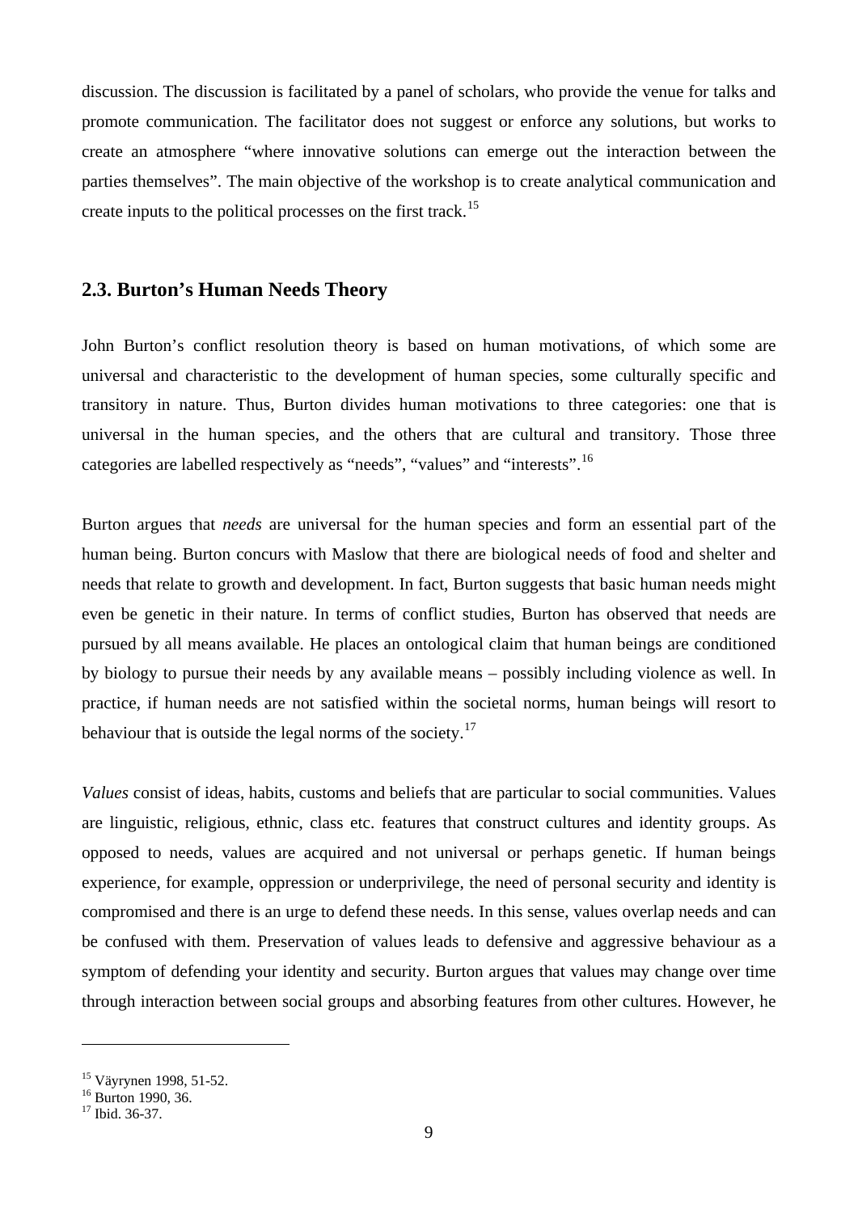discussion. The discussion is facilitated by a panel of scholars, who provide the venue for talks and promote communication. The facilitator does not suggest or enforce any solutions, but works to create an atmosphere "where innovative solutions can emerge out the interaction between the parties themselves". The main objective of the workshop is to create analytical communication and create inputs to the political processes on the first track.[15]

### 2.3. Burton's Human Needs Theory

John Burton's conflict resolution theory is based on human motivations, of which some are universal and characteristic to the development of human species, some culturally specific and transitory in nature. Thus, Burton divides human motivations to three categories: one that is universal in the human species, and the others that are cultural and transitory. Those three categories are labelled respectively as "needs", "values" and "interests".[16]

Burton argues that *needs* are universal for the human species and form an essential part of the human being. Burton concurs with Maslow that there are biological needs of food and shelter and needs that relate to growth and development. In fact, Burton suggests that basic human needs might even be genetic in their nature. In terms of conflict studies, Burton has observed that needs are pursued by all means available. He places an ontological claim that human beings are conditioned by biology to pursue their needs by any available means – possibly including violence as well. In practice, if human needs are not satisfied within the societal norms, human beings will resort to behaviour that is outside the legal norms of the society.[17]

*Values* consist of ideas, habits, customs and beliefs that are particular to social communities. Values are linguistic, religious, ethnic, class etc. features that construct cultures and identity groups. As opposed to needs, values are acquired and not universal or perhaps genetic. If human beings experience, for example, oppression or underprivilege, the need of personal security and identity is compromised and there is an urge to defend these needs. In this sense, values overlap needs and can be confused with them. Preservation of values leads to defensive and aggressive behaviour as a symptom of defending your identity and security. Burton argues that values may change over time through interaction between social groups and absorbing features from other cultures. However, he

---

[15] Väyrynen 1998, 51-52.
[16] Burton 1990, 36.
[17] Ibid. 36-37.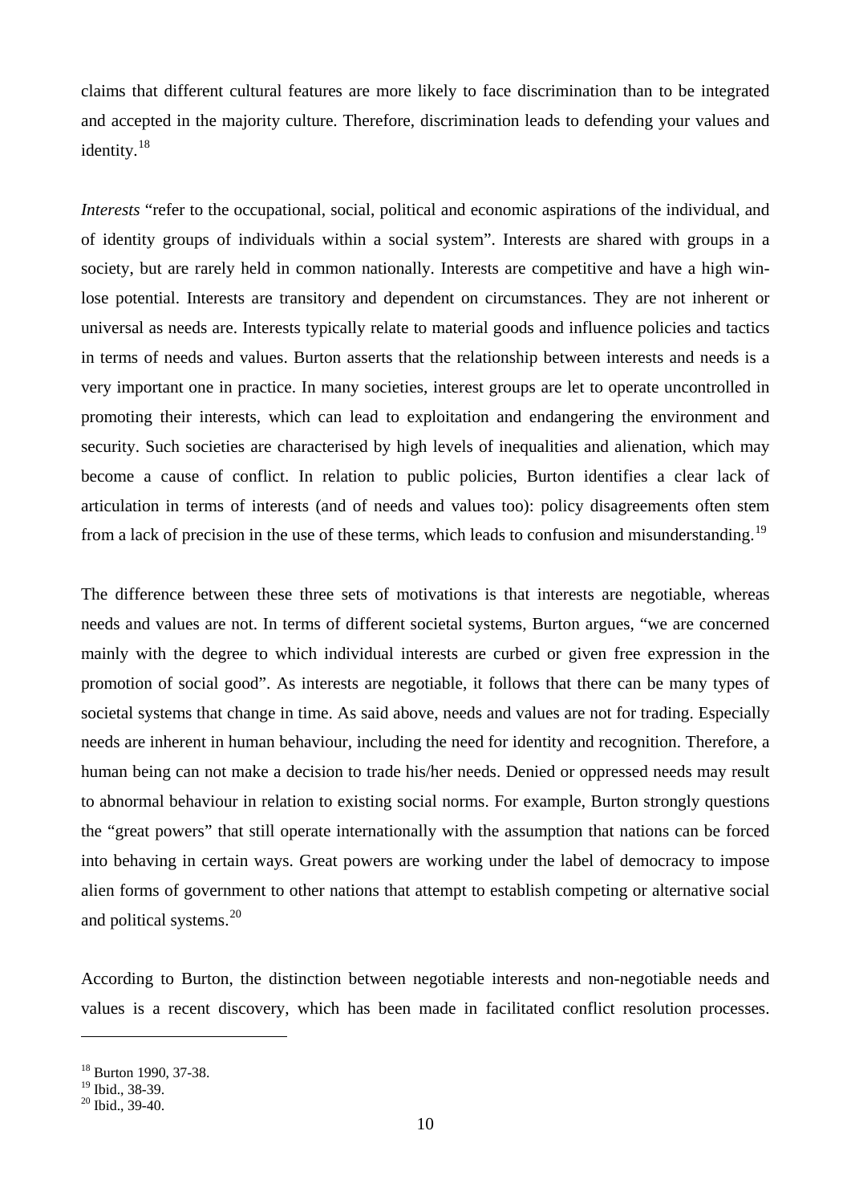claims that different cultural features are more likely to face discrimination than to be integrated and accepted in the majority culture. Therefore, discrimination leads to defending your values and identity.[18]

*Interests* "refer to the occupational, social, political and economic aspirations of the individual, and of identity groups of individuals within a social system". Interests are shared with groups in a society, but are rarely held in common nationally. Interests are competitive and have a high win-lose potential. Interests are transitory and dependent on circumstances. They are not inherent or universal as needs are. Interests typically relate to material goods and influence policies and tactics in terms of needs and values. Burton asserts that the relationship between interests and needs is a very important one in practice. In many societies, interest groups are let to operate uncontrolled in promoting their interests, which can lead to exploitation and endangering the environment and security. Such societies are characterised by high levels of inequalities and alienation, which may become a cause of conflict. In relation to public policies, Burton identifies a clear lack of articulation in terms of interests (and of needs and values too): policy disagreements often stem from a lack of precision in the use of these terms, which leads to confusion and misunderstanding.[19]

The difference between these three sets of motivations is that interests are negotiable, whereas needs and values are not. In terms of different societal systems, Burton argues, "we are concerned mainly with the degree to which individual interests are curbed or given free expression in the promotion of social good". As interests are negotiable, it follows that there can be many types of societal systems that change in time. As said above, needs and values are not for trading. Especially needs are inherent in human behaviour, including the need for identity and recognition. Therefore, a human being can not make a decision to trade his/her needs. Denied or oppressed needs may result to abnormal behaviour in relation to existing social norms. For example, Burton strongly questions the "great powers" that still operate internationally with the assumption that nations can be forced into behaving in certain ways. Great powers are working under the label of democracy to impose alien forms of government to other nations that attempt to establish competing or alternative social and political systems.[20]

According to Burton, the distinction between negotiable interests and non-negotiable needs and values is a recent discovery, which has been made in facilitated conflict resolution processes.

[18] Burton 1990, 37-38.
[19] Ibid., 38-39.
[20] Ibid., 39-40.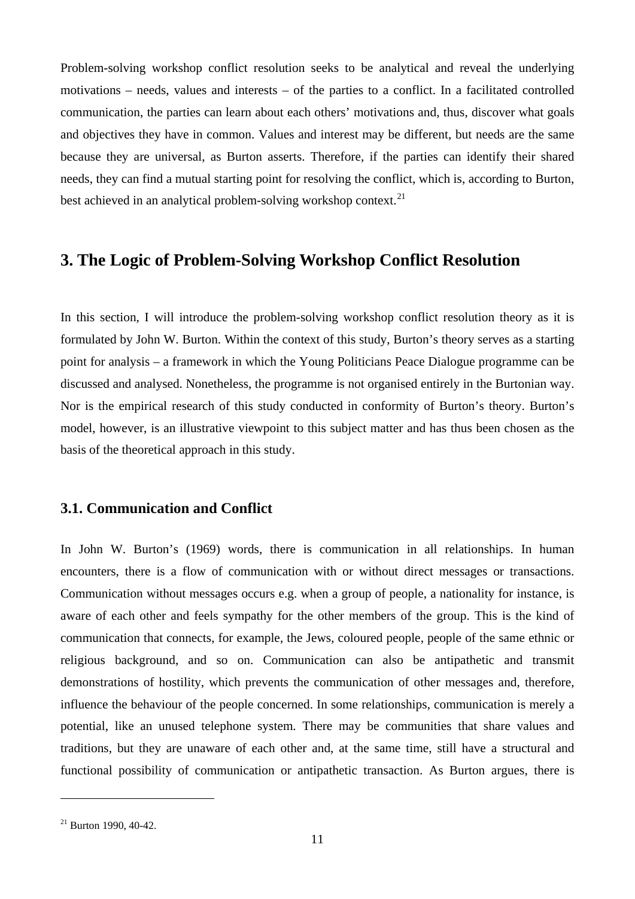Problem-solving workshop conflict resolution seeks to be analytical and reveal the underlying motivations – needs, values and interests – of the parties to a conflict. In a facilitated controlled communication, the parties can learn about each others' motivations and, thus, discover what goals and objectives they have in common. Values and interest may be different, but needs are the same because they are universal, as Burton asserts. Therefore, if the parties can identify their shared needs, they can find a mutual starting point for resolving the conflict, which is, according to Burton, best achieved in an analytical problem-solving workshop context.[21]

## 3. The Logic of Problem-Solving Workshop Conflict Resolution

In this section, I will introduce the problem-solving workshop conflict resolution theory as it is formulated by John W. Burton. Within the context of this study, Burton's theory serves as a starting point for analysis – a framework in which the Young Politicians Peace Dialogue programme can be discussed and analysed. Nonetheless, the programme is not organised entirely in the Burtonian way. Nor is the empirical research of this study conducted in conformity of Burton's theory. Burton's model, however, is an illustrative viewpoint to this subject matter and has thus been chosen as the basis of the theoretical approach in this study.

### 3.1. Communication and Conflict

In John W. Burton's (1969) words, there is communication in all relationships. In human encounters, there is a flow of communication with or without direct messages or transactions. Communication without messages occurs e.g. when a group of people, a nationality for instance, is aware of each other and feels sympathy for the other members of the group. This is the kind of communication that connects, for example, the Jews, coloured people, people of the same ethnic or religious background, and so on. Communication can also be antipathetic and transmit demonstrations of hostility, which prevents the communication of other messages and, therefore, influence the behaviour of the people concerned. In some relationships, communication is merely a potential, like an unused telephone system. There may be communities that share values and traditions, but they are unaware of each other and, at the same time, still have a structural and functional possibility of communication or antipathetic transaction. As Burton argues, there is

---

[21] Burton 1990, 40-42.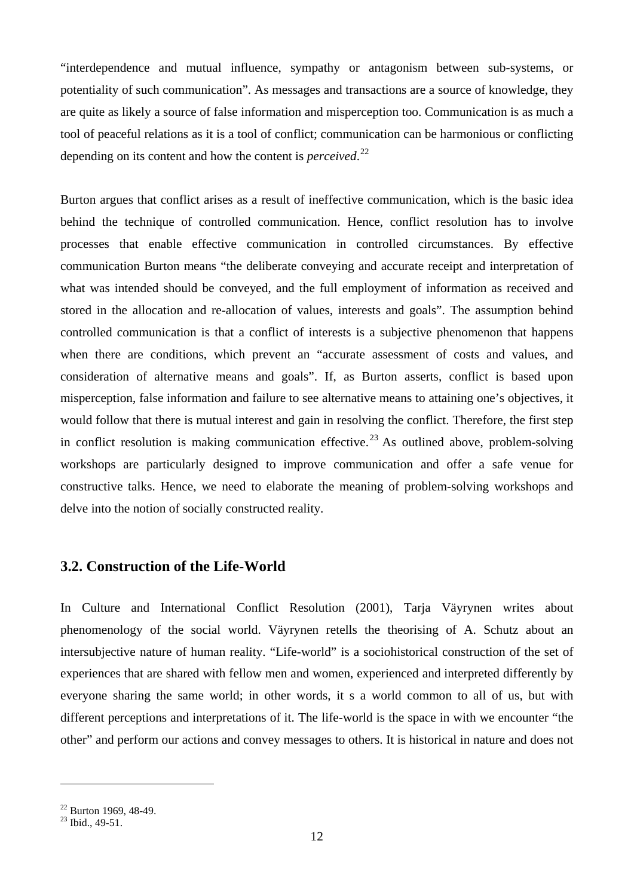"interdependence and mutual influence, sympathy or antagonism between sub-systems, or potentiality of such communication". As messages and transactions are a source of knowledge, they are quite as likely a source of false information and misperception too. Communication is as much a tool of peaceful relations as it is a tool of conflict; communication can be harmonious or conflicting depending on its content and how the content is *perceived*.[22]

Burton argues that conflict arises as a result of ineffective communication, which is the basic idea behind the technique of controlled communication. Hence, conflict resolution has to involve processes that enable effective communication in controlled circumstances. By effective communication Burton means "the deliberate conveying and accurate receipt and interpretation of what was intended should be conveyed, and the full employment of information as received and stored in the allocation and re-allocation of values, interests and goals". The assumption behind controlled communication is that a conflict of interests is a subjective phenomenon that happens when there are conditions, which prevent an "accurate assessment of costs and values, and consideration of alternative means and goals". If, as Burton asserts, conflict is based upon misperception, false information and failure to see alternative means to attaining one's objectives, it would follow that there is mutual interest and gain in resolving the conflict. Therefore, the first step in conflict resolution is making communication effective.[23] As outlined above, problem-solving workshops are particularly designed to improve communication and offer a safe venue for constructive talks. Hence, we need to elaborate the meaning of problem-solving workshops and delve into the notion of socially constructed reality.

### 3.2. Construction of the Life-World

In Culture and International Conflict Resolution (2001), Tarja Väyrynen writes about phenomenology of the social world. Väyrynen retells the theorising of A. Schutz about an intersubjective nature of human reality. "Life-world" is a sociohistorical construction of the set of experiences that are shared with fellow men and women, experienced and interpreted differently by everyone sharing the same world; in other words, it s a world common to all of us, but with different perceptions and interpretations of it. The life-world is the space in with we encounter "the other" and perform our actions and convey messages to others. It is historical in nature and does not

[22] Burton 1969, 48-49.
[23] Ibid., 49-51.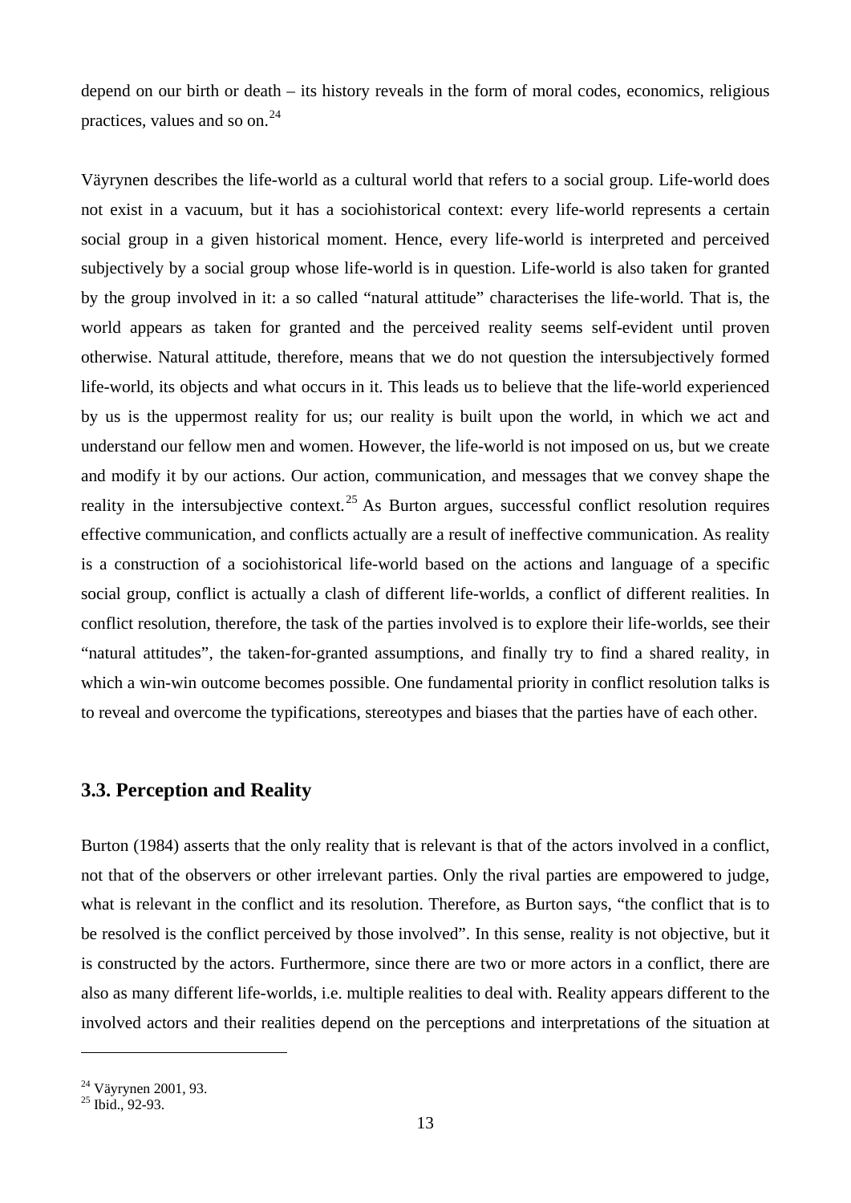depend on our birth or death – its history reveals in the form of moral codes, economics, religious practices, values and so on.[24]

Väyrynen describes the life-world as a cultural world that refers to a social group. Life-world does not exist in a vacuum, but it has a sociohistorical context: every life-world represents a certain social group in a given historical moment. Hence, every life-world is interpreted and perceived subjectively by a social group whose life-world is in question. Life-world is also taken for granted by the group involved in it: a so called "natural attitude" characterises the life-world. That is, the world appears as taken for granted and the perceived reality seems self-evident until proven otherwise. Natural attitude, therefore, means that we do not question the intersubjectively formed life-world, its objects and what occurs in it. This leads us to believe that the life-world experienced by us is the uppermost reality for us; our reality is built upon the world, in which we act and understand our fellow men and women. However, the life-world is not imposed on us, but we create and modify it by our actions. Our action, communication, and messages that we convey shape the reality in the intersubjective context.[25] As Burton argues, successful conflict resolution requires effective communication, and conflicts actually are a result of ineffective communication. As reality is a construction of a sociohistorical life-world based on the actions and language of a specific social group, conflict is actually a clash of different life-worlds, a conflict of different realities. In conflict resolution, therefore, the task of the parties involved is to explore their life-worlds, see their "natural attitudes", the taken-for-granted assumptions, and finally try to find a shared reality, in which a win-win outcome becomes possible. One fundamental priority in conflict resolution talks is to reveal and overcome the typifications, stereotypes and biases that the parties have of each other.

### 3.3. Perception and Reality

Burton (1984) asserts that the only reality that is relevant is that of the actors involved in a conflict, not that of the observers or other irrelevant parties. Only the rival parties are empowered to judge, what is relevant in the conflict and its resolution. Therefore, as Burton says, "the conflict that is to be resolved is the conflict perceived by those involved". In this sense, reality is not objective, but it is constructed by the actors. Furthermore, since there are two or more actors in a conflict, there are also as many different life-worlds, i.e. multiple realities to deal with. Reality appears different to the involved actors and their realities depend on the perceptions and interpretations of the situation at

---

[24] Väyrynen 2001, 93.
[25] Ibid., 92-93.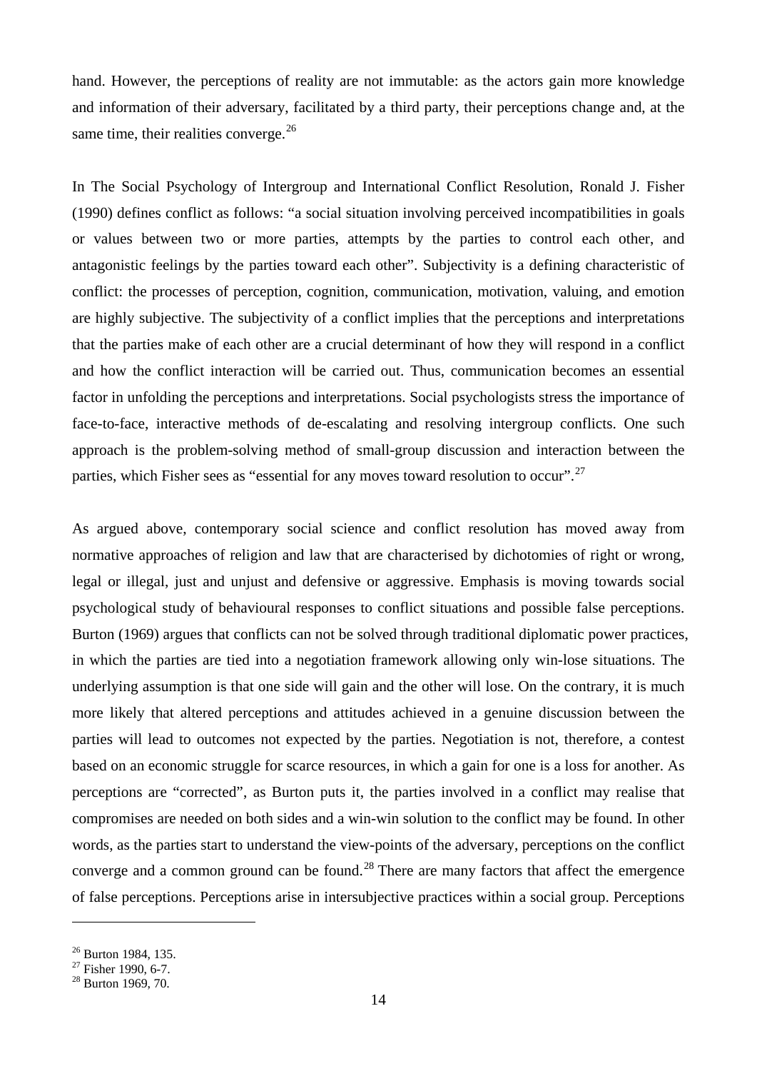hand. However, the perceptions of reality are not immutable: as the actors gain more knowledge and information of their adversary, facilitated by a third party, their perceptions change and, at the same time, their realities converge.[26]

In The Social Psychology of Intergroup and International Conflict Resolution, Ronald J. Fisher (1990) defines conflict as follows: "a social situation involving perceived incompatibilities in goals or values between two or more parties, attempts by the parties to control each other, and antagonistic feelings by the parties toward each other". Subjectivity is a defining characteristic of conflict: the processes of perception, cognition, communication, motivation, valuing, and emotion are highly subjective. The subjectivity of a conflict implies that the perceptions and interpretations that the parties make of each other are a crucial determinant of how they will respond in a conflict and how the conflict interaction will be carried out. Thus, communication becomes an essential factor in unfolding the perceptions and interpretations. Social psychologists stress the importance of face-to-face, interactive methods of de-escalating and resolving intergroup conflicts. One such approach is the problem-solving method of small-group discussion and interaction between the parties, which Fisher sees as "essential for any moves toward resolution to occur".[27]

As argued above, contemporary social science and conflict resolution has moved away from normative approaches of religion and law that are characterised by dichotomies of right or wrong, legal or illegal, just and unjust and defensive or aggressive. Emphasis is moving towards social psychological study of behavioural responses to conflict situations and possible false perceptions. Burton (1969) argues that conflicts can not be solved through traditional diplomatic power practices, in which the parties are tied into a negotiation framework allowing only win-lose situations. The underlying assumption is that one side will gain and the other will lose. On the contrary, it is much more likely that altered perceptions and attitudes achieved in a genuine discussion between the parties will lead to outcomes not expected by the parties. Negotiation is not, therefore, a contest based on an economic struggle for scarce resources, in which a gain for one is a loss for another. As perceptions are "corrected", as Burton puts it, the parties involved in a conflict may realise that compromises are needed on both sides and a win-win solution to the conflict may be found. In other words, as the parties start to understand the view-points of the adversary, perceptions on the conflict converge and a common ground can be found.[28] There are many factors that affect the emergence of false perceptions. Perceptions arise in intersubjective practices within a social group. Perceptions

---

[26] Burton 1984, 135.
[27] Fisher 1990, 6-7.
[28] Burton 1969, 70.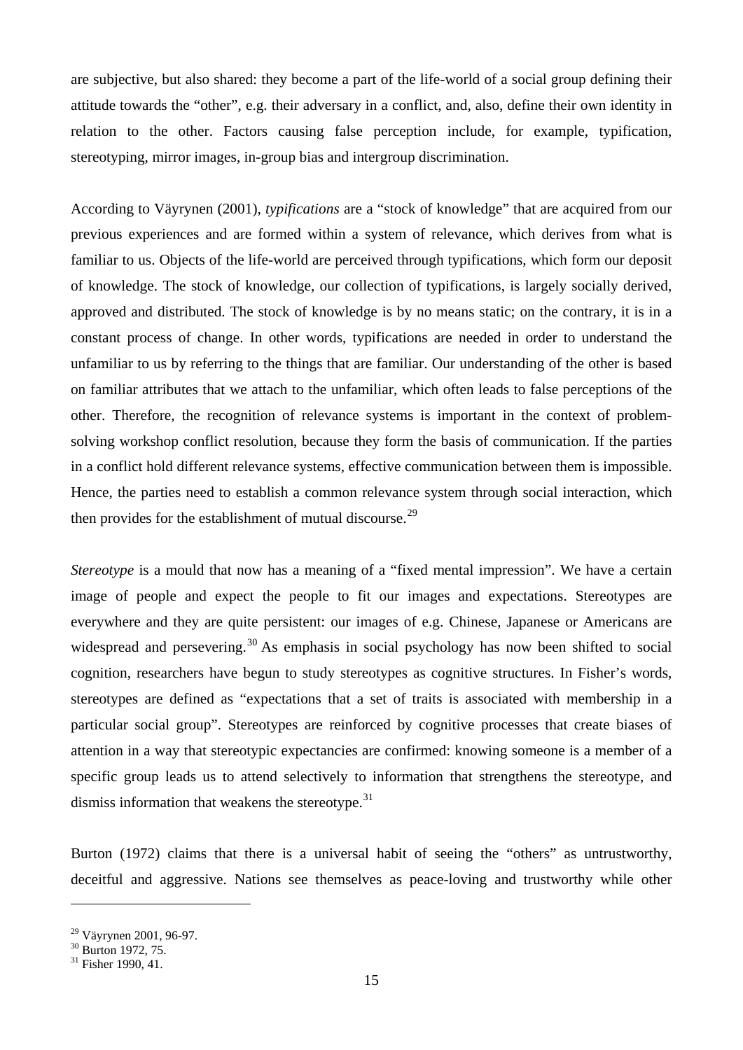are subjective, but also shared: they become a part of the life-world of a social group defining their attitude towards the "other", e.g. their adversary in a conflict, and, also, define their own identity in relation to the other. Factors causing false perception include, for example, typification, stereotyping, mirror images, in-group bias and intergroup discrimination.

According to Väyrynen (2001), *typifications* are a "stock of knowledge" that are acquired from our previous experiences and are formed within a system of relevance, which derives from what is familiar to us. Objects of the life-world are perceived through typifications, which form our deposit of knowledge. The stock of knowledge, our collection of typifications, is largely socially derived, approved and distributed. The stock of knowledge is by no means static; on the contrary, it is in a constant process of change. In other words, typifications are needed in order to understand the unfamiliar to us by referring to the things that are familiar. Our understanding of the other is based on familiar attributes that we attach to the unfamiliar, which often leads to false perceptions of the other. Therefore, the recognition of relevance systems is important in the context of problem-solving workshop conflict resolution, because they form the basis of communication. If the parties in a conflict hold different relevance systems, effective communication between them is impossible. Hence, the parties need to establish a common relevance system through social interaction, which then provides for the establishment of mutual discourse.[29]

*Stereotype* is a mould that now has a meaning of a "fixed mental impression". We have a certain image of people and expect the people to fit our images and expectations. Stereotypes are everywhere and they are quite persistent: our images of e.g. Chinese, Japanese or Americans are widespread and persevering.[30] As emphasis in social psychology has now been shifted to social cognition, researchers have begun to study stereotypes as cognitive structures. In Fisher's words, stereotypes are defined as "expectations that a set of traits is associated with membership in a particular social group". Stereotypes are reinforced by cognitive processes that create biases of attention in a way that stereotypic expectancies are confirmed: knowing someone is a member of a specific group leads us to attend selectively to information that strengthens the stereotype, and dismiss information that weakens the stereotype.[31]

Burton (1972) claims that there is a universal habit of seeing the "others" as untrustworthy, deceitful and aggressive. Nations see themselves as peace-loving and trustworthy while other

---

[29] Väyrynen 2001, 96-97.
[30] Burton 1972, 75.
[31] Fisher 1990, 41.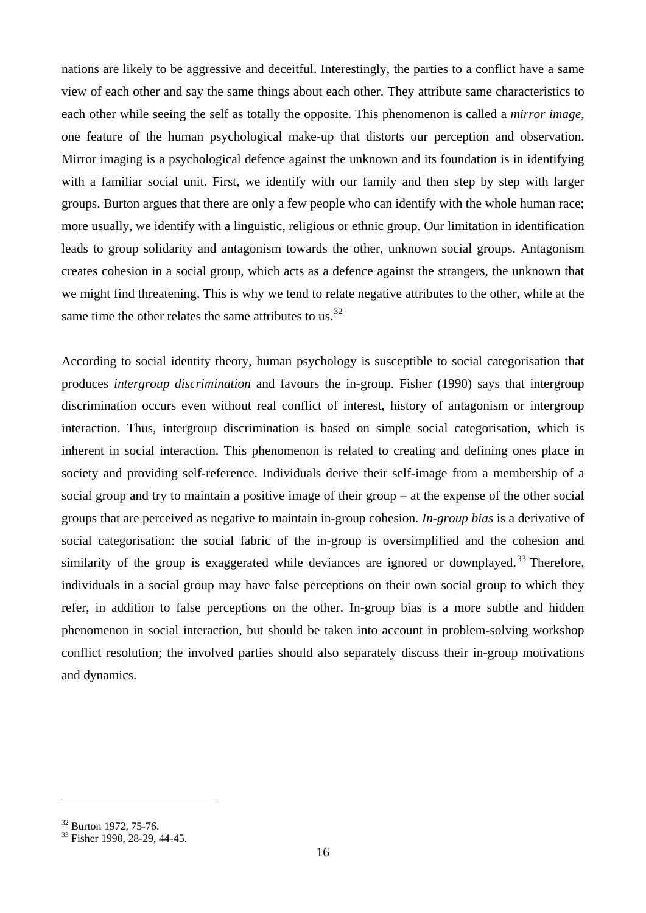nations are likely to be aggressive and deceitful. Interestingly, the parties to a conflict have a same view of each other and say the same things about each other. They attribute same characteristics to each other while seeing the self as totally the opposite. This phenomenon is called a *mirror image*, one feature of the human psychological make-up that distorts our perception and observation. Mirror imaging is a psychological defence against the unknown and its foundation is in identifying with a familiar social unit. First, we identify with our family and then step by step with larger groups. Burton argues that there are only a few people who can identify with the whole human race; more usually, we identify with a linguistic, religious or ethnic group. Our limitation in identification leads to group solidarity and antagonism towards the other, unknown social groups. Antagonism creates cohesion in a social group, which acts as a defence against the strangers, the unknown that we might find threatening. This is why we tend to relate negative attributes to the other, while at the same time the other relates the same attributes to us.[32]

According to social identity theory, human psychology is susceptible to social categorisation that produces *intergroup discrimination* and favours the in-group. Fisher (1990) says that intergroup discrimination occurs even without real conflict of interest, history of antagonism or intergroup interaction. Thus, intergroup discrimination is based on simple social categorisation, which is inherent in social interaction. This phenomenon is related to creating and defining ones place in society and providing self-reference. Individuals derive their self-image from a membership of a social group and try to maintain a positive image of their group – at the expense of the other social groups that are perceived as negative to maintain in-group cohesion. *In-group bias* is a derivative of social categorisation: the social fabric of the in-group is oversimplified and the cohesion and similarity of the group is exaggerated while deviances are ignored or downplayed.[33] Therefore, individuals in a social group may have false perceptions on their own social group to which they refer, in addition to false perceptions on the other. In-group bias is a more subtle and hidden phenomenon in social interaction, but should be taken into account in problem-solving workshop conflict resolution; the involved parties should also separately discuss their in-group motivations and dynamics.

---

[32] Burton 1972, 75-76.
[33] Fisher 1990, 28-29, 44-45.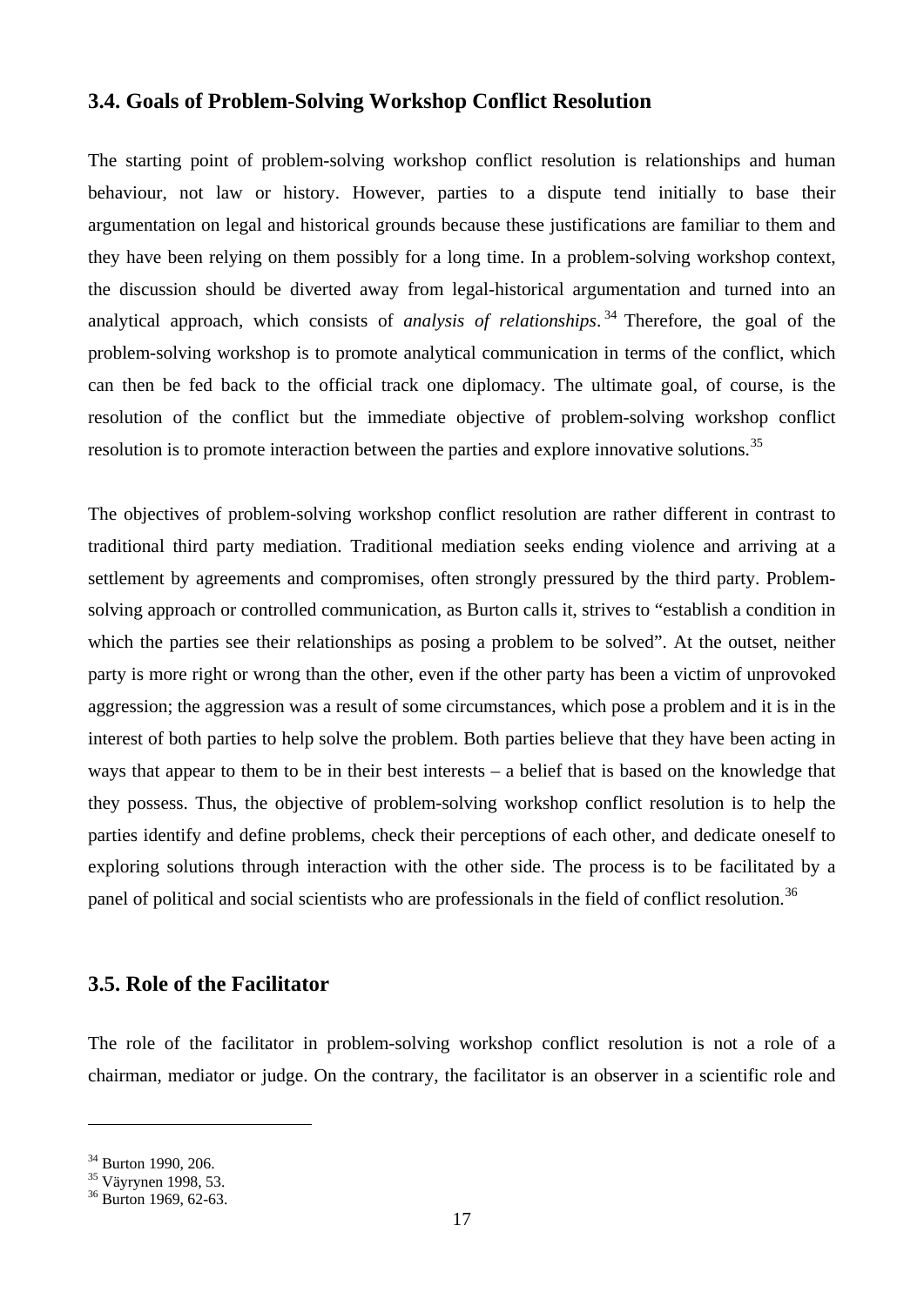### 3.4. Goals of Problem-Solving Workshop Conflict Resolution

The starting point of problem-solving workshop conflict resolution is relationships and human behaviour, not law or history. However, parties to a dispute tend initially to base their argumentation on legal and historical grounds because these justifications are familiar to them and they have been relying on them possibly for a long time. In a problem-solving workshop context, the discussion should be diverted away from legal-historical argumentation and turned into an analytical approach, which consists of *analysis of relationships*.[34] Therefore, the goal of the problem-solving workshop is to promote analytical communication in terms of the conflict, which can then be fed back to the official track one diplomacy. The ultimate goal, of course, is the resolution of the conflict but the immediate objective of problem-solving workshop conflict resolution is to promote interaction between the parties and explore innovative solutions.[35]

The objectives of problem-solving workshop conflict resolution are rather different in contrast to traditional third party mediation. Traditional mediation seeks ending violence and arriving at a settlement by agreements and compromises, often strongly pressured by the third party. Problem-solving approach or controlled communication, as Burton calls it, strives to "establish a condition in which the parties see their relationships as posing a problem to be solved". At the outset, neither party is more right or wrong than the other, even if the other party has been a victim of unprovoked aggression; the aggression was a result of some circumstances, which pose a problem and it is in the interest of both parties to help solve the problem. Both parties believe that they have been acting in ways that appear to them to be in their best interests – a belief that is based on the knowledge that they possess. Thus, the objective of problem-solving workshop conflict resolution is to help the parties identify and define problems, check their perceptions of each other, and dedicate oneself to exploring solutions through interaction with the other side. The process is to be facilitated by a panel of political and social scientists who are professionals in the field of conflict resolution.[36]

### 3.5. Role of the Facilitator

The role of the facilitator in problem-solving workshop conflict resolution is not a role of a chairman, mediator or judge. On the contrary, the facilitator is an observer in a scientific role and

---

[34] Burton 1990, 206.
[35] Väyrynen 1998, 53.
[36] Burton 1969, 62-63.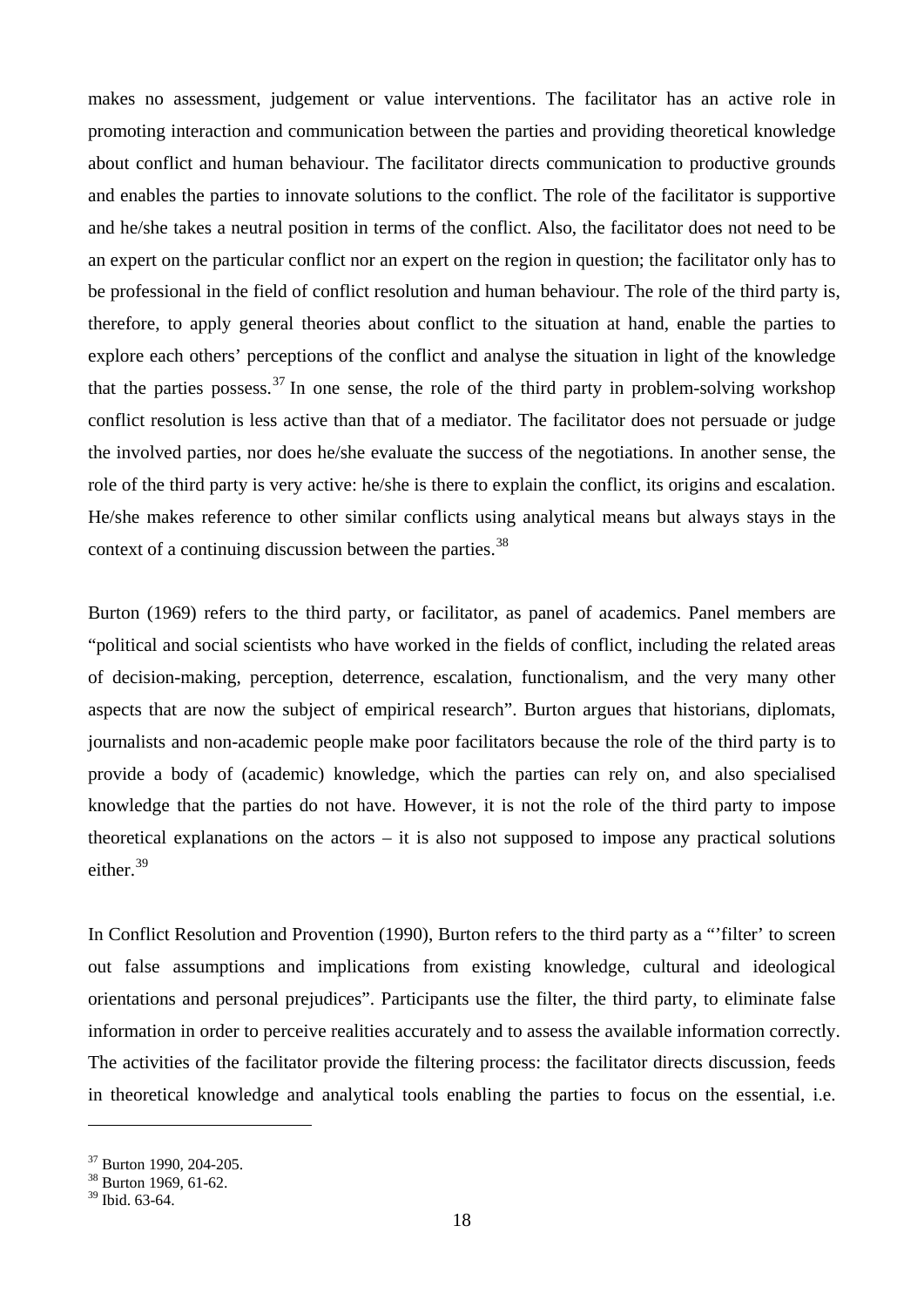makes no assessment, judgement or value interventions. The facilitator has an active role in promoting interaction and communication between the parties and providing theoretical knowledge about conflict and human behaviour. The facilitator directs communication to productive grounds and enables the parties to innovate solutions to the conflict. The role of the facilitator is supportive and he/she takes a neutral position in terms of the conflict. Also, the facilitator does not need to be an expert on the particular conflict nor an expert on the region in question; the facilitator only has to be professional in the field of conflict resolution and human behaviour. The role of the third party is, therefore, to apply general theories about conflict to the situation at hand, enable the parties to explore each others' perceptions of the conflict and analyse the situation in light of the knowledge that the parties possess.[37] In one sense, the role of the third party in problem-solving workshop conflict resolution is less active than that of a mediator. The facilitator does not persuade or judge the involved parties, nor does he/she evaluate the success of the negotiations. In another sense, the role of the third party is very active: he/she is there to explain the conflict, its origins and escalation. He/she makes reference to other similar conflicts using analytical means but always stays in the context of a continuing discussion between the parties.[38]

Burton (1969) refers to the third party, or facilitator, as panel of academics. Panel members are "political and social scientists who have worked in the fields of conflict, including the related areas of decision-making, perception, deterrence, escalation, functionalism, and the very many other aspects that are now the subject of empirical research". Burton argues that historians, diplomats, journalists and non-academic people make poor facilitators because the role of the third party is to provide a body of (academic) knowledge, which the parties can rely on, and also specialised knowledge that the parties do not have. However, it is not the role of the third party to impose theoretical explanations on the actors – it is also not supposed to impose any practical solutions either.[39]

In Conflict Resolution and Provention (1990), Burton refers to the third party as a "'filter' to screen out false assumptions and implications from existing knowledge, cultural and ideological orientations and personal prejudices". Participants use the filter, the third party, to eliminate false information in order to perceive realities accurately and to assess the available information correctly. The activities of the facilitator provide the filtering process: the facilitator directs discussion, feeds in theoretical knowledge and analytical tools enabling the parties to focus on the essential, i.e.

---

[37] Burton 1990, 204-205.
[38] Burton 1969, 61-62.
[39] Ibid. 63-64.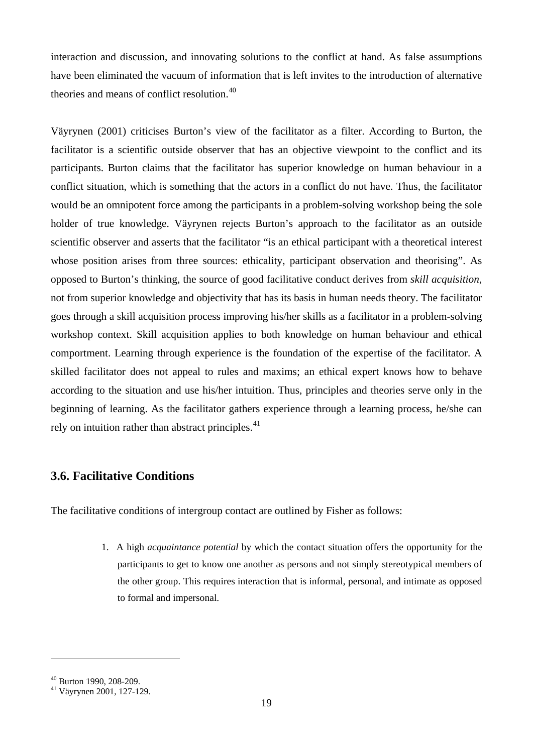interaction and discussion, and innovating solutions to the conflict at hand. As false assumptions have been eliminated the vacuum of information that is left invites to the introduction of alternative theories and means of conflict resolution.[40]

Väyrynen (2001) criticises Burton's view of the facilitator as a filter. According to Burton, the facilitator is a scientific outside observer that has an objective viewpoint to the conflict and its participants. Burton claims that the facilitator has superior knowledge on human behaviour in a conflict situation, which is something that the actors in a conflict do not have. Thus, the facilitator would be an omnipotent force among the participants in a problem-solving workshop being the sole holder of true knowledge. Väyrynen rejects Burton's approach to the facilitator as an outside scientific observer and asserts that the facilitator "is an ethical participant with a theoretical interest whose position arises from three sources: ethicality, participant observation and theorising". As opposed to Burton's thinking, the source of good facilitative conduct derives from *skill acquisition*, not from superior knowledge and objectivity that has its basis in human needs theory. The facilitator goes through a skill acquisition process improving his/her skills as a facilitator in a problem-solving workshop context. Skill acquisition applies to both knowledge on human behaviour and ethical comportment. Learning through experience is the foundation of the expertise of the facilitator. A skilled facilitator does not appeal to rules and maxims; an ethical expert knows how to behave according to the situation and use his/her intuition. Thus, principles and theories serve only in the beginning of learning. As the facilitator gathers experience through a learning process, he/she can rely on intuition rather than abstract principles.[41]

### 3.6. Facilitative Conditions

The facilitative conditions of intergroup contact are outlined by Fisher as follows:

> 1. A high *acquaintance potential* by which the contact situation offers the opportunity for the participants to get to know one another as persons and not simply stereotypical members of the other group. This requires interaction that is informal, personal, and intimate as opposed to formal and impersonal.

---

[40] Burton 1990, 208-209.
[41] Väyrynen 2001, 127-129.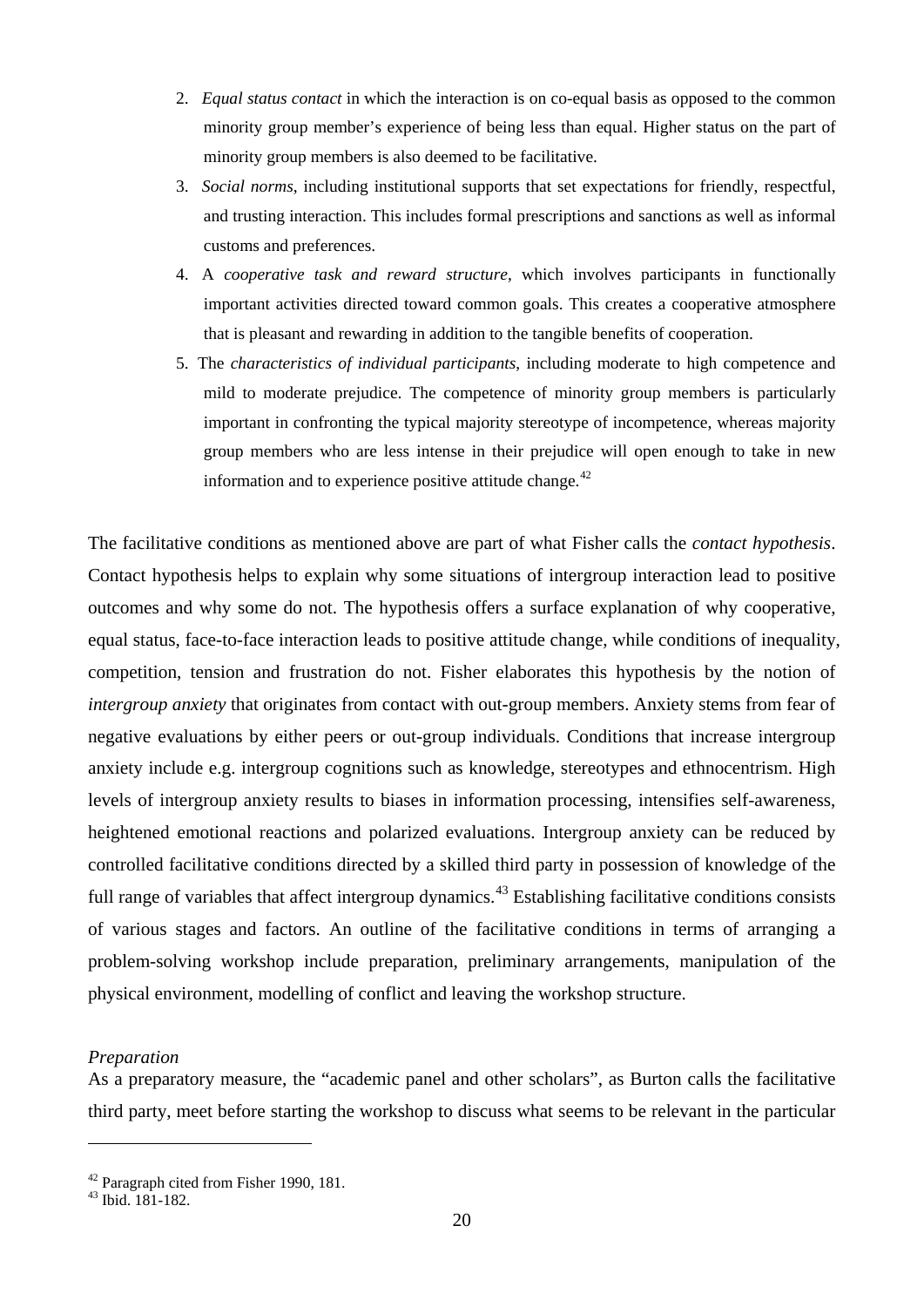2. *Equal status contact* in which the interaction is on co-equal basis as opposed to the common minority group member's experience of being less than equal. Higher status on the part of minority group members is also deemed to be facilitative.
3. *Social norms*, including institutional supports that set expectations for friendly, respectful, and trusting interaction. This includes formal prescriptions and sanctions as well as informal customs and preferences.
4. A *cooperative task and reward structure*, which involves participants in functionally important activities directed toward common goals. This creates a cooperative atmosphere that is pleasant and rewarding in addition to the tangible benefits of cooperation.
5. The *characteristics of individual participants*, including moderate to high competence and mild to moderate prejudice. The competence of minority group members is particularly important in confronting the typical majority stereotype of incompetence, whereas majority group members who are less intense in their prejudice will open enough to take in new information and to experience positive attitude change.[42]

The facilitative conditions as mentioned above are part of what Fisher calls the *contact hypothesis*. Contact hypothesis helps to explain why some situations of intergroup interaction lead to positive outcomes and why some do not. The hypothesis offers a surface explanation of why cooperative, equal status, face-to-face interaction leads to positive attitude change, while conditions of inequality, competition, tension and frustration do not. Fisher elaborates this hypothesis by the notion of *intergroup anxiety* that originates from contact with out-group members. Anxiety stems from fear of negative evaluations by either peers or out-group individuals. Conditions that increase intergroup anxiety include e.g. intergroup cognitions such as knowledge, stereotypes and ethnocentrism. High levels of intergroup anxiety results to biases in information processing, intensifies self-awareness, heightened emotional reactions and polarized evaluations. Intergroup anxiety can be reduced by controlled facilitative conditions directed by a skilled third party in possession of knowledge of the full range of variables that affect intergroup dynamics.[43] Establishing facilitative conditions consists of various stages and factors. An outline of the facilitative conditions in terms of arranging a problem-solving workshop include preparation, preliminary arrangements, manipulation of the physical environment, modelling of conflict and leaving the workshop structure.

*Preparation*

As a preparatory measure, the "academic panel and other scholars", as Burton calls the facilitative third party, meet before starting the workshop to discuss what seems to be relevant in the particular

---

[42] Paragraph cited from Fisher 1990, 181.

[43] Ibid. 181-182.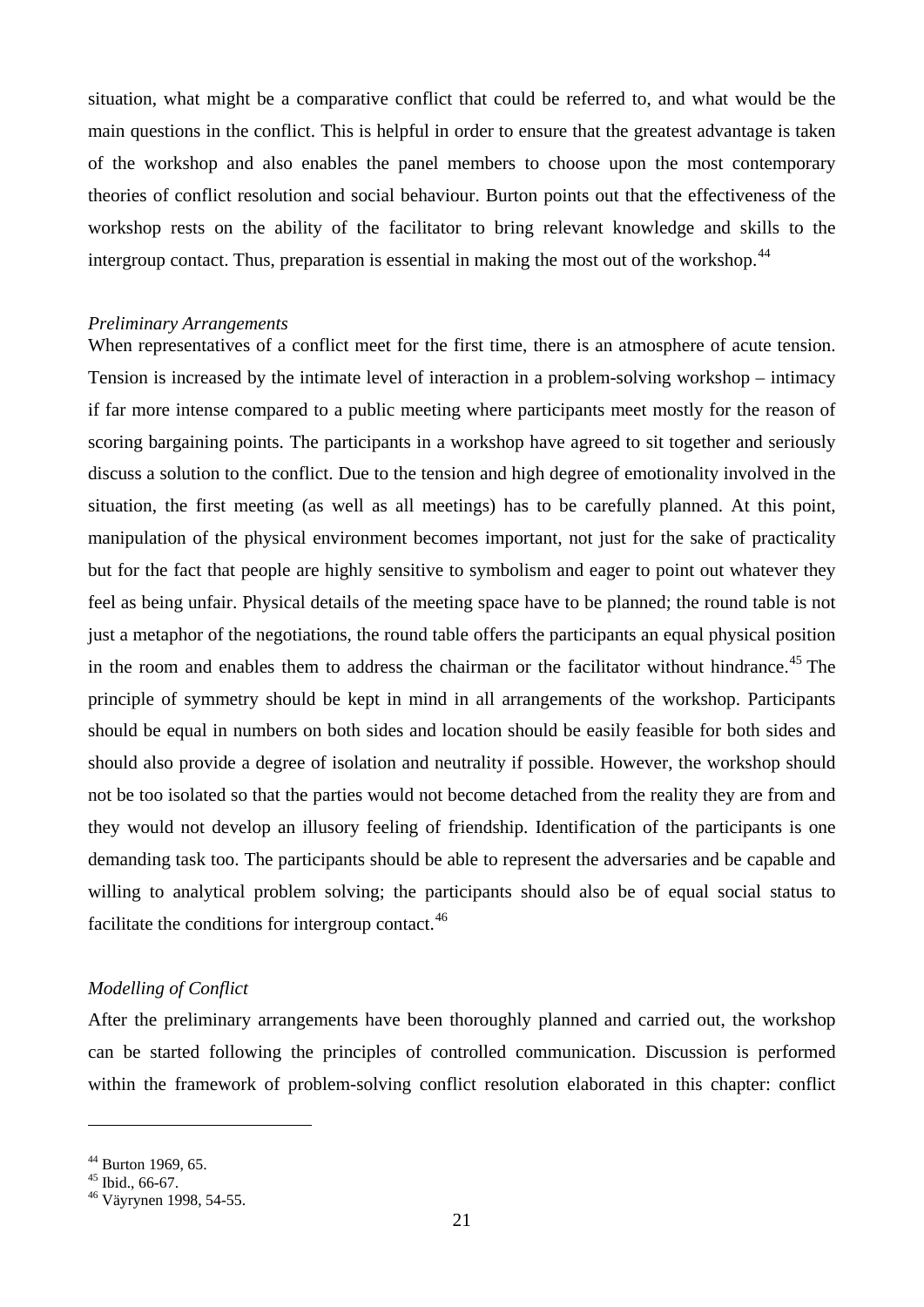situation, what might be a comparative conflict that could be referred to, and what would be the main questions in the conflict. This is helpful in order to ensure that the greatest advantage is taken of the workshop and also enables the panel members to choose upon the most contemporary theories of conflict resolution and social behaviour. Burton points out that the effectiveness of the workshop rests on the ability of the facilitator to bring relevant knowledge and skills to the intergroup contact. Thus, preparation is essential in making the most out of the workshop.[44]

*Preliminary Arrangements*

When representatives of a conflict meet for the first time, there is an atmosphere of acute tension. Tension is increased by the intimate level of interaction in a problem-solving workshop – intimacy if far more intense compared to a public meeting where participants meet mostly for the reason of scoring bargaining points. The participants in a workshop have agreed to sit together and seriously discuss a solution to the conflict. Due to the tension and high degree of emotionality involved in the situation, the first meeting (as well as all meetings) has to be carefully planned. At this point, manipulation of the physical environment becomes important, not just for the sake of practicality but for the fact that people are highly sensitive to symbolism and eager to point out whatever they feel as being unfair. Physical details of the meeting space have to be planned; the round table is not just a metaphor of the negotiations, the round table offers the participants an equal physical position in the room and enables them to address the chairman or the facilitator without hindrance.[45] The principle of symmetry should be kept in mind in all arrangements of the workshop. Participants should be equal in numbers on both sides and location should be easily feasible for both sides and should also provide a degree of isolation and neutrality if possible. However, the workshop should not be too isolated so that the parties would not become detached from the reality they are from and they would not develop an illusory feeling of friendship. Identification of the participants is one demanding task too. The participants should be able to represent the adversaries and be capable and willing to analytical problem solving; the participants should also be of equal social status to facilitate the conditions for intergroup contact.[46]

*Modelling of Conflict*

After the preliminary arrangements have been thoroughly planned and carried out, the workshop can be started following the principles of controlled communication. Discussion is performed within the framework of problem-solving conflict resolution elaborated in this chapter: conflict

---

[44] Burton 1969, 65.
[45] Ibid., 66-67.
[46] Väyrynen 1998, 54-55.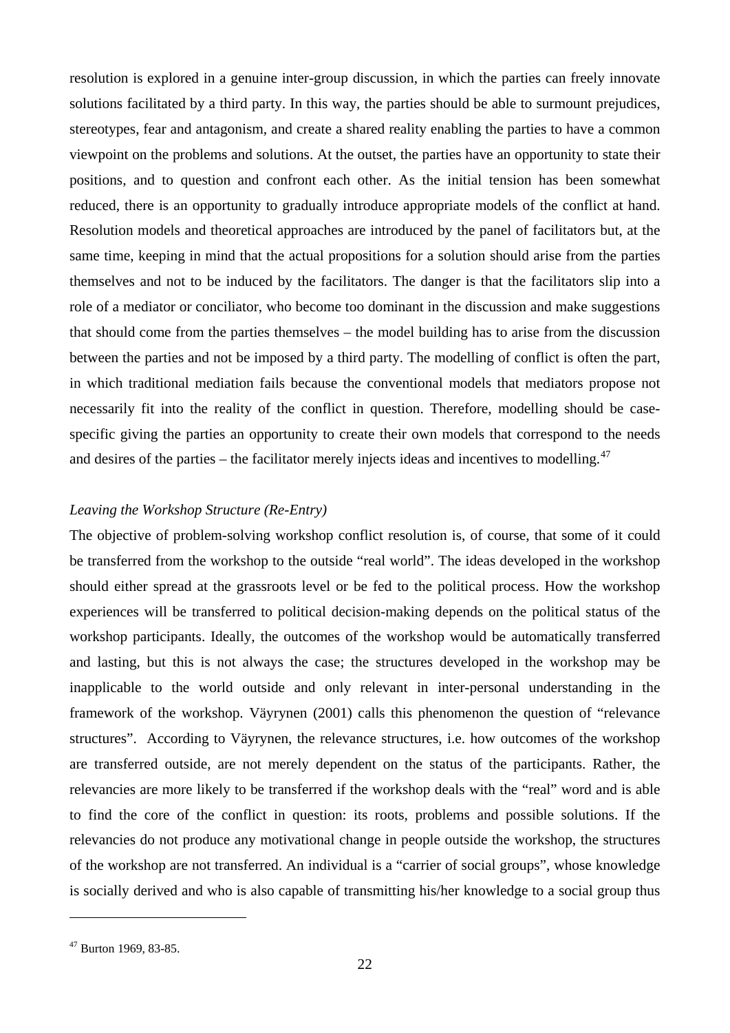resolution is explored in a genuine inter-group discussion, in which the parties can freely innovate solutions facilitated by a third party. In this way, the parties should be able to surmount prejudices, stereotypes, fear and antagonism, and create a shared reality enabling the parties to have a common viewpoint on the problems and solutions. At the outset, the parties have an opportunity to state their positions, and to question and confront each other. As the initial tension has been somewhat reduced, there is an opportunity to gradually introduce appropriate models of the conflict at hand. Resolution models and theoretical approaches are introduced by the panel of facilitators but, at the same time, keeping in mind that the actual propositions for a solution should arise from the parties themselves and not to be induced by the facilitators. The danger is that the facilitators slip into a role of a mediator or conciliator, who become too dominant in the discussion and make suggestions that should come from the parties themselves – the model building has to arise from the discussion between the parties and not be imposed by a third party. The modelling of conflict is often the part, in which traditional mediation fails because the conventional models that mediators propose not necessarily fit into the reality of the conflict in question. Therefore, modelling should be case-specific giving the parties an opportunity to create their own models that correspond to the needs and desires of the parties – the facilitator merely injects ideas and incentives to modelling.[47]

*Leaving the Workshop Structure (Re-Entry)*

The objective of problem-solving workshop conflict resolution is, of course, that some of it could be transferred from the workshop to the outside "real world". The ideas developed in the workshop should either spread at the grassroots level or be fed to the political process. How the workshop experiences will be transferred to political decision-making depends on the political status of the workshop participants. Ideally, the outcomes of the workshop would be automatically transferred and lasting, but this is not always the case; the structures developed in the workshop may be inapplicable to the world outside and only relevant in inter-personal understanding in the framework of the workshop. Väyrynen (2001) calls this phenomenon the question of "relevance structures". According to Väyrynen, the relevance structures, i.e. how outcomes of the workshop are transferred outside, are not merely dependent on the status of the participants. Rather, the relevancies are more likely to be transferred if the workshop deals with the "real" word and is able to find the core of the conflict in question: its roots, problems and possible solutions. If the relevancies do not produce any motivational change in people outside the workshop, the structures of the workshop are not transferred. An individual is a "carrier of social groups", whose knowledge is socially derived and who is also capable of transmitting his/her knowledge to a social group thus

---

[47] Burton 1969, 83-85.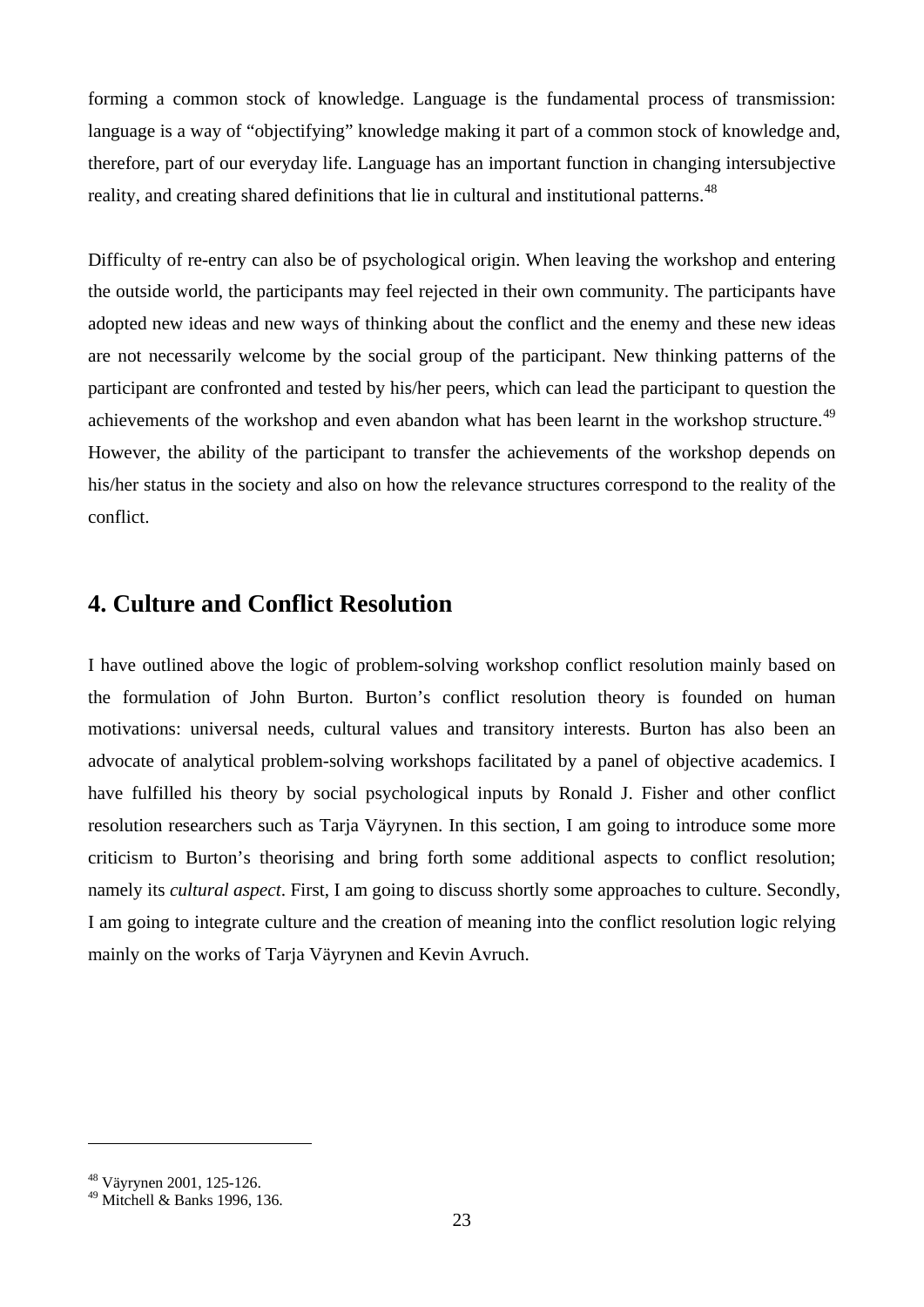forming a common stock of knowledge. Language is the fundamental process of transmission: language is a way of "objectifying" knowledge making it part of a common stock of knowledge and, therefore, part of our everyday life. Language has an important function in changing intersubjective reality, and creating shared definitions that lie in cultural and institutional patterns.[48]

Difficulty of re-entry can also be of psychological origin. When leaving the workshop and entering the outside world, the participants may feel rejected in their own community. The participants have adopted new ideas and new ways of thinking about the conflict and the enemy and these new ideas are not necessarily welcome by the social group of the participant. New thinking patterns of the participant are confronted and tested by his/her peers, which can lead the participant to question the achievements of the workshop and even abandon what has been learnt in the workshop structure.[49] However, the ability of the participant to transfer the achievements of the workshop depends on his/her status in the society and also on how the relevance structures correspond to the reality of the conflict.

## 4. Culture and Conflict Resolution

I have outlined above the logic of problem-solving workshop conflict resolution mainly based on the formulation of John Burton. Burton's conflict resolution theory is founded on human motivations: universal needs, cultural values and transitory interests. Burton has also been an advocate of analytical problem-solving workshops facilitated by a panel of objective academics. I have fulfilled his theory by social psychological inputs by Ronald J. Fisher and other conflict resolution researchers such as Tarja Väyrynen. In this section, I am going to introduce some more criticism to Burton's theorising and bring forth some additional aspects to conflict resolution; namely its *cultural aspect*. First, I am going to discuss shortly some approaches to culture. Secondly, I am going to integrate culture and the creation of meaning into the conflict resolution logic relying mainly on the works of Tarja Väyrynen and Kevin Avruch.

---

[48] Väyrynen 2001, 125-126.

[49] Mitchell & Banks 1996, 136.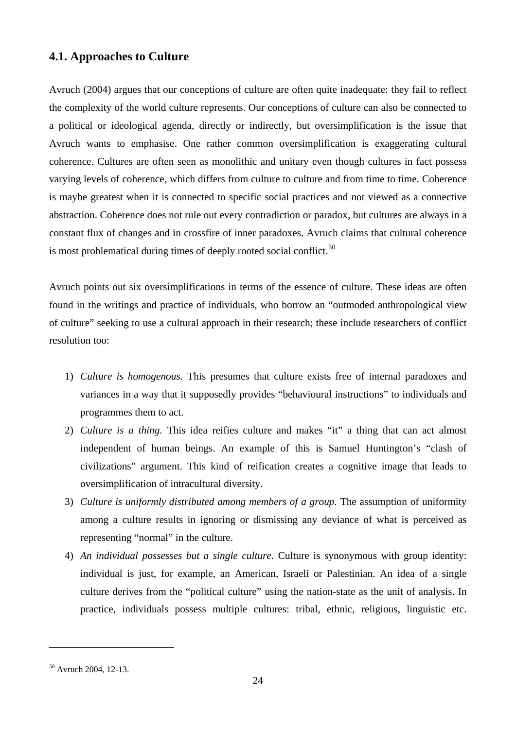### 4.1. Approaches to Culture

Avruch (2004) argues that our conceptions of culture are often quite inadequate: they fail to reflect the complexity of the world culture represents. Our conceptions of culture can also be connected to a political or ideological agenda, directly or indirectly, but oversimplification is the issue that Avruch wants to emphasise. One rather common oversimplification is exaggerating cultural coherence. Cultures are often seen as monolithic and unitary even though cultures in fact possess varying levels of coherence, which differs from culture to culture and from time to time. Coherence is maybe greatest when it is connected to specific social practices and not viewed as a connective abstraction. Coherence does not rule out every contradiction or paradox, but cultures are always in a constant flux of changes and in crossfire of inner paradoxes. Avruch claims that cultural coherence is most problematical during times of deeply rooted social conflict.[50]

Avruch points out six oversimplifications in terms of the essence of culture. These ideas are often found in the writings and practice of individuals, who borrow an "outmoded anthropological view of culture" seeking to use a cultural approach in their research; these include researchers of conflict resolution too:

1) *Culture is homogenous.* This presumes that culture exists free of internal paradoxes and variances in a way that it supposedly provides "behavioural instructions" to individuals and programmes them to act.
2) *Culture is a thing.* This idea reifies culture and makes "it" a thing that can act almost independent of human beings. An example of this is Samuel Huntington's "clash of civilizations" argument. This kind of reification creates a cognitive image that leads to oversimplification of intracultural diversity.
3) *Culture is uniformly distributed among members of a group.* The assumption of uniformity among a culture results in ignoring or dismissing any deviance of what is perceived as representing "normal" in the culture.
4) *An individual possesses but a single culture.* Culture is synonymous with group identity: individual is just, for example, an American, Israeli or Palestinian. An idea of a single culture derives from the "political culture" using the nation-state as the unit of analysis. In practice, individuals possess multiple cultures: tribal, ethnic, religious, linguistic etc.

---

[50] Avruch 2004, 12-13.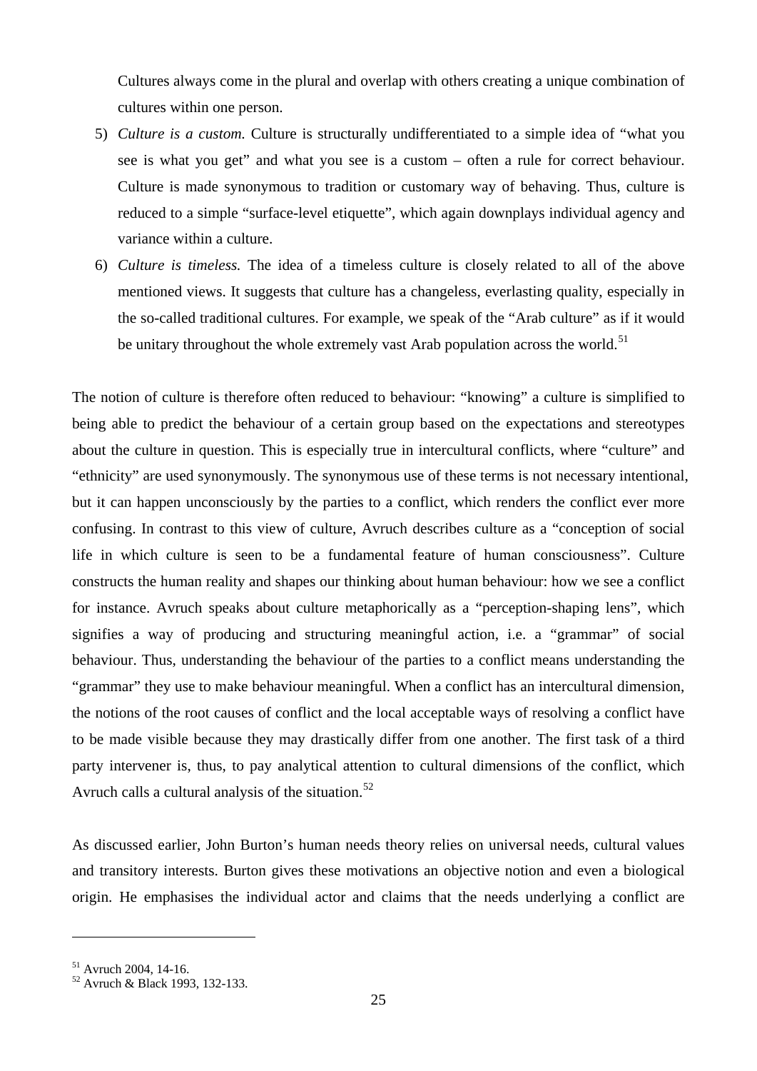Cultures always come in the plural and overlap with others creating a unique combination of cultures within one person.

5) *Culture is a custom.* Culture is structurally undifferentiated to a simple idea of "what you see is what you get" and what you see is a custom – often a rule for correct behaviour. Culture is made synonymous to tradition or customary way of behaving. Thus, culture is reduced to a simple "surface-level etiquette", which again downplays individual agency and variance within a culture.
6) *Culture is timeless.* The idea of a timeless culture is closely related to all of the above mentioned views. It suggests that culture has a changeless, everlasting quality, especially in the so-called traditional cultures. For example, we speak of the "Arab culture" as if it would be unitary throughout the whole extremely vast Arab population across the world.[51]

The notion of culture is therefore often reduced to behaviour: "knowing" a culture is simplified to being able to predict the behaviour of a certain group based on the expectations and stereotypes about the culture in question. This is especially true in intercultural conflicts, where "culture" and "ethnicity" are used synonymously. The synonymous use of these terms is not necessary intentional, but it can happen unconsciously by the parties to a conflict, which renders the conflict ever more confusing. In contrast to this view of culture, Avruch describes culture as a "conception of social life in which culture is seen to be a fundamental feature of human consciousness". Culture constructs the human reality and shapes our thinking about human behaviour: how we see a conflict for instance. Avruch speaks about culture metaphorically as a "perception-shaping lens", which signifies a way of producing and structuring meaningful action, i.e. a "grammar" of social behaviour. Thus, understanding the behaviour of the parties to a conflict means understanding the "grammar" they use to make behaviour meaningful. When a conflict has an intercultural dimension, the notions of the root causes of conflict and the local acceptable ways of resolving a conflict have to be made visible because they may drastically differ from one another. The first task of a third party intervener is, thus, to pay analytical attention to cultural dimensions of the conflict, which Avruch calls a cultural analysis of the situation.[52]

As discussed earlier, John Burton's human needs theory relies on universal needs, cultural values and transitory interests. Burton gives these motivations an objective notion and even a biological origin. He emphasises the individual actor and claims that the needs underlying a conflict are

[51] Avruch 2004, 14-16.

[52] Avruch & Black 1993, 132-133.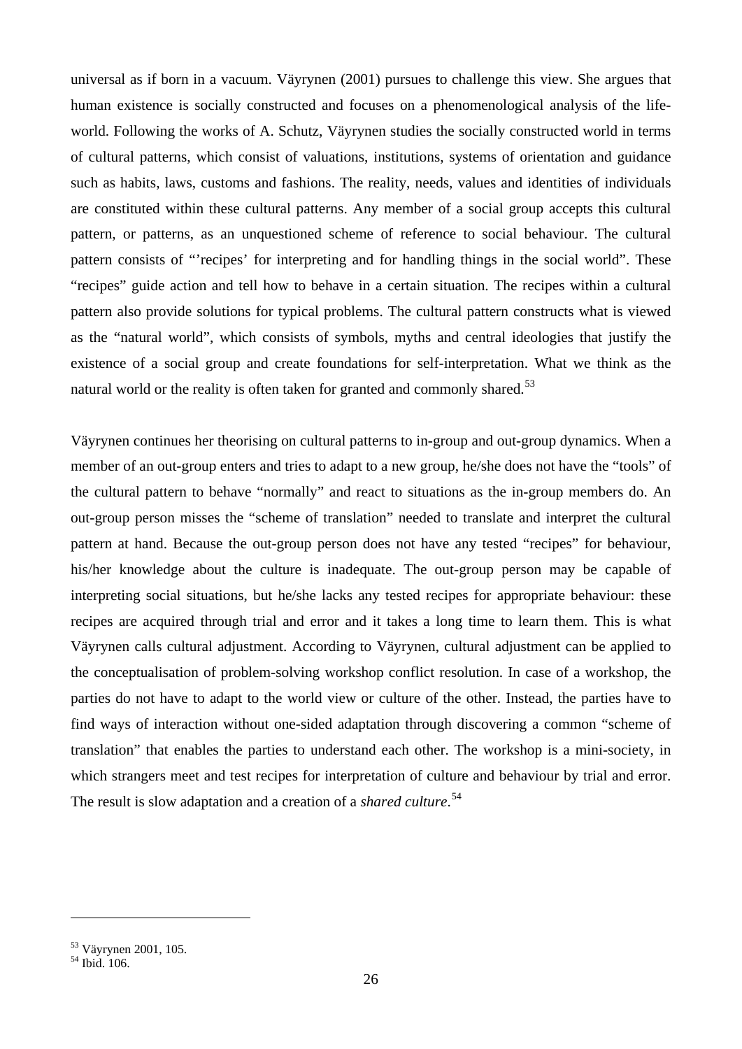universal as if born in a vacuum. Väyrynen (2001) pursues to challenge this view. She argues that human existence is socially constructed and focuses on a phenomenological analysis of the life-world. Following the works of A. Schutz, Väyrynen studies the socially constructed world in terms of cultural patterns, which consist of valuations, institutions, systems of orientation and guidance such as habits, laws, customs and fashions. The reality, needs, values and identities of individuals are constituted within these cultural patterns. Any member of a social group accepts this cultural pattern, or patterns, as an unquestioned scheme of reference to social behaviour. The cultural pattern consists of "'recipes' for interpreting and for handling things in the social world". These "recipes" guide action and tell how to behave in a certain situation. The recipes within a cultural pattern also provide solutions for typical problems. The cultural pattern constructs what is viewed as the "natural world", which consists of symbols, myths and central ideologies that justify the existence of a social group and create foundations for self-interpretation. What we think as the natural world or the reality is often taken for granted and commonly shared.[53]

Väyrynen continues her theorising on cultural patterns to in-group and out-group dynamics. When a member of an out-group enters and tries to adapt to a new group, he/she does not have the "tools" of the cultural pattern to behave "normally" and react to situations as the in-group members do. An out-group person misses the "scheme of translation" needed to translate and interpret the cultural pattern at hand. Because the out-group person does not have any tested "recipes" for behaviour, his/her knowledge about the culture is inadequate. The out-group person may be capable of interpreting social situations, but he/she lacks any tested recipes for appropriate behaviour: these recipes are acquired through trial and error and it takes a long time to learn them. This is what Väyrynen calls cultural adjustment. According to Väyrynen, cultural adjustment can be applied to the conceptualisation of problem-solving workshop conflict resolution. In case of a workshop, the parties do not have to adapt to the world view or culture of the other. Instead, the parties have to find ways of interaction without one-sided adaptation through discovering a common "scheme of translation" that enables the parties to understand each other. The workshop is a mini-society, in which strangers meet and test recipes for interpretation of culture and behaviour by trial and error. The result is slow adaptation and a creation of a *shared culture*.[54]

---

[53] Väyrynen 2001, 105.
[54] Ibid. 106.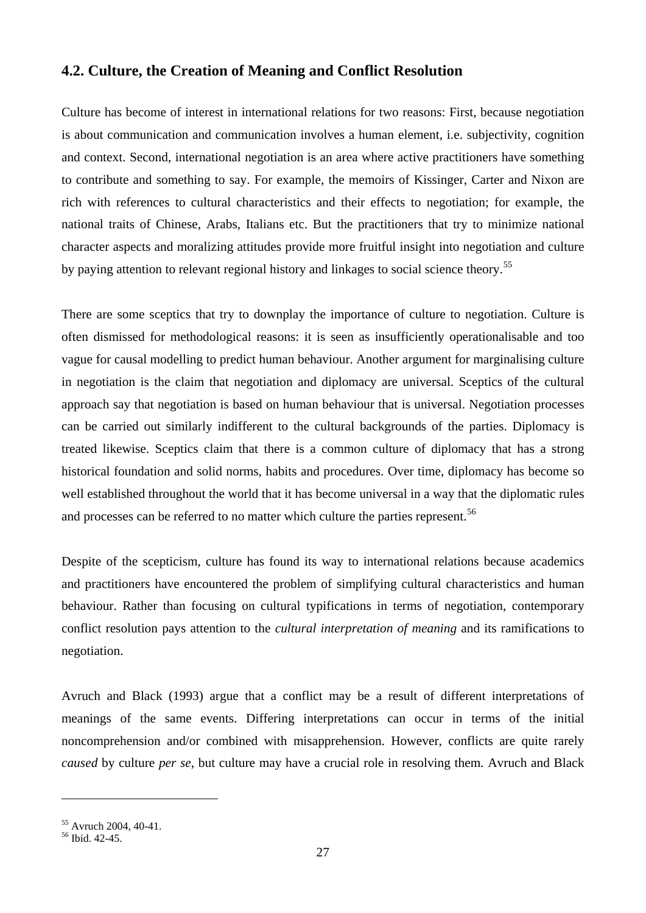## 4.2. Culture, the Creation of Meaning and Conflict Resolution

Culture has become of interest in international relations for two reasons: First, because negotiation is about communication and communication involves a human element, i.e. subjectivity, cognition and context. Second, international negotiation is an area where active practitioners have something to contribute and something to say. For example, the memoirs of Kissinger, Carter and Nixon are rich with references to cultural characteristics and their effects to negotiation; for example, the national traits of Chinese, Arabs, Italians etc. But the practitioners that try to minimize national character aspects and moralizing attitudes provide more fruitful insight into negotiation and culture by paying attention to relevant regional history and linkages to social science theory.[55]

There are some sceptics that try to downplay the importance of culture to negotiation. Culture is often dismissed for methodological reasons: it is seen as insufficiently operationalisable and too vague for causal modelling to predict human behaviour. Another argument for marginalising culture in negotiation is the claim that negotiation and diplomacy are universal. Sceptics of the cultural approach say that negotiation is based on human behaviour that is universal. Negotiation processes can be carried out similarly indifferent to the cultural backgrounds of the parties. Diplomacy is treated likewise. Sceptics claim that there is a common culture of diplomacy that has a strong historical foundation and solid norms, habits and procedures. Over time, diplomacy has become so well established throughout the world that it has become universal in a way that the diplomatic rules and processes can be referred to no matter which culture the parties represent.[56]

Despite of the scepticism, culture has found its way to international relations because academics and practitioners have encountered the problem of simplifying cultural characteristics and human behaviour. Rather than focusing on cultural typifications in terms of negotiation, contemporary conflict resolution pays attention to the *cultural interpretation of meaning* and its ramifications to negotiation.

Avruch and Black (1993) argue that a conflict may be a result of different interpretations of meanings of the same events. Differing interpretations can occur in terms of the initial noncomprehension and/or combined with misapprehension. However, conflicts are quite rarely *caused* by culture *per se*, but culture may have a crucial role in resolving them. Avruch and Black

---

[55] Avruch 2004, 40-41.

[56] Ibid. 42-45.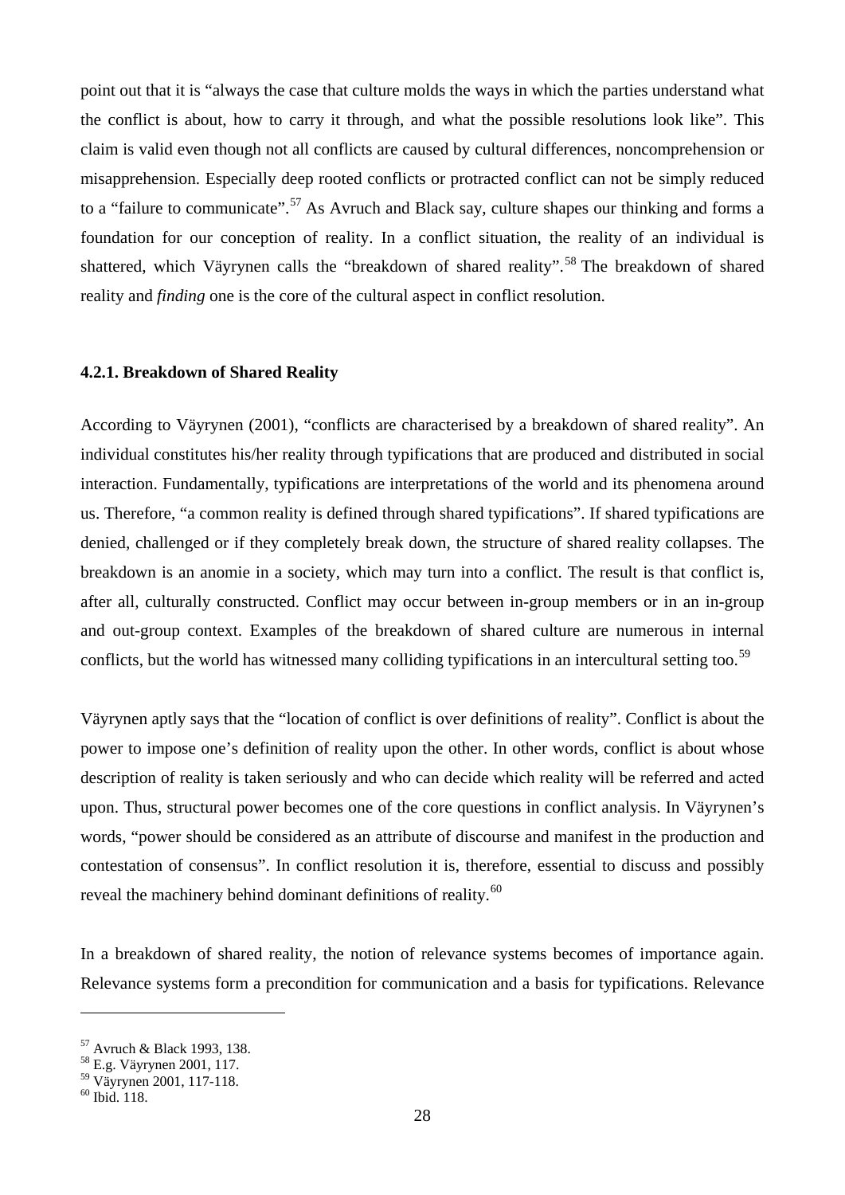point out that it is "always the case that culture molds the ways in which the parties understand what the conflict is about, how to carry it through, and what the possible resolutions look like". This claim is valid even though not all conflicts are caused by cultural differences, noncomprehension or misapprehension. Especially deep rooted conflicts or protracted conflict can not be simply reduced to a "failure to communicate".[57] As Avruch and Black say, culture shapes our thinking and forms a foundation for our conception of reality. In a conflict situation, the reality of an individual is shattered, which Väyrynen calls the "breakdown of shared reality".[58] The breakdown of shared reality and *finding* one is the core of the cultural aspect in conflict resolution.

#### 4.2.1. Breakdown of Shared Reality

According to Väyrynen (2001), "conflicts are characterised by a breakdown of shared reality". An individual constitutes his/her reality through typifications that are produced and distributed in social interaction. Fundamentally, typifications are interpretations of the world and its phenomena around us. Therefore, "a common reality is defined through shared typifications". If shared typifications are denied, challenged or if they completely break down, the structure of shared reality collapses. The breakdown is an anomie in a society, which may turn into a conflict. The result is that conflict is, after all, culturally constructed. Conflict may occur between in-group members or in an in-group and out-group context. Examples of the breakdown of shared culture are numerous in internal conflicts, but the world has witnessed many colliding typifications in an intercultural setting too.[59]

Väyrynen aptly says that the "location of conflict is over definitions of reality". Conflict is about the power to impose one's definition of reality upon the other. In other words, conflict is about whose description of reality is taken seriously and who can decide which reality will be referred and acted upon. Thus, structural power becomes one of the core questions in conflict analysis. In Väyrynen's words, "power should be considered as an attribute of discourse and manifest in the production and contestation of consensus". In conflict resolution it is, therefore, essential to discuss and possibly reveal the machinery behind dominant definitions of reality.[60]

In a breakdown of shared reality, the notion of relevance systems becomes of importance again. Relevance systems form a precondition for communication and a basis for typifications. Relevance

---

[57] Avruch & Black 1993, 138.
[58] E.g. Väyrynen 2001, 117.
[59] Väyrynen 2001, 117-118.
[60] Ibid. 118.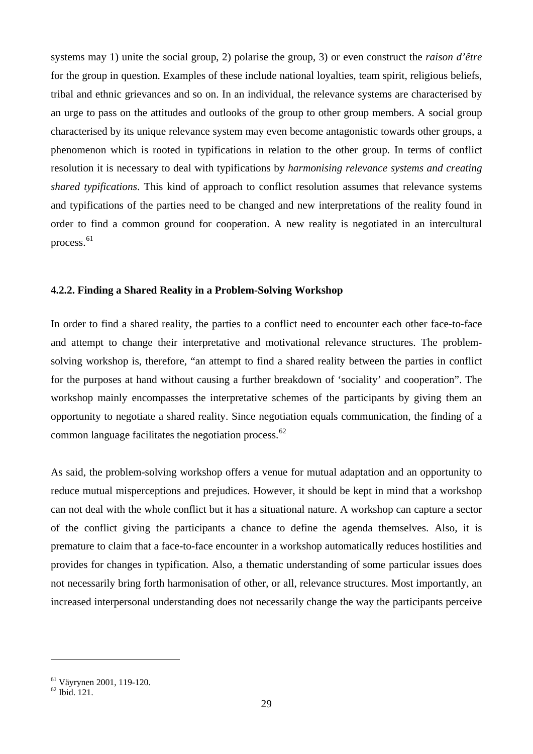systems may 1) unite the social group, 2) polarise the group, 3) or even construct the *raison d'être* for the group in question. Examples of these include national loyalties, team spirit, religious beliefs, tribal and ethnic grievances and so on. In an individual, the relevance systems are characterised by an urge to pass on the attitudes and outlooks of the group to other group members. A social group characterised by its unique relevance system may even become antagonistic towards other groups, a phenomenon which is rooted in typifications in relation to the other group. In terms of conflict resolution it is necessary to deal with typifications by *harmonising relevance systems and creating shared typifications*. This kind of approach to conflict resolution assumes that relevance systems and typifications of the parties need to be changed and new interpretations of the reality found in order to find a common ground for cooperation. A new reality is negotiated in an intercultural process.[61]

### 4.2.2. Finding a Shared Reality in a Problem-Solving Workshop

In order to find a shared reality, the parties to a conflict need to encounter each other face-to-face and attempt to change their interpretative and motivational relevance structures. The problem-solving workshop is, therefore, "an attempt to find a shared reality between the parties in conflict for the purposes at hand without causing a further breakdown of 'sociality' and cooperation". The workshop mainly encompasses the interpretative schemes of the participants by giving them an opportunity to negotiate a shared reality. Since negotiation equals communication, the finding of a common language facilitates the negotiation process.[62]

As said, the problem-solving workshop offers a venue for mutual adaptation and an opportunity to reduce mutual misperceptions and prejudices. However, it should be kept in mind that a workshop can not deal with the whole conflict but it has a situational nature. A workshop can capture a sector of the conflict giving the participants a chance to define the agenda themselves. Also, it is premature to claim that a face-to-face encounter in a workshop automatically reduces hostilities and provides for changes in typification. Also, a thematic understanding of some particular issues does not necessarily bring forth harmonisation of other, or all, relevance structures. Most importantly, an increased interpersonal understanding does not necessarily change the way the participants perceive

---

[61] Väyrynen 2001, 119-120.
[62] Ibid. 121.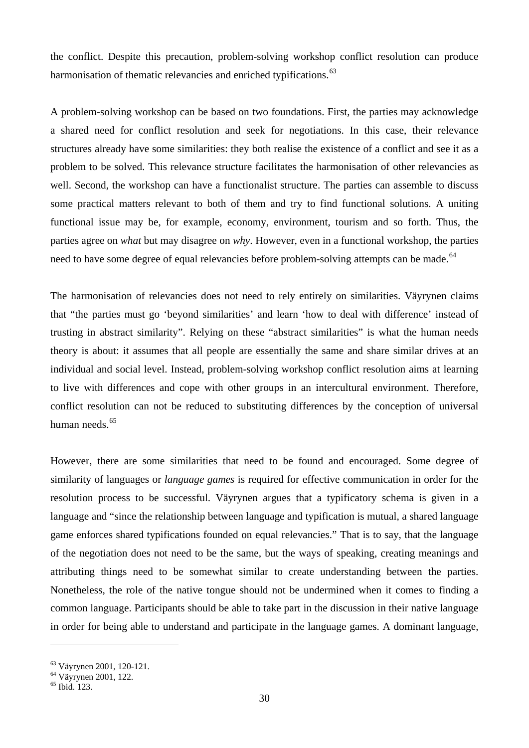the conflict. Despite this precaution, problem-solving workshop conflict resolution can produce harmonisation of thematic relevancies and enriched typifications.[63]

A problem-solving workshop can be based on two foundations. First, the parties may acknowledge a shared need for conflict resolution and seek for negotiations. In this case, their relevance structures already have some similarities: they both realise the existence of a conflict and see it as a problem to be solved. This relevance structure facilitates the harmonisation of other relevancies as well. Second, the workshop can have a functionalist structure. The parties can assemble to discuss some practical matters relevant to both of them and try to find functional solutions. A uniting functional issue may be, for example, economy, environment, tourism and so forth. Thus, the parties agree on *what* but may disagree on *why*. However, even in a functional workshop, the parties need to have some degree of equal relevancies before problem-solving attempts can be made.[64]

The harmonisation of relevancies does not need to rely entirely on similarities. Väyrynen claims that "the parties must go 'beyond similarities' and learn 'how to deal with difference' instead of trusting in abstract similarity". Relying on these "abstract similarities" is what the human needs theory is about: it assumes that all people are essentially the same and share similar drives at an individual and social level. Instead, problem-solving workshop conflict resolution aims at learning to live with differences and cope with other groups in an intercultural environment. Therefore, conflict resolution can not be reduced to substituting differences by the conception of universal human needs.[65]

However, there are some similarities that need to be found and encouraged. Some degree of similarity of languages or *language games* is required for effective communication in order for the resolution process to be successful. Väyrynen argues that a typificatory schema is given in a language and "since the relationship between language and typification is mutual, a shared language game enforces shared typifications founded on equal relevancies." That is to say, that the language of the negotiation does not need to be the same, but the ways of speaking, creating meanings and attributing things need to be somewhat similar to create understanding between the parties. Nonetheless, the role of the native tongue should not be undermined when it comes to finding a common language. Participants should be able to take part in the discussion in their native language in order for being able to understand and participate in the language games. A dominant language,

---

[63] Väyrynen 2001, 120-121.
[64] Väyrynen 2001, 122.
[65] Ibid. 123.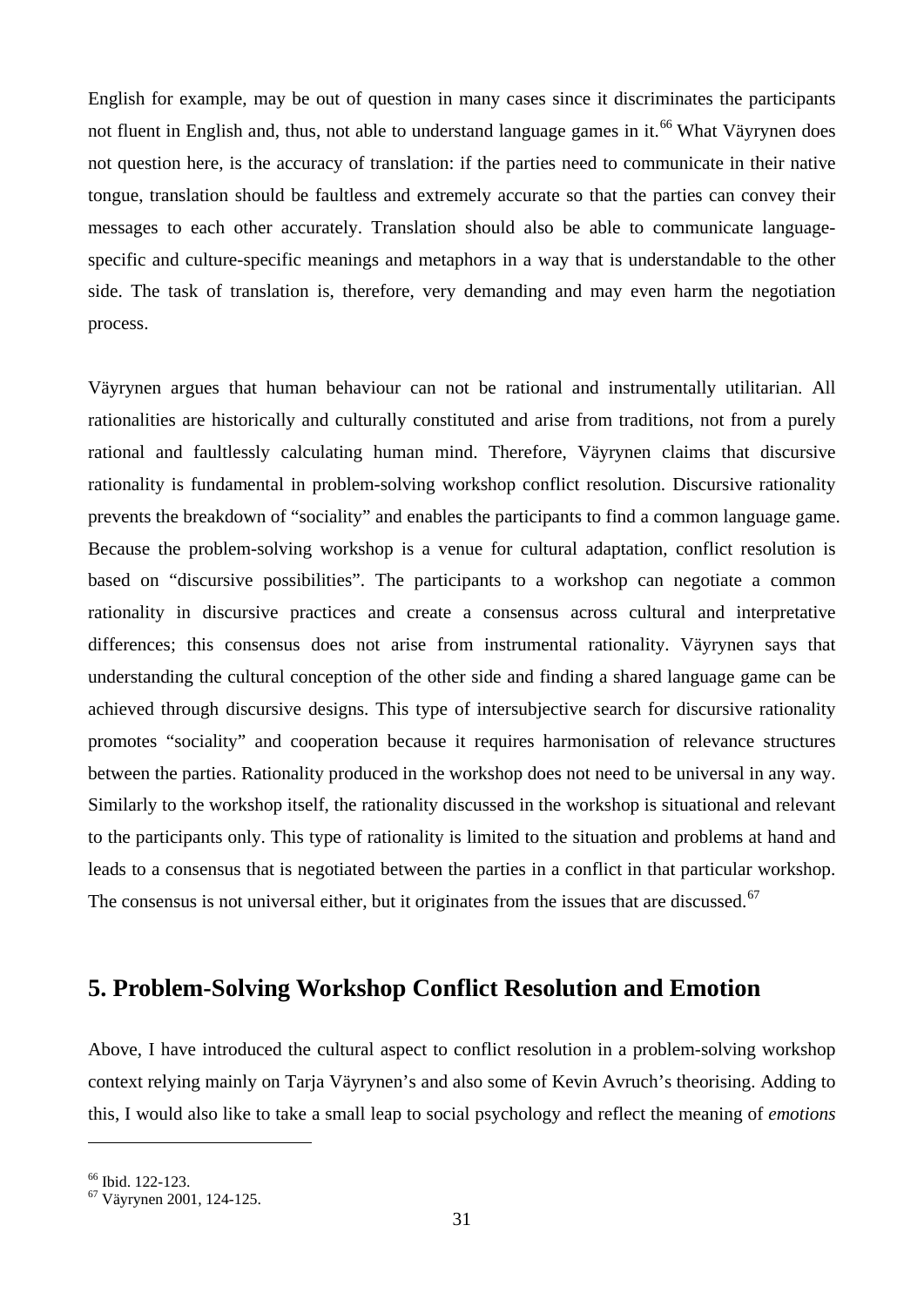English for example, may be out of question in many cases since it discriminates the participants not fluent in English and, thus, not able to understand language games in it.[66] What Väyrynen does not question here, is the accuracy of translation: if the parties need to communicate in their native tongue, translation should be faultless and extremely accurate so that the parties can convey their messages to each other accurately. Translation should also be able to communicate language-specific and culture-specific meanings and metaphors in a way that is understandable to the other side. The task of translation is, therefore, very demanding and may even harm the negotiation process.

Väyrynen argues that human behaviour can not be rational and instrumentally utilitarian. All rationalities are historically and culturally constituted and arise from traditions, not from a purely rational and faultlessly calculating human mind. Therefore, Väyrynen claims that discursive rationality is fundamental in problem-solving workshop conflict resolution. Discursive rationality prevents the breakdown of "sociality" and enables the participants to find a common language game. Because the problem-solving workshop is a venue for cultural adaptation, conflict resolution is based on "discursive possibilities". The participants to a workshop can negotiate a common rationality in discursive practices and create a consensus across cultural and interpretative differences; this consensus does not arise from instrumental rationality. Väyrynen says that understanding the cultural conception of the other side and finding a shared language game can be achieved through discursive designs. This type of intersubjective search for discursive rationality promotes "sociality" and cooperation because it requires harmonisation of relevance structures between the parties. Rationality produced in the workshop does not need to be universal in any way. Similarly to the workshop itself, the rationality discussed in the workshop is situational and relevant to the participants only. This type of rationality is limited to the situation and problems at hand and leads to a consensus that is negotiated between the parties in a conflict in that particular workshop. The consensus is not universal either, but it originates from the issues that are discussed.[67]

## 5. Problem-Solving Workshop Conflict Resolution and Emotion

Above, I have introduced the cultural aspect to conflict resolution in a problem-solving workshop context relying mainly on Tarja Väyrynen's and also some of Kevin Avruch's theorising. Adding to this, I would also like to take a small leap to social psychology and reflect the meaning of *emotions*

---

[66] Ibid. 122-123.

[67] Väyrynen 2001, 124-125.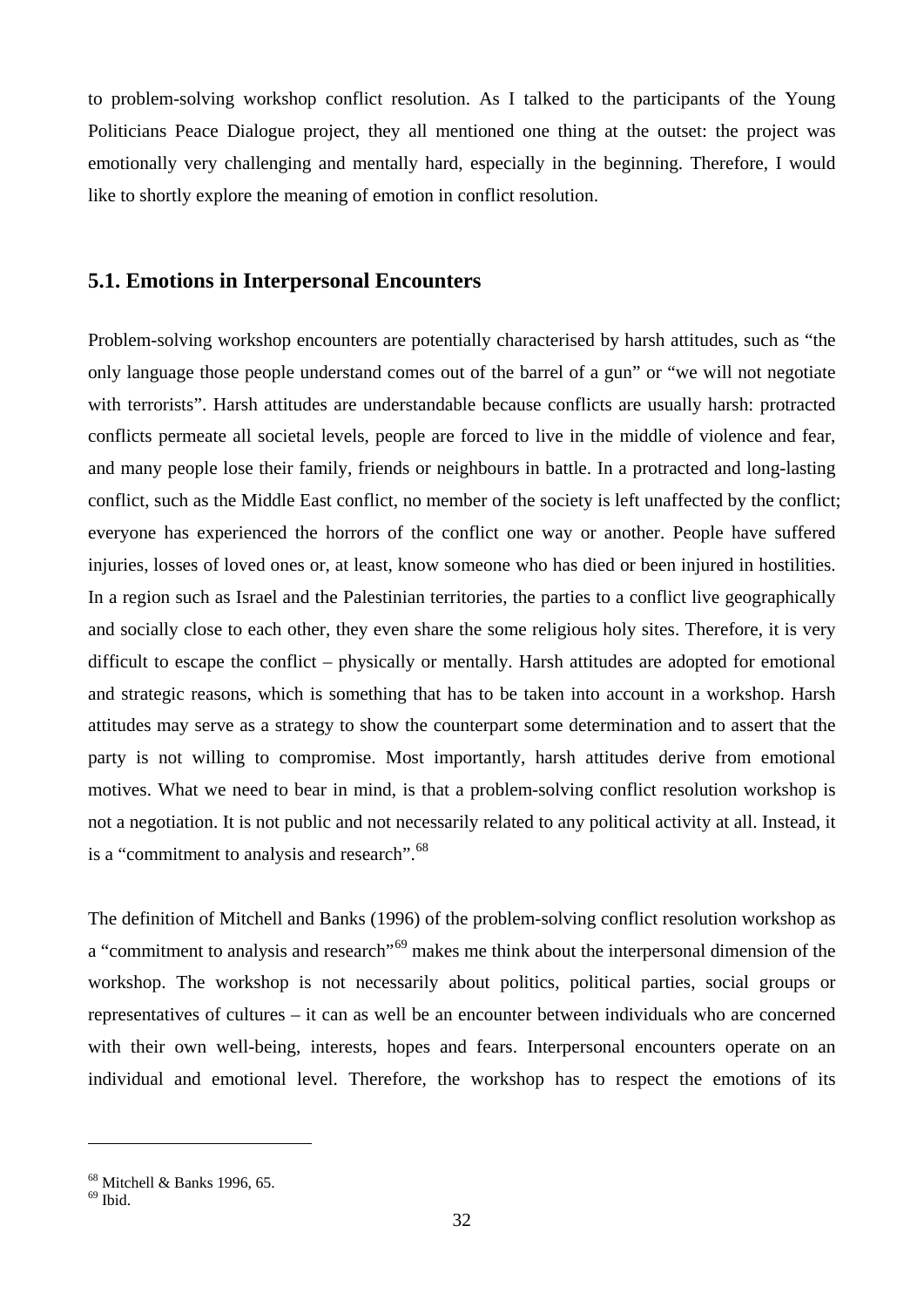to problem-solving workshop conflict resolution. As I talked to the participants of the Young Politicians Peace Dialogue project, they all mentioned one thing at the outset: the project was emotionally very challenging and mentally hard, especially in the beginning. Therefore, I would like to shortly explore the meaning of emotion in conflict resolution.

## 5.1. Emotions in Interpersonal Encounters

Problem-solving workshop encounters are potentially characterised by harsh attitudes, such as "the only language those people understand comes out of the barrel of a gun" or "we will not negotiate with terrorists". Harsh attitudes are understandable because conflicts are usually harsh: protracted conflicts permeate all societal levels, people are forced to live in the middle of violence and fear, and many people lose their family, friends or neighbours in battle. In a protracted and long-lasting conflict, such as the Middle East conflict, no member of the society is left unaffected by the conflict; everyone has experienced the horrors of the conflict one way or another. People have suffered injuries, losses of loved ones or, at least, know someone who has died or been injured in hostilities. In a region such as Israel and the Palestinian territories, the parties to a conflict live geographically and socially close to each other, they even share the some religious holy sites. Therefore, it is very difficult to escape the conflict – physically or mentally. Harsh attitudes are adopted for emotional and strategic reasons, which is something that has to be taken into account in a workshop. Harsh attitudes may serve as a strategy to show the counterpart some determination and to assert that the party is not willing to compromise. Most importantly, harsh attitudes derive from emotional motives. What we need to bear in mind, is that a problem-solving conflict resolution workshop is not a negotiation. It is not public and not necessarily related to any political activity at all. Instead, it is a "commitment to analysis and research".[68]

The definition of Mitchell and Banks (1996) of the problem-solving conflict resolution workshop as a "commitment to analysis and research"[69] makes me think about the interpersonal dimension of the workshop. The workshop is not necessarily about politics, political parties, social groups or representatives of cultures – it can as well be an encounter between individuals who are concerned with their own well-being, interests, hopes and fears. Interpersonal encounters operate on an individual and emotional level. Therefore, the workshop has to respect the emotions of its

---

[68] Mitchell & Banks 1996, 65.
[69] Ibid.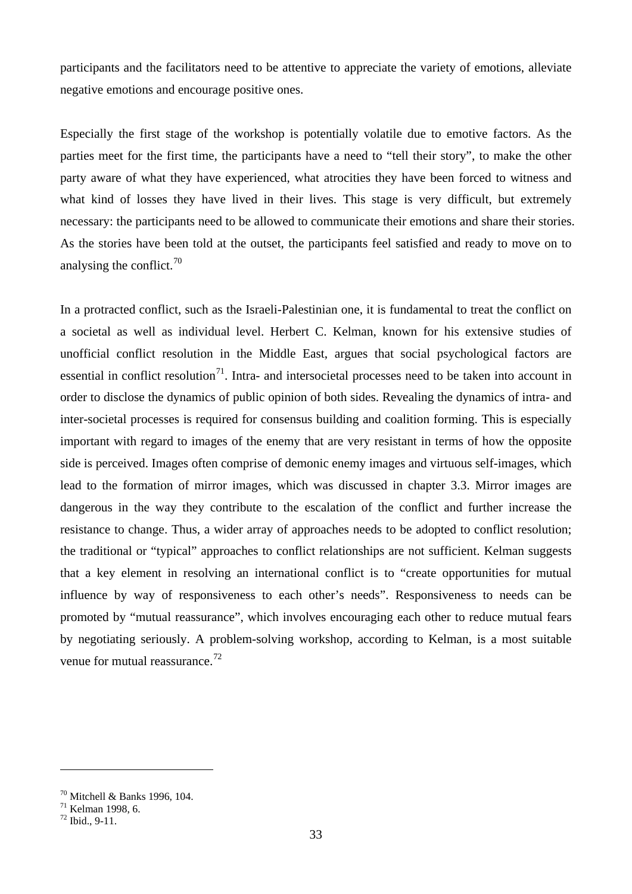participants and the facilitators need to be attentive to appreciate the variety of emotions, alleviate negative emotions and encourage positive ones.

Especially the first stage of the workshop is potentially volatile due to emotive factors. As the parties meet for the first time, the participants have a need to "tell their story", to make the other party aware of what they have experienced, what atrocities they have been forced to witness and what kind of losses they have lived in their lives. This stage is very difficult, but extremely necessary: the participants need to be allowed to communicate their emotions and share their stories. As the stories have been told at the outset, the participants feel satisfied and ready to move on to analysing the conflict.[70]

In a protracted conflict, such as the Israeli-Palestinian one, it is fundamental to treat the conflict on a societal as well as individual level. Herbert C. Kelman, known for his extensive studies of unofficial conflict resolution in the Middle East, argues that social psychological factors are essential in conflict resolution[71]. Intra- and intersocietal processes need to be taken into account in order to disclose the dynamics of public opinion of both sides. Revealing the dynamics of intra- and inter-societal processes is required for consensus building and coalition forming. This is especially important with regard to images of the enemy that are very resistant in terms of how the opposite side is perceived. Images often comprise of demonic enemy images and virtuous self-images, which lead to the formation of mirror images, which was discussed in chapter 3.3. Mirror images are dangerous in the way they contribute to the escalation of the conflict and further increase the resistance to change. Thus, a wider array of approaches needs to be adopted to conflict resolution; the traditional or "typical" approaches to conflict relationships are not sufficient. Kelman suggests that a key element in resolving an international conflict is to "create opportunities for mutual influence by way of responsiveness to each other's needs". Responsiveness to needs can be promoted by "mutual reassurance", which involves encouraging each other to reduce mutual fears by negotiating seriously. A problem-solving workshop, according to Kelman, is a most suitable venue for mutual reassurance.[72]

---

[70] Mitchell & Banks 1996, 104.
[71] Kelman 1998, 6.
[72] Ibid., 9-11.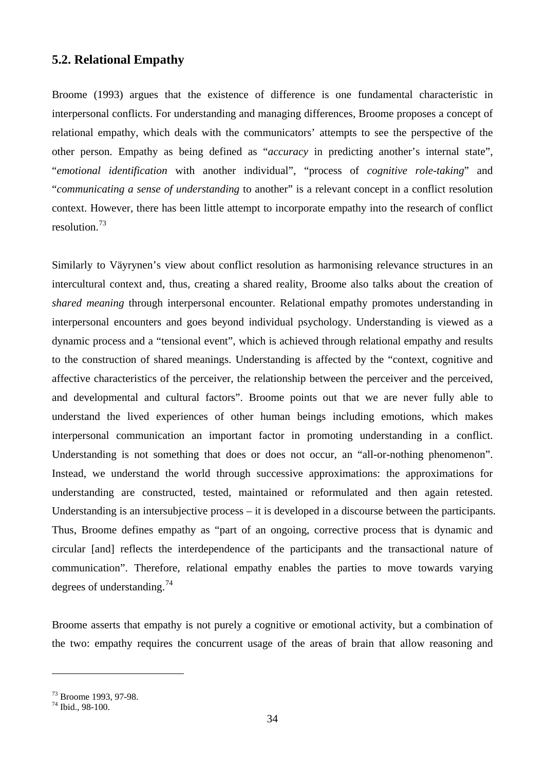## 5.2. Relational Empathy

Broome (1993) argues that the existence of difference is one fundamental characteristic in interpersonal conflicts. For understanding and managing differences, Broome proposes a concept of relational empathy, which deals with the communicators' attempts to see the perspective of the other person. Empathy as being defined as "*accuracy* in predicting another's internal state", "*emotional identification* with another individual", "process of *cognitive role-taking*" and "*communicating a sense of understanding* to another" is a relevant concept in a conflict resolution context. However, there has been little attempt to incorporate empathy into the research of conflict resolution.[73]

Similarly to Väyrynen's view about conflict resolution as harmonising relevance structures in an intercultural context and, thus, creating a shared reality, Broome also talks about the creation of *shared meaning* through interpersonal encounter. Relational empathy promotes understanding in interpersonal encounters and goes beyond individual psychology. Understanding is viewed as a dynamic process and a "tensional event", which is achieved through relational empathy and results to the construction of shared meanings. Understanding is affected by the "context, cognitive and affective characteristics of the perceiver, the relationship between the perceiver and the perceived, and developmental and cultural factors". Broome points out that we are never fully able to understand the lived experiences of other human beings including emotions, which makes interpersonal communication an important factor in promoting understanding in a conflict. Understanding is not something that does or does not occur, an "all-or-nothing phenomenon". Instead, we understand the world through successive approximations: the approximations for understanding are constructed, tested, maintained or reformulated and then again retested. Understanding is an intersubjective process – it is developed in a discourse between the participants. Thus, Broome defines empathy as "part of an ongoing, corrective process that is dynamic and circular [and] reflects the interdependence of the participants and the transactional nature of communication". Therefore, relational empathy enables the parties to move towards varying degrees of understanding.[74]

Broome asserts that empathy is not purely a cognitive or emotional activity, but a combination of the two: empathy requires the concurrent usage of the areas of brain that allow reasoning and

---

[73] Broome 1993, 97-98.
[74] Ibid., 98-100.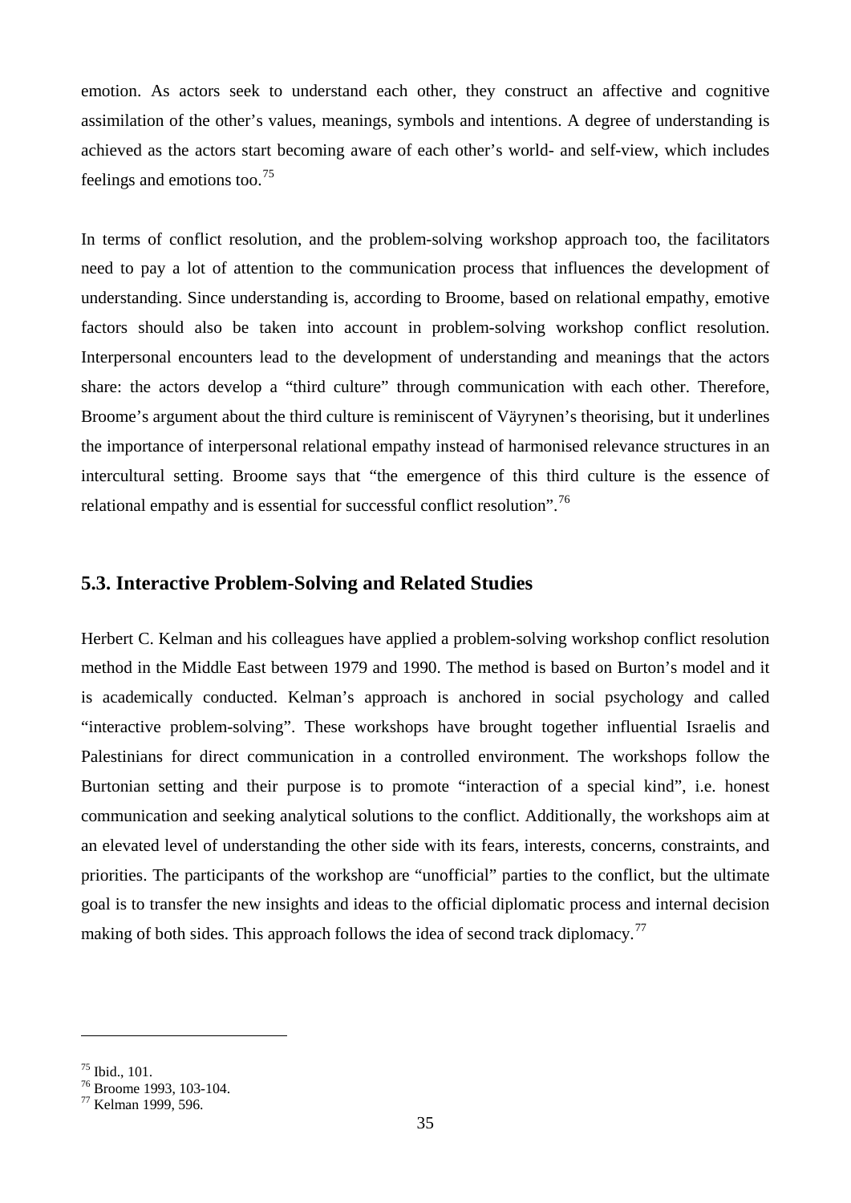emotion. As actors seek to understand each other, they construct an affective and cognitive assimilation of the other's values, meanings, symbols and intentions. A degree of understanding is achieved as the actors start becoming aware of each other's world- and self-view, which includes feelings and emotions too.[75]

In terms of conflict resolution, and the problem-solving workshop approach too, the facilitators need to pay a lot of attention to the communication process that influences the development of understanding. Since understanding is, according to Broome, based on relational empathy, emotive factors should also be taken into account in problem-solving workshop conflict resolution. Interpersonal encounters lead to the development of understanding and meanings that the actors share: the actors develop a "third culture" through communication with each other. Therefore, Broome's argument about the third culture is reminiscent of Väyrynen's theorising, but it underlines the importance of interpersonal relational empathy instead of harmonised relevance structures in an intercultural setting. Broome says that "the emergence of this third culture is the essence of relational empathy and is essential for successful conflict resolution".[76]

## 5.3. Interactive Problem-Solving and Related Studies

Herbert C. Kelman and his colleagues have applied a problem-solving workshop conflict resolution method in the Middle East between 1979 and 1990. The method is based on Burton's model and it is academically conducted. Kelman's approach is anchored in social psychology and called "interactive problem-solving". These workshops have brought together influential Israelis and Palestinians for direct communication in a controlled environment. The workshops follow the Burtonian setting and their purpose is to promote "interaction of a special kind", i.e. honest communication and seeking analytical solutions to the conflict. Additionally, the workshops aim at an elevated level of understanding the other side with its fears, interests, concerns, constraints, and priorities. The participants of the workshop are "unofficial" parties to the conflict, but the ultimate goal is to transfer the new insights and ideas to the official diplomatic process and internal decision making of both sides. This approach follows the idea of second track diplomacy.[77]

---

[75] Ibid., 101.
[76] Broome 1993, 103-104.
[77] Kelman 1999, 596.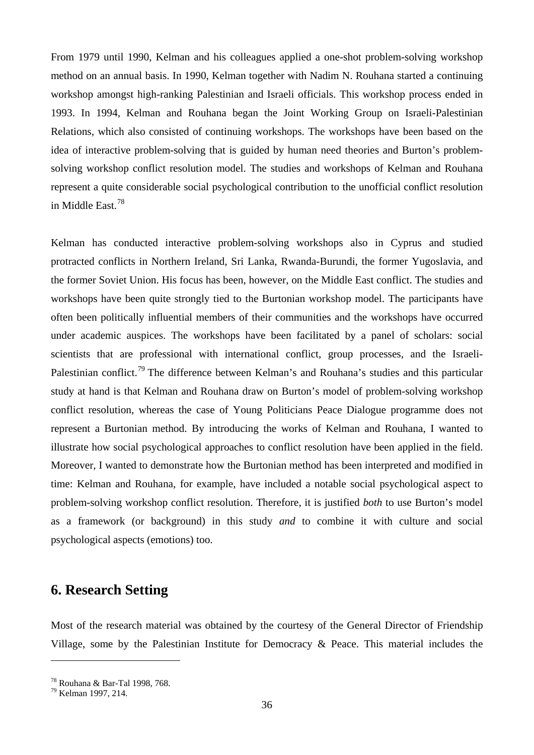From 1979 until 1990, Kelman and his colleagues applied a one-shot problem-solving workshop method on an annual basis. In 1990, Kelman together with Nadim N. Rouhana started a continuing workshop amongst high-ranking Palestinian and Israeli officials. This workshop process ended in 1993. In 1994, Kelman and Rouhana began the Joint Working Group on Israeli-Palestinian Relations, which also consisted of continuing workshops. The workshops have been based on the idea of interactive problem-solving that is guided by human need theories and Burton's problem-solving workshop conflict resolution model. The studies and workshops of Kelman and Rouhana represent a quite considerable social psychological contribution to the unofficial conflict resolution in Middle East.[78]

Kelman has conducted interactive problem-solving workshops also in Cyprus and studied protracted conflicts in Northern Ireland, Sri Lanka, Rwanda-Burundi, the former Yugoslavia, and the former Soviet Union. His focus has been, however, on the Middle East conflict. The studies and workshops have been quite strongly tied to the Burtonian workshop model. The participants have often been politically influential members of their communities and the workshops have occurred under academic auspices. The workshops have been facilitated by a panel of scholars: social scientists that are professional with international conflict, group processes, and the Israeli-Palestinian conflict.[79] The difference between Kelman's and Rouhana's studies and this particular study at hand is that Kelman and Rouhana draw on Burton's model of problem-solving workshop conflict resolution, whereas the case of Young Politicians Peace Dialogue programme does not represent a Burtonian method. By introducing the works of Kelman and Rouhana, I wanted to illustrate how social psychological approaches to conflict resolution have been applied in the field. Moreover, I wanted to demonstrate how the Burtonian method has been interpreted and modified in time: Kelman and Rouhana, for example, have included a notable social psychological aspect to problem-solving workshop conflict resolution. Therefore, it is justified *both* to use Burton's model as a framework (or background) in this study *and* to combine it with culture and social psychological aspects (emotions) too.

# 6. Research Setting

Most of the research material was obtained by the courtesy of the General Director of Friendship Village, some by the Palestinian Institute for Democracy & Peace. This material includes the

---

[78] Rouhana & Bar-Tal 1998, 768.
[79] Kelman 1997, 214.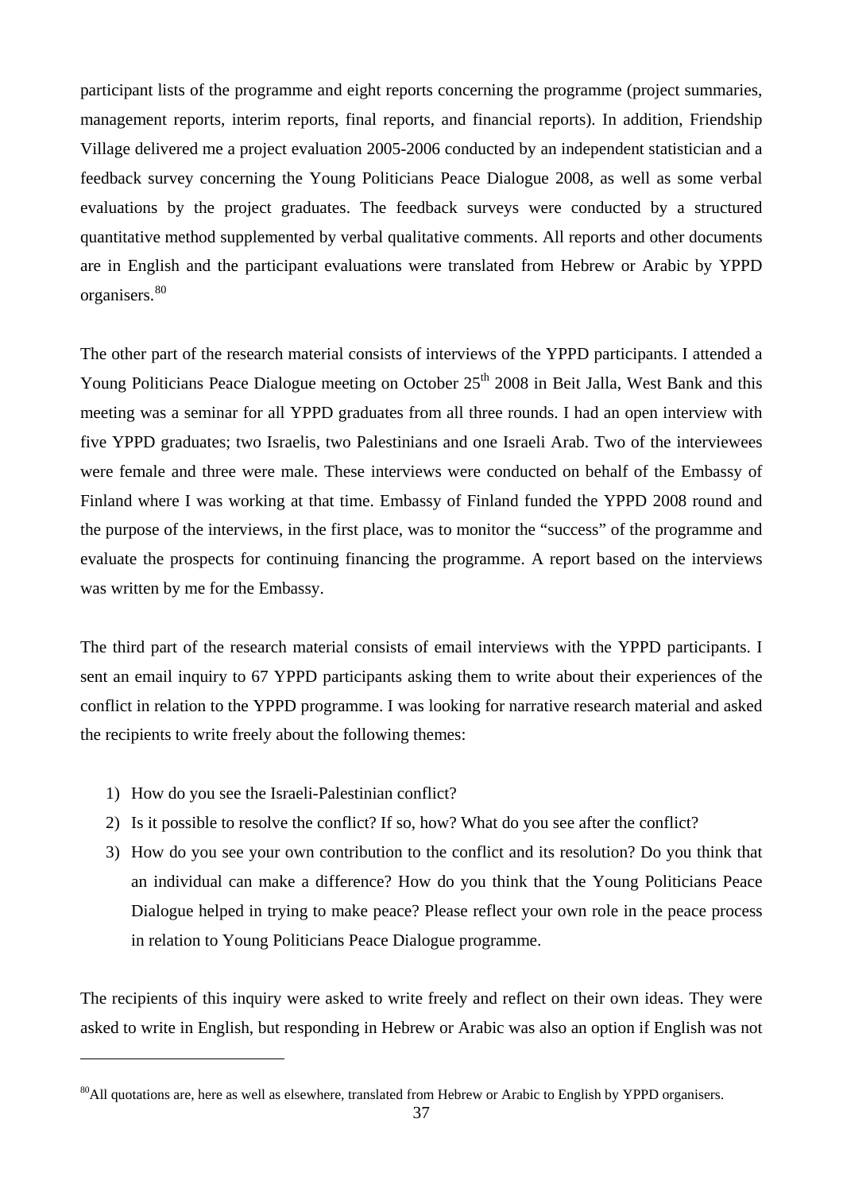participant lists of the programme and eight reports concerning the programme (project summaries, management reports, interim reports, final reports, and financial reports). In addition, Friendship Village delivered me a project evaluation 2005-2006 conducted by an independent statistician and a feedback survey concerning the Young Politicians Peace Dialogue 2008, as well as some verbal evaluations by the project graduates. The feedback surveys were conducted by a structured quantitative method supplemented by verbal qualitative comments. All reports and other documents are in English and the participant evaluations were translated from Hebrew or Arabic by YPPD organisers.[80]

The other part of the research material consists of interviews of the YPPD participants. I attended a Young Politicians Peace Dialogue meeting on October 25th 2008 in Beit Jalla, West Bank and this meeting was a seminar for all YPPD graduates from all three rounds. I had an open interview with five YPPD graduates; two Israelis, two Palestinians and one Israeli Arab. Two of the interviewees were female and three were male. These interviews were conducted on behalf of the Embassy of Finland where I was working at that time. Embassy of Finland funded the YPPD 2008 round and the purpose of the interviews, in the first place, was to monitor the "success" of the programme and evaluate the prospects for continuing financing the programme. A report based on the interviews was written by me for the Embassy.

The third part of the research material consists of email interviews with the YPPD participants. I sent an email inquiry to 67 YPPD participants asking them to write about their experiences of the conflict in relation to the YPPD programme. I was looking for narrative research material and asked the recipients to write freely about the following themes:

1) How do you see the Israeli-Palestinian conflict?
2) Is it possible to resolve the conflict? If so, how? What do you see after the conflict?
3) How do you see your own contribution to the conflict and its resolution? Do you think that an individual can make a difference? How do you think that the Young Politicians Peace Dialogue helped in trying to make peace? Please reflect your own role in the peace process in relation to Young Politicians Peace Dialogue programme.

The recipients of this inquiry were asked to write freely and reflect on their own ideas. They were asked to write in English, but responding in Hebrew or Arabic was also an option if English was not

[80] All quotations are, here as well as elsewhere, translated from Hebrew or Arabic to English by YPPD organisers.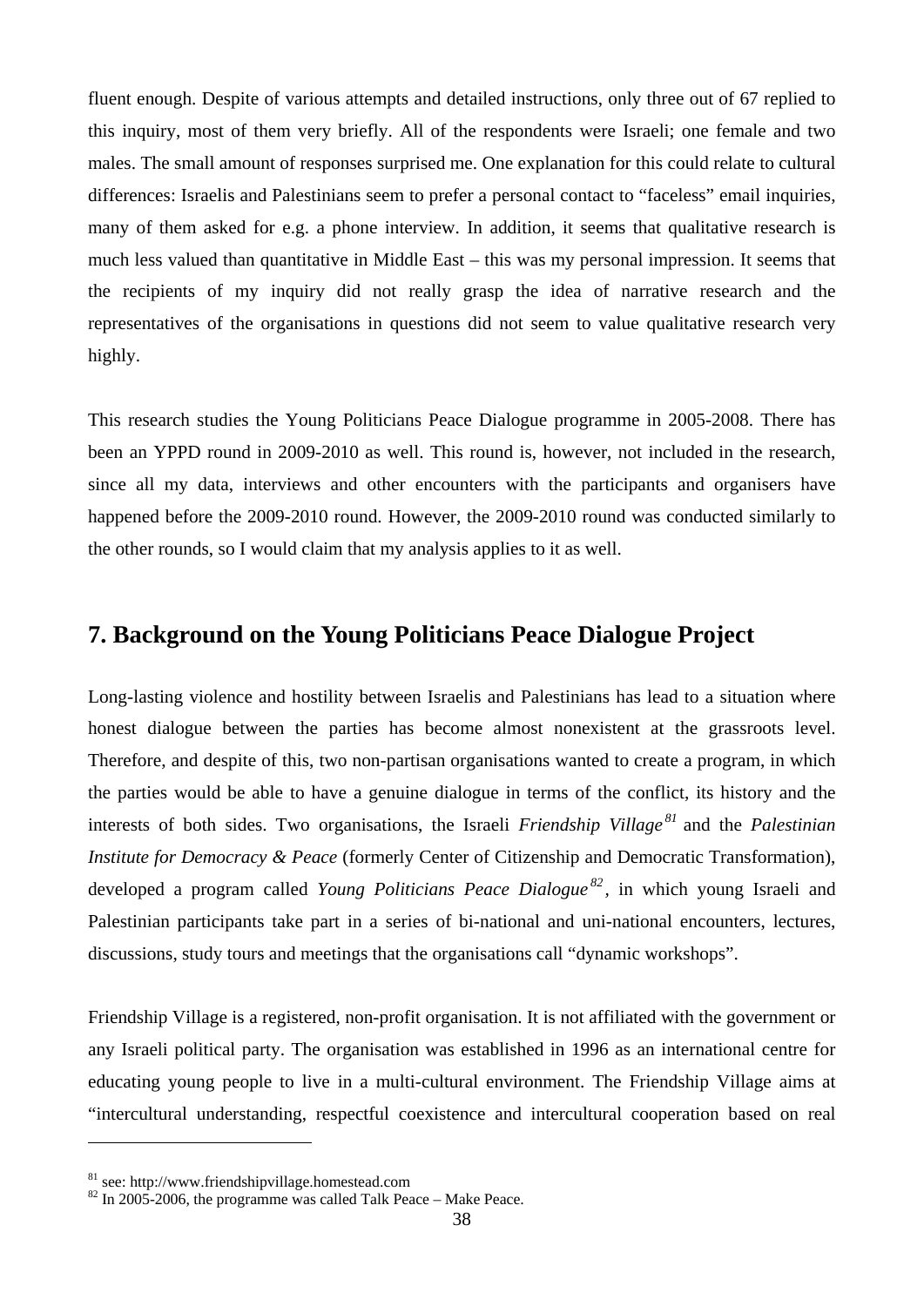fluent enough. Despite of various attempts and detailed instructions, only three out of 67 replied to this inquiry, most of them very briefly. All of the respondents were Israeli; one female and two males. The small amount of responses surprised me. One explanation for this could relate to cultural differences: Israelis and Palestinians seem to prefer a personal contact to "faceless" email inquiries, many of them asked for e.g. a phone interview. In addition, it seems that qualitative research is much less valued than quantitative in Middle East – this was my personal impression. It seems that the recipients of my inquiry did not really grasp the idea of narrative research and the representatives of the organisations in questions did not seem to value qualitative research very highly.

This research studies the Young Politicians Peace Dialogue programme in 2005-2008. There has been an YPPD round in 2009-2010 as well. This round is, however, not included in the research, since all my data, interviews and other encounters with the participants and organisers have happened before the 2009-2010 round. However, the 2009-2010 round was conducted similarly to the other rounds, so I would claim that my analysis applies to it as well.

## 7. Background on the Young Politicians Peace Dialogue Project

Long-lasting violence and hostility between Israelis and Palestinians has lead to a situation where honest dialogue between the parties has become almost nonexistent at the grassroots level. Therefore, and despite of this, two non-partisan organisations wanted to create a program, in which the parties would be able to have a genuine dialogue in terms of the conflict, its history and the interests of both sides. Two organisations, the Israeli *Friendship Village*[81] and the *Palestinian Institute for Democracy & Peace* (formerly Center of Citizenship and Democratic Transformation), developed a program called *Young Politicians Peace Dialogue*[82], in which young Israeli and Palestinian participants take part in a series of bi-national and uni-national encounters, lectures, discussions, study tours and meetings that the organisations call "dynamic workshops".

Friendship Village is a registered, non-profit organisation. It is not affiliated with the government or any Israeli political party. The organisation was established in 1996 as an international centre for educating young people to live in a multi-cultural environment. The Friendship Village aims at "intercultural understanding, respectful coexistence and intercultural cooperation based on real

---

[81] see: http://www.friendshipvillage.homestead.com

[82] In 2005-2006, the programme was called Talk Peace – Make Peace.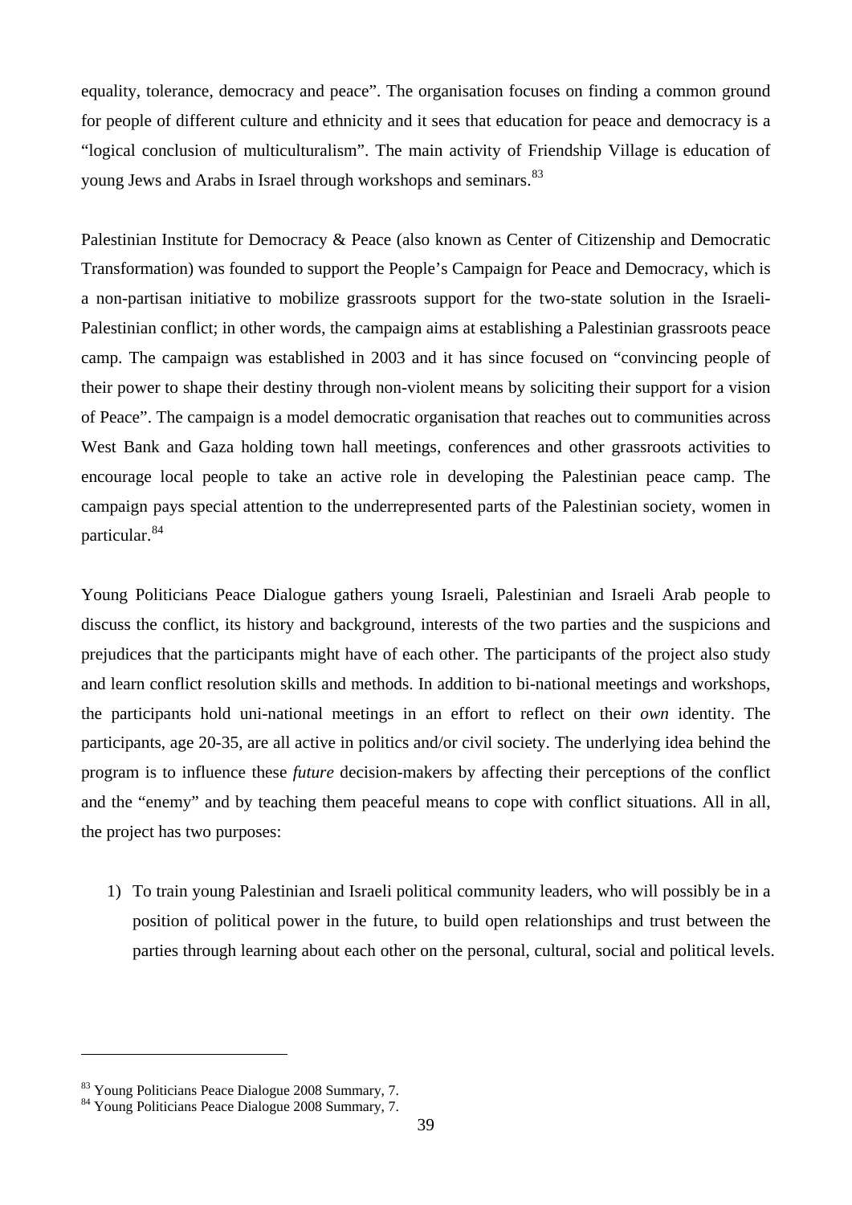equality, tolerance, democracy and peace". The organisation focuses on finding a common ground for people of different culture and ethnicity and it sees that education for peace and democracy is a "logical conclusion of multiculturalism". The main activity of Friendship Village is education of young Jews and Arabs in Israel through workshops and seminars.[83]

Palestinian Institute for Democracy & Peace (also known as Center of Citizenship and Democratic Transformation) was founded to support the People's Campaign for Peace and Democracy, which is a non-partisan initiative to mobilize grassroots support for the two-state solution in the Israeli-Palestinian conflict; in other words, the campaign aims at establishing a Palestinian grassroots peace camp. The campaign was established in 2003 and it has since focused on "convincing people of their power to shape their destiny through non-violent means by soliciting their support for a vision of Peace". The campaign is a model democratic organisation that reaches out to communities across West Bank and Gaza holding town hall meetings, conferences and other grassroots activities to encourage local people to take an active role in developing the Palestinian peace camp. The campaign pays special attention to the underrepresented parts of the Palestinian society, women in particular.[84]

Young Politicians Peace Dialogue gathers young Israeli, Palestinian and Israeli Arab people to discuss the conflict, its history and background, interests of the two parties and the suspicions and prejudices that the participants might have of each other. The participants of the project also study and learn conflict resolution skills and methods. In addition to bi-national meetings and workshops, the participants hold uni-national meetings in an effort to reflect on their *own* identity. The participants, age 20-35, are all active in politics and/or civil society. The underlying idea behind the program is to influence these *future* decision-makers by affecting their perceptions of the conflict and the "enemy" and by teaching them peaceful means to cope with conflict situations. All in all, the project has two purposes:

1) To train young Palestinian and Israeli political community leaders, who will possibly be in a position of political power in the future, to build open relationships and trust between the parties through learning about each other on the personal, cultural, social and political levels.

---

[83] Young Politicians Peace Dialogue 2008 Summary, 7.
[84] Young Politicians Peace Dialogue 2008 Summary, 7.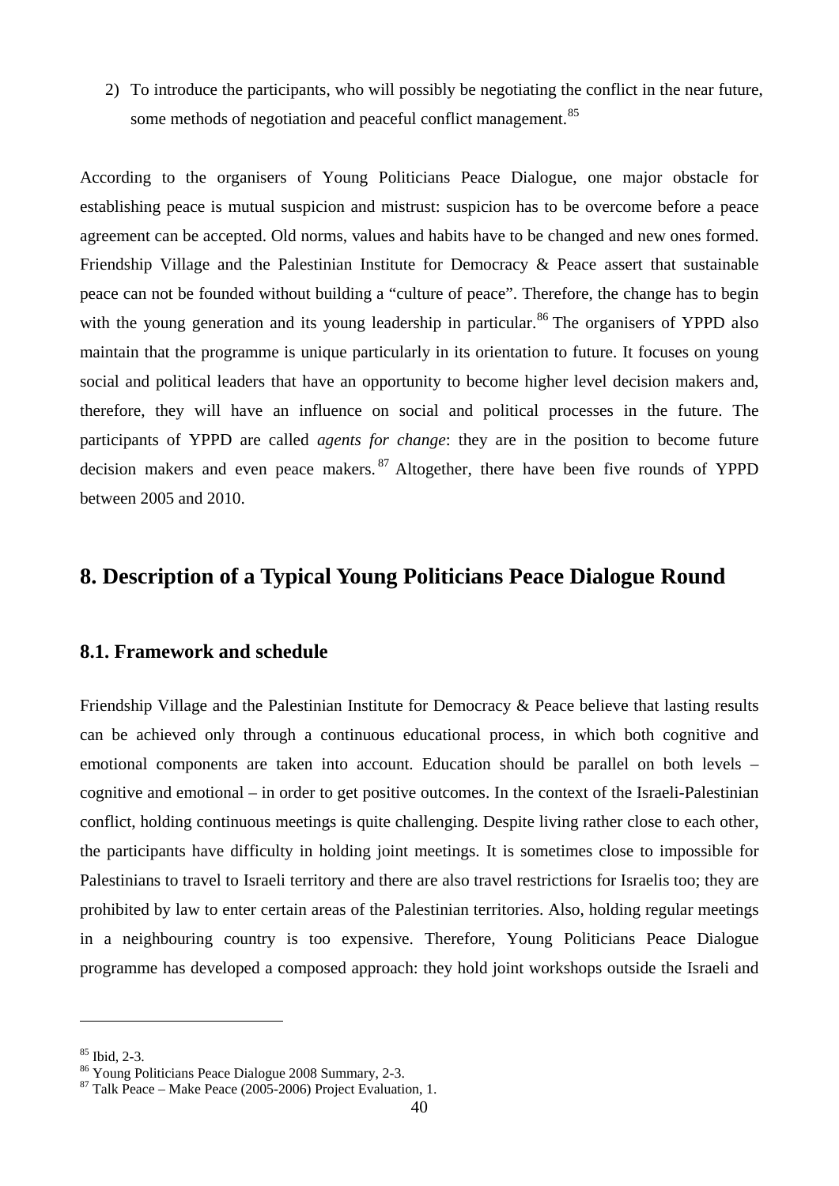2) To introduce the participants, who will possibly be negotiating the conflict in the near future, some methods of negotiation and peaceful conflict management.[85]

According to the organisers of Young Politicians Peace Dialogue, one major obstacle for establishing peace is mutual suspicion and mistrust: suspicion has to be overcome before a peace agreement can be accepted. Old norms, values and habits have to be changed and new ones formed. Friendship Village and the Palestinian Institute for Democracy & Peace assert that sustainable peace can not be founded without building a "culture of peace". Therefore, the change has to begin with the young generation and its young leadership in particular.[86] The organisers of YPPD also maintain that the programme is unique particularly in its orientation to future. It focuses on young social and political leaders that have an opportunity to become higher level decision makers and, therefore, they will have an influence on social and political processes in the future. The participants of YPPD are called *agents for change*: they are in the position to become future decision makers and even peace makers.[87] Altogether, there have been five rounds of YPPD between 2005 and 2010.

# 8. Description of a Typical Young Politicians Peace Dialogue Round

## 8.1. Framework and schedule

Friendship Village and the Palestinian Institute for Democracy & Peace believe that lasting results can be achieved only through a continuous educational process, in which both cognitive and emotional components are taken into account. Education should be parallel on both levels – cognitive and emotional – in order to get positive outcomes. In the context of the Israeli-Palestinian conflict, holding continuous meetings is quite challenging. Despite living rather close to each other, the participants have difficulty in holding joint meetings. It is sometimes close to impossible for Palestinians to travel to Israeli territory and there are also travel restrictions for Israelis too; they are prohibited by law to enter certain areas of the Palestinian territories. Also, holding regular meetings in a neighbouring country is too expensive. Therefore, Young Politicians Peace Dialogue programme has developed a composed approach: they hold joint workshops outside the Israeli and

---

[85] Ibid, 2-3.

[86] Young Politicians Peace Dialogue 2008 Summary, 2-3.

[87] Talk Peace – Make Peace (2005-2006) Project Evaluation, 1.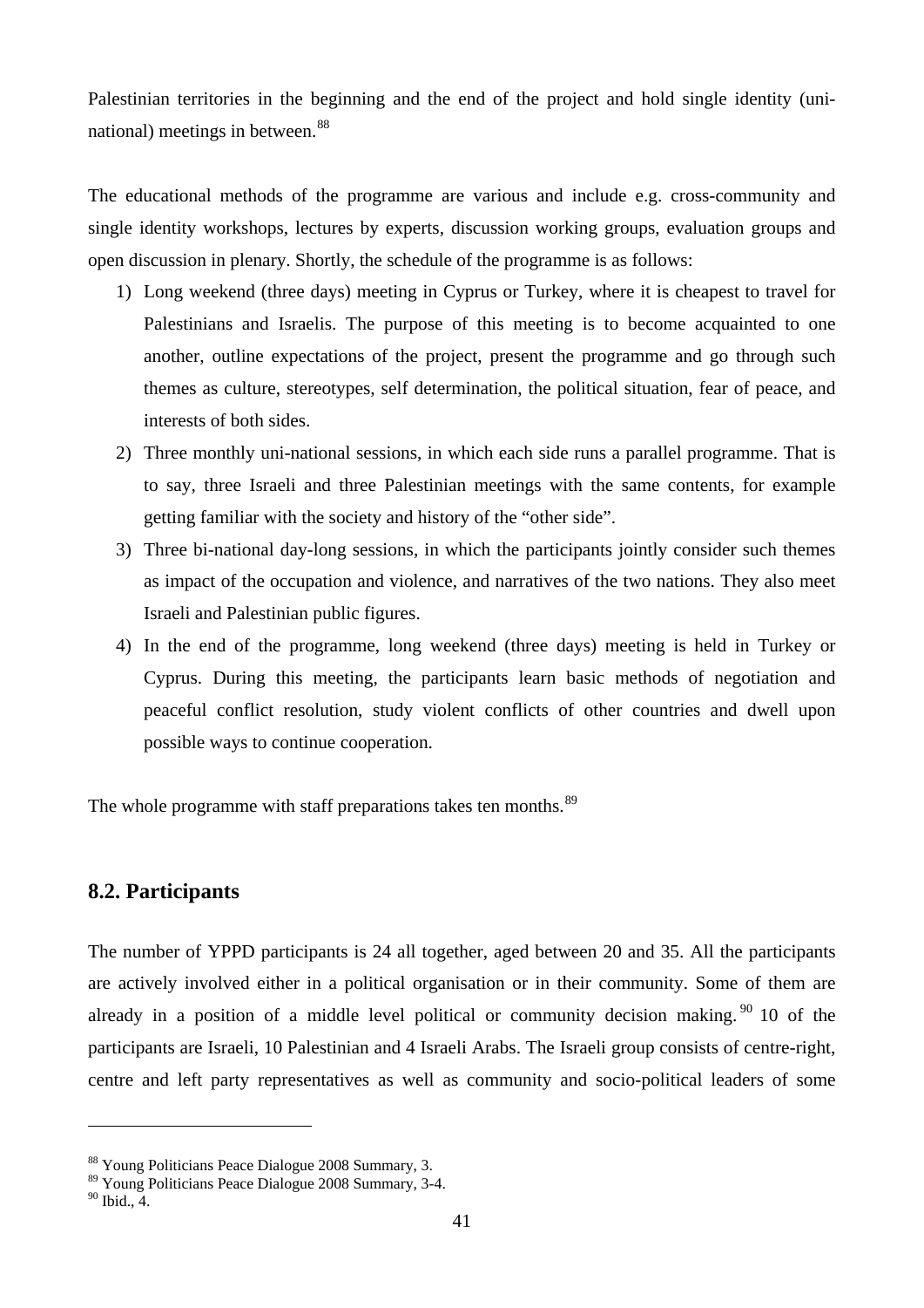Palestinian territories in the beginning and the end of the project and hold single identity (uni-national) meetings in between.[88]

The educational methods of the programme are various and include e.g. cross-community and single identity workshops, lectures by experts, discussion working groups, evaluation groups and open discussion in plenary. Shortly, the schedule of the programme is as follows:

1) Long weekend (three days) meeting in Cyprus or Turkey, where it is cheapest to travel for Palestinians and Israelis. The purpose of this meeting is to become acquainted to one another, outline expectations of the project, present the programme and go through such themes as culture, stereotypes, self determination, the political situation, fear of peace, and interests of both sides.
2) Three monthly uni-national sessions, in which each side runs a parallel programme. That is to say, three Israeli and three Palestinian meetings with the same contents, for example getting familiar with the society and history of the "other side".
3) Three bi-national day-long sessions, in which the participants jointly consider such themes as impact of the occupation and violence, and narratives of the two nations. They also meet Israeli and Palestinian public figures.
4) In the end of the programme, long weekend (three days) meeting is held in Turkey or Cyprus. During this meeting, the participants learn basic methods of negotiation and peaceful conflict resolution, study violent conflicts of other countries and dwell upon possible ways to continue cooperation.

The whole programme with staff preparations takes ten months.[89]

## 8.2. Participants

The number of YPPD participants is 24 all together, aged between 20 and 35. All the participants are actively involved either in a political organisation or in their community. Some of them are already in a position of a middle level political or community decision making.[90] 10 of the participants are Israeli, 10 Palestinian and 4 Israeli Arabs. The Israeli group consists of centre-right, centre and left party representatives as well as community and socio-political leaders of some

---

[88] Young Politicians Peace Dialogue 2008 Summary, 3.
[89] Young Politicians Peace Dialogue 2008 Summary, 3-4.
[90] Ibid., 4.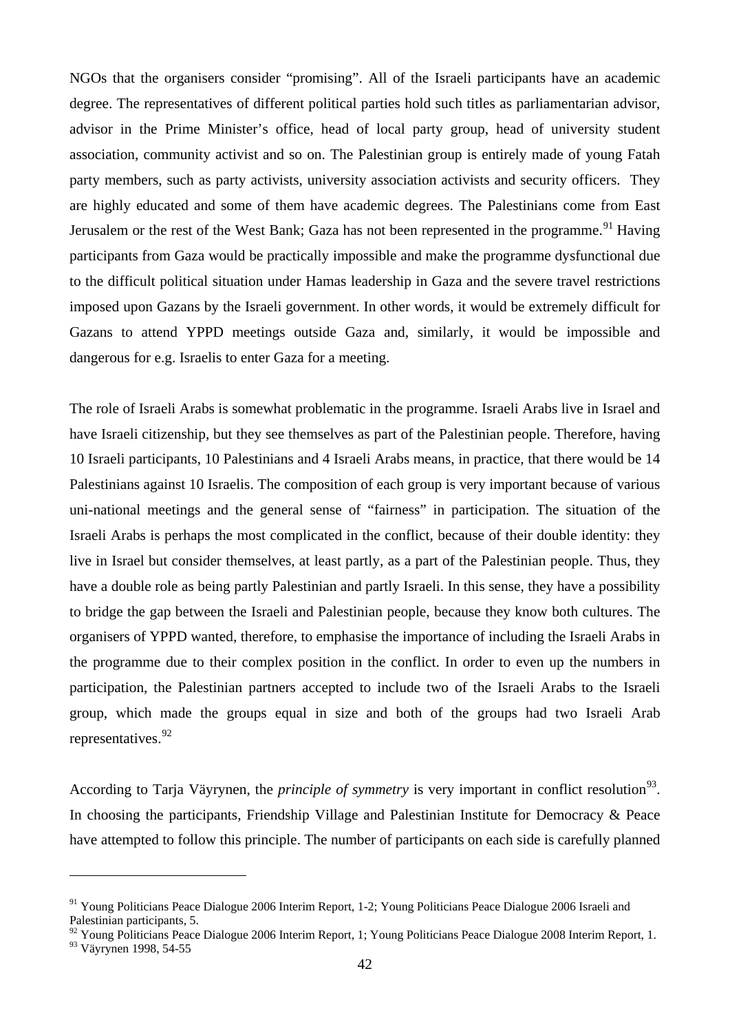NGOs that the organisers consider "promising". All of the Israeli participants have an academic degree. The representatives of different political parties hold such titles as parliamentarian advisor, advisor in the Prime Minister's office, head of local party group, head of university student association, community activist and so on. The Palestinian group is entirely made of young Fatah party members, such as party activists, university association activists and security officers. They are highly educated and some of them have academic degrees. The Palestinians come from East Jerusalem or the rest of the West Bank; Gaza has not been represented in the programme.[91] Having participants from Gaza would be practically impossible and make the programme dysfunctional due to the difficult political situation under Hamas leadership in Gaza and the severe travel restrictions imposed upon Gazans by the Israeli government. In other words, it would be extremely difficult for Gazans to attend YPPD meetings outside Gaza and, similarly, it would be impossible and dangerous for e.g. Israelis to enter Gaza for a meeting.

The role of Israeli Arabs is somewhat problematic in the programme. Israeli Arabs live in Israel and have Israeli citizenship, but they see themselves as part of the Palestinian people. Therefore, having 10 Israeli participants, 10 Palestinians and 4 Israeli Arabs means, in practice, that there would be 14 Palestinians against 10 Israelis. The composition of each group is very important because of various uni-national meetings and the general sense of "fairness" in participation. The situation of the Israeli Arabs is perhaps the most complicated in the conflict, because of their double identity: they live in Israel but consider themselves, at least partly, as a part of the Palestinian people. Thus, they have a double role as being partly Palestinian and partly Israeli. In this sense, they have a possibility to bridge the gap between the Israeli and Palestinian people, because they know both cultures. The organisers of YPPD wanted, therefore, to emphasise the importance of including the Israeli Arabs in the programme due to their complex position in the conflict. In order to even up the numbers in participation, the Palestinian partners accepted to include two of the Israeli Arabs to the Israeli group, which made the groups equal in size and both of the groups had two Israeli Arab representatives.[92]

According to Tarja Väyrynen, the *principle of symmetry* is very important in conflict resolution[93]. In choosing the participants, Friendship Village and Palestinian Institute for Democracy & Peace have attempted to follow this principle. The number of participants on each side is carefully planned

---

[91] Young Politicians Peace Dialogue 2006 Interim Report, 1-2; Young Politicians Peace Dialogue 2006 Israeli and Palestinian participants, 5.

[92] Young Politicians Peace Dialogue 2006 Interim Report, 1; Young Politicians Peace Dialogue 2008 Interim Report, 1.

[93] Väyrynen 1998, 54-55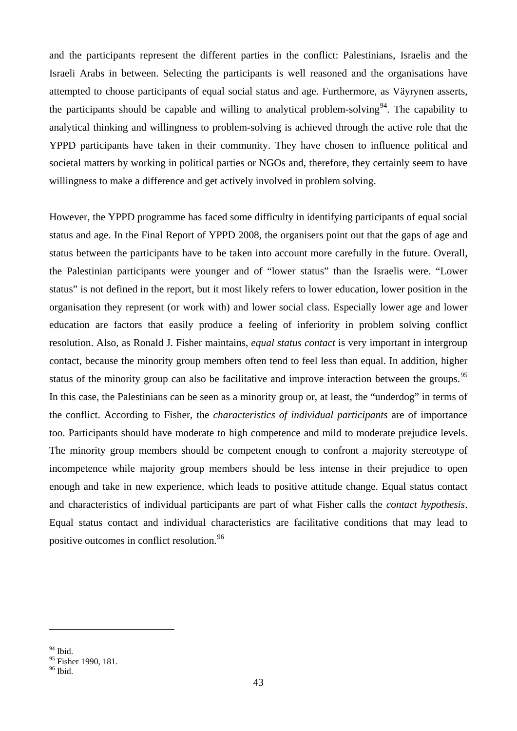and the participants represent the different parties in the conflict: Palestinians, Israelis and the Israeli Arabs in between. Selecting the participants is well reasoned and the organisations have attempted to choose participants of equal social status and age. Furthermore, as Väyrynen asserts, the participants should be capable and willing to analytical problem-solving[94]. The capability to analytical thinking and willingness to problem-solving is achieved through the active role that the YPPD participants have taken in their community. They have chosen to influence political and societal matters by working in political parties or NGOs and, therefore, they certainly seem to have willingness to make a difference and get actively involved in problem solving.

However, the YPPD programme has faced some difficulty in identifying participants of equal social status and age. In the Final Report of YPPD 2008, the organisers point out that the gaps of age and status between the participants have to be taken into account more carefully in the future. Overall, the Palestinian participants were younger and of "lower status" than the Israelis were. "Lower status" is not defined in the report, but it most likely refers to lower education, lower position in the organisation they represent (or work with) and lower social class. Especially lower age and lower education are factors that easily produce a feeling of inferiority in problem solving conflict resolution. Also, as Ronald J. Fisher maintains, *equal status contact* is very important in intergroup contact, because the minority group members often tend to feel less than equal. In addition, higher status of the minority group can also be facilitative and improve interaction between the groups.[95] In this case, the Palestinians can be seen as a minority group or, at least, the "underdog" in terms of the conflict. According to Fisher, the *characteristics of individual participants* are of importance too. Participants should have moderate to high competence and mild to moderate prejudice levels. The minority group members should be competent enough to confront a majority stereotype of incompetence while majority group members should be less intense in their prejudice to open enough and take in new experience, which leads to positive attitude change. Equal status contact and characteristics of individual participants are part of what Fisher calls the *contact hypothesis*. Equal status contact and individual characteristics are facilitative conditions that may lead to positive outcomes in conflict resolution.[96]

---

[94] Ibid.
[95] Fisher 1990, 181.
[96] Ibid.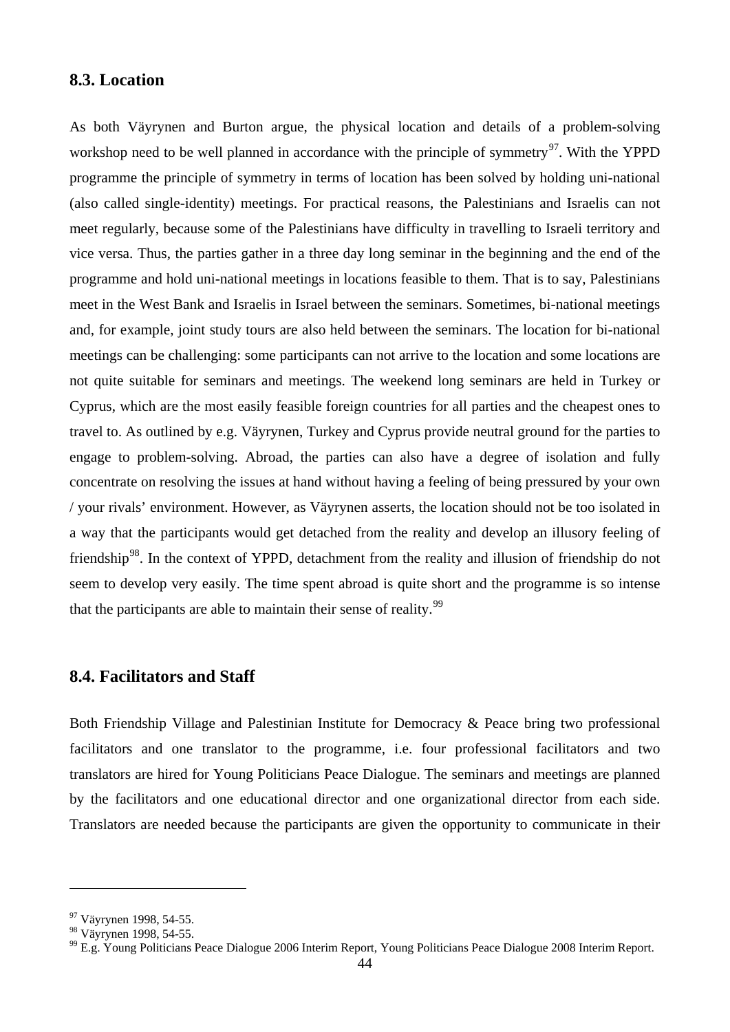## 8.3. Location

As both Väyrynen and Burton argue, the physical location and details of a problem-solving workshop need to be well planned in accordance with the principle of symmetry[97]. With the YPPD programme the principle of symmetry in terms of location has been solved by holding uni-national (also called single-identity) meetings. For practical reasons, the Palestinians and Israelis can not meet regularly, because some of the Palestinians have difficulty in travelling to Israeli territory and vice versa. Thus, the parties gather in a three day long seminar in the beginning and the end of the programme and hold uni-national meetings in locations feasible to them. That is to say, Palestinians meet in the West Bank and Israelis in Israel between the seminars. Sometimes, bi-national meetings and, for example, joint study tours are also held between the seminars. The location for bi-national meetings can be challenging: some participants can not arrive to the location and some locations are not quite suitable for seminars and meetings. The weekend long seminars are held in Turkey or Cyprus, which are the most easily feasible foreign countries for all parties and the cheapest ones to travel to. As outlined by e.g. Väyrynen, Turkey and Cyprus provide neutral ground for the parties to engage to problem-solving. Abroad, the parties can also have a degree of isolation and fully concentrate on resolving the issues at hand without having a feeling of being pressured by your own / your rivals' environment. However, as Väyrynen asserts, the location should not be too isolated in a way that the participants would get detached from the reality and develop an illusory feeling of friendship[98]. In the context of YPPD, detachment from the reality and illusion of friendship do not seem to develop very easily. The time spent abroad is quite short and the programme is so intense that the participants are able to maintain their sense of reality.[99]

## 8.4. Facilitators and Staff

Both Friendship Village and Palestinian Institute for Democracy & Peace bring two professional facilitators and one translator to the programme, i.e. four professional facilitators and two translators are hired for Young Politicians Peace Dialogue. The seminars and meetings are planned by the facilitators and one educational director and one organizational director from each side. Translators are needed because the participants are given the opportunity to communicate in their

---

[97] Väyrynen 1998, 54-55.
[98] Väyrynen 1998, 54-55.
[99] E.g. Young Politicians Peace Dialogue 2006 Interim Report, Young Politicians Peace Dialogue 2008 Interim Report.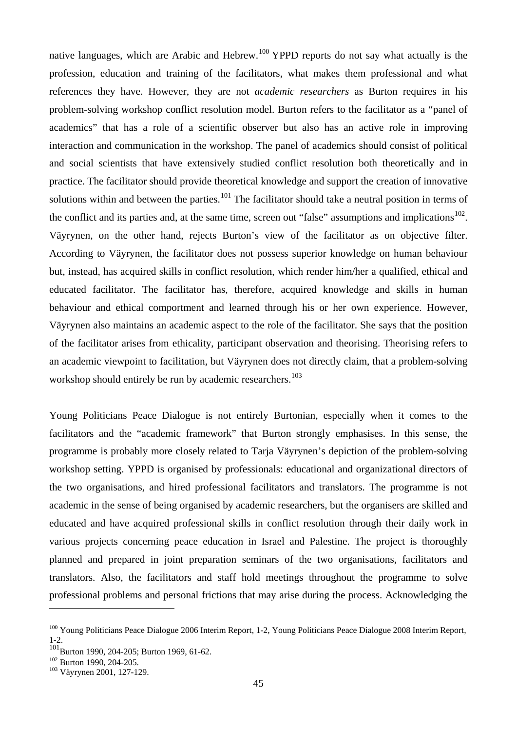native languages, which are Arabic and Hebrew.[100] YPPD reports do not say what actually is the profession, education and training of the facilitators, what makes them professional and what references they have. However, they are not *academic researchers* as Burton requires in his problem-solving workshop conflict resolution model. Burton refers to the facilitator as a "panel of academics" that has a role of a scientific observer but also has an active role in improving interaction and communication in the workshop. The panel of academics should consist of political and social scientists that have extensively studied conflict resolution both theoretically and in practice. The facilitator should provide theoretical knowledge and support the creation of innovative solutions within and between the parties.[101] The facilitator should take a neutral position in terms of the conflict and its parties and, at the same time, screen out "false" assumptions and implications[102]. Väyrynen, on the other hand, rejects Burton's view of the facilitator as on objective filter. According to Väyrynen, the facilitator does not possess superior knowledge on human behaviour but, instead, has acquired skills in conflict resolution, which render him/her a qualified, ethical and educated facilitator. The facilitator has, therefore, acquired knowledge and skills in human behaviour and ethical comportment and learned through his or her own experience. However, Väyrynen also maintains an academic aspect to the role of the facilitator. She says that the position of the facilitator arises from ethicality, participant observation and theorising. Theorising refers to an academic viewpoint to facilitation, but Väyrynen does not directly claim, that a problem-solving workshop should entirely be run by academic researchers.[103]

Young Politicians Peace Dialogue is not entirely Burtonian, especially when it comes to the facilitators and the "academic framework" that Burton strongly emphasises. In this sense, the programme is probably more closely related to Tarja Väyrynen's depiction of the problem-solving workshop setting. YPPD is organised by professionals: educational and organizational directors of the two organisations, and hired professional facilitators and translators. The programme is not academic in the sense of being organised by academic researchers, but the organisers are skilled and educated and have acquired professional skills in conflict resolution through their daily work in various projects concerning peace education in Israel and Palestine. The project is thoroughly planned and prepared in joint preparation seminars of the two organisations, facilitators and translators. Also, the facilitators and staff hold meetings throughout the programme to solve professional problems and personal frictions that may arise during the process. Acknowledging the

---

[100] Young Politicians Peace Dialogue 2006 Interim Report, 1-2, Young Politicians Peace Dialogue 2008 Interim Report, 1-2.

[101] Burton 1990, 204-205; Burton 1969, 61-62.

[102] Burton 1990, 204-205.

[103] Väyrynen 2001, 127-129.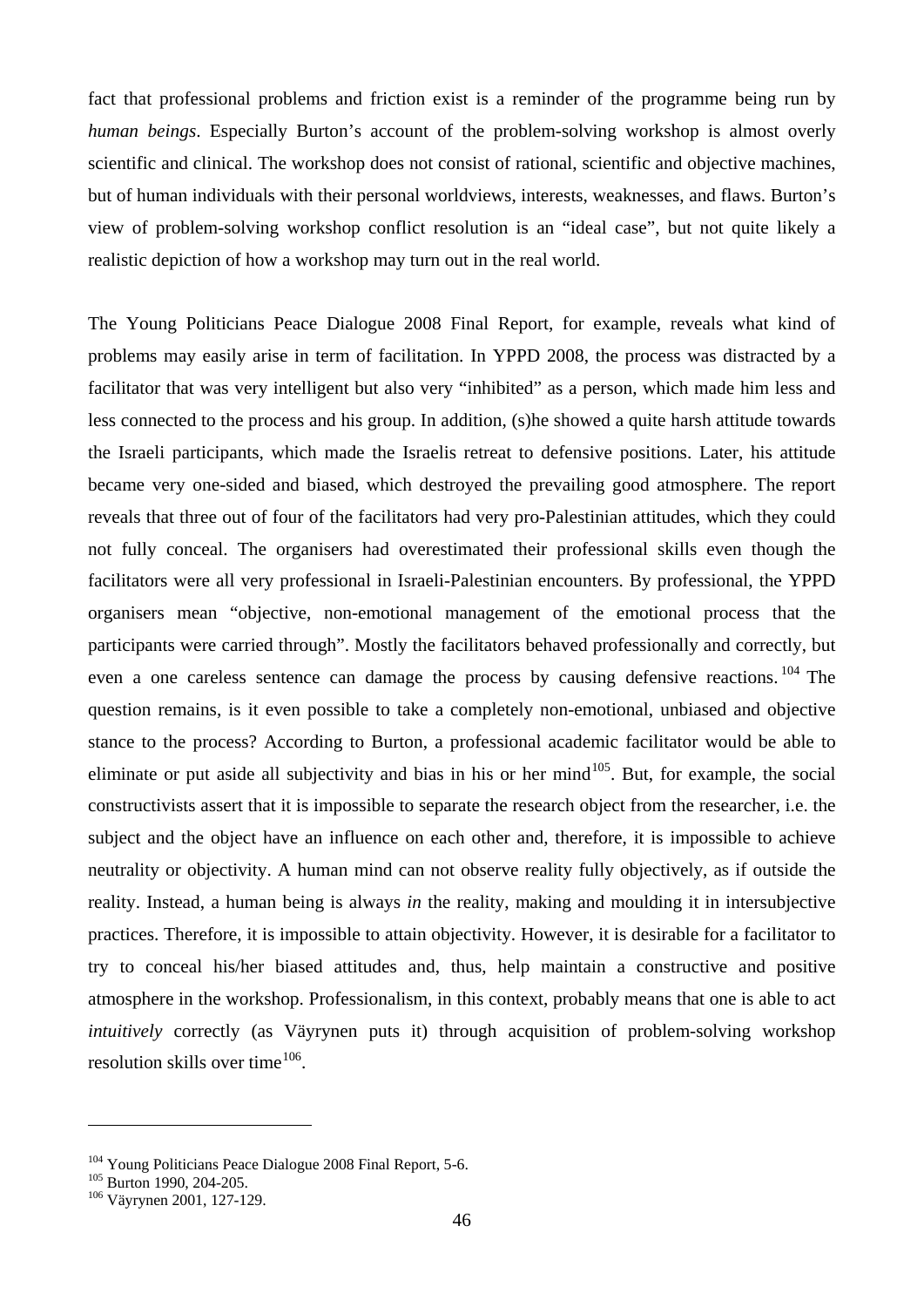fact that professional problems and friction exist is a reminder of the programme being run by *human beings*. Especially Burton's account of the problem-solving workshop is almost overly scientific and clinical. The workshop does not consist of rational, scientific and objective machines, but of human individuals with their personal worldviews, interests, weaknesses, and flaws. Burton's view of problem-solving workshop conflict resolution is an "ideal case", but not quite likely a realistic depiction of how a workshop may turn out in the real world.

The Young Politicians Peace Dialogue 2008 Final Report, for example, reveals what kind of problems may easily arise in term of facilitation. In YPPD 2008, the process was distracted by a facilitator that was very intelligent but also very "inhibited" as a person, which made him less and less connected to the process and his group. In addition, (s)he showed a quite harsh attitude towards the Israeli participants, which made the Israelis retreat to defensive positions. Later, his attitude became very one-sided and biased, which destroyed the prevailing good atmosphere. The report reveals that three out of four of the facilitators had very pro-Palestinian attitudes, which they could not fully conceal. The organisers had overestimated their professional skills even though the facilitators were all very professional in Israeli-Palestinian encounters. By professional, the YPPD organisers mean "objective, non-emotional management of the emotional process that the participants were carried through". Mostly the facilitators behaved professionally and correctly, but even a one careless sentence can damage the process by causing defensive reactions.[104] The question remains, is it even possible to take a completely non-emotional, unbiased and objective stance to the process? According to Burton, a professional academic facilitator would be able to eliminate or put aside all subjectivity and bias in his or her mind[105]. But, for example, the social constructivists assert that it is impossible to separate the research object from the researcher, i.e. the subject and the object have an influence on each other and, therefore, it is impossible to achieve neutrality or objectivity. A human mind can not observe reality fully objectively, as if outside the reality. Instead, a human being is always *in* the reality, making and moulding it in intersubjective practices. Therefore, it is impossible to attain objectivity. However, it is desirable for a facilitator to try to conceal his/her biased attitudes and, thus, help maintain a constructive and positive atmosphere in the workshop. Professionalism, in this context, probably means that one is able to act *intuitively* correctly (as Väyrynen puts it) through acquisition of problem-solving workshop resolution skills over time[106].

---

[104] Young Politicians Peace Dialogue 2008 Final Report, 5-6.
[105] Burton 1990, 204-205.
[106] Väyrynen 2001, 127-129.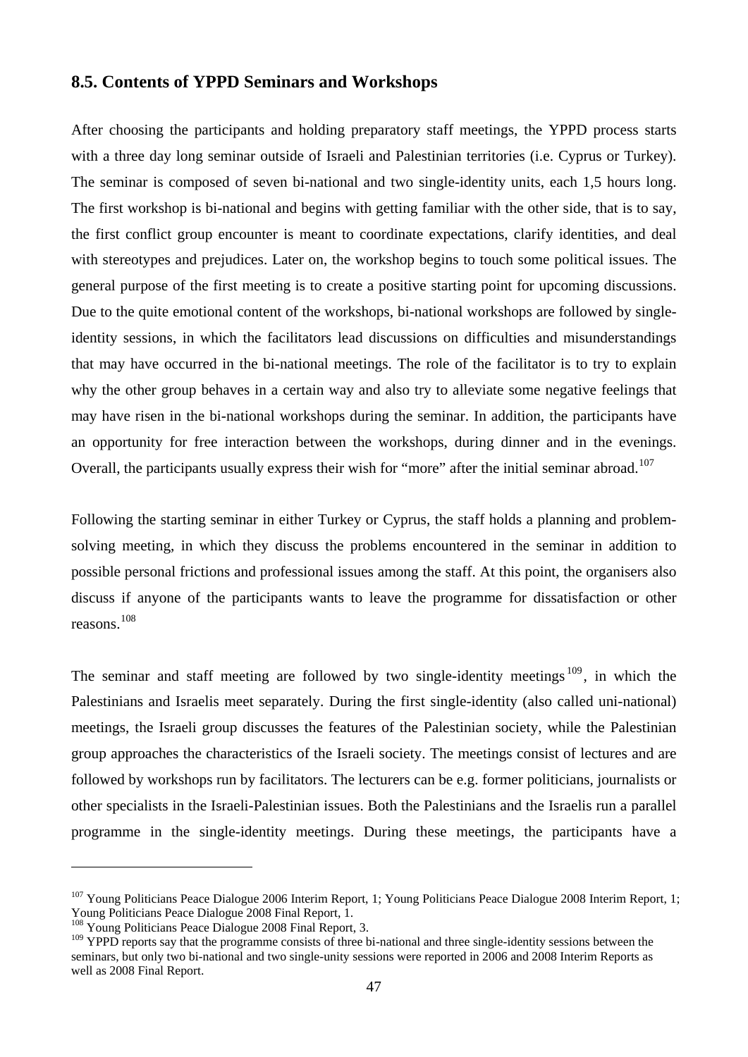## 8.5. Contents of YPPD Seminars and Workshops

After choosing the participants and holding preparatory staff meetings, the YPPD process starts with a three day long seminar outside of Israeli and Palestinian territories (i.e. Cyprus or Turkey). The seminar is composed of seven bi-national and two single-identity units, each 1,5 hours long. The first workshop is bi-national and begins with getting familiar with the other side, that is to say, the first conflict group encounter is meant to coordinate expectations, clarify identities, and deal with stereotypes and prejudices. Later on, the workshop begins to touch some political issues. The general purpose of the first meeting is to create a positive starting point for upcoming discussions. Due to the quite emotional content of the workshops, bi-national workshops are followed by single-identity sessions, in which the facilitators lead discussions on difficulties and misunderstandings that may have occurred in the bi-national meetings. The role of the facilitator is to try to explain why the other group behaves in a certain way and also try to alleviate some negative feelings that may have risen in the bi-national workshops during the seminar. In addition, the participants have an opportunity for free interaction between the workshops, during dinner and in the evenings. Overall, the participants usually express their wish for "more" after the initial seminar abroad.[107]

Following the starting seminar in either Turkey or Cyprus, the staff holds a planning and problem-solving meeting, in which they discuss the problems encountered in the seminar in addition to possible personal frictions and professional issues among the staff. At this point, the organisers also discuss if anyone of the participants wants to leave the programme for dissatisfaction or other reasons.[108]

The seminar and staff meeting are followed by two single-identity meetings[109], in which the Palestinians and Israelis meet separately. During the first single-identity (also called uni-national) meetings, the Israeli group discusses the features of the Palestinian society, while the Palestinian group approaches the characteristics of the Israeli society. The meetings consist of lectures and are followed by workshops run by facilitators. The lecturers can be e.g. former politicians, journalists or other specialists in the Israeli-Palestinian issues. Both the Palestinians and the Israelis run a parallel programme in the single-identity meetings. During these meetings, the participants have a

---

[107] Young Politicians Peace Dialogue 2006 Interim Report, 1; Young Politicians Peace Dialogue 2008 Interim Report, 1; Young Politicians Peace Dialogue 2008 Final Report, 1.

[108] Young Politicians Peace Dialogue 2008 Final Report, 3.

[109] YPPD reports say that the programme consists of three bi-national and three single-identity sessions between the seminars, but only two bi-national and two single-unity sessions were reported in 2006 and 2008 Interim Reports as well as 2008 Final Report.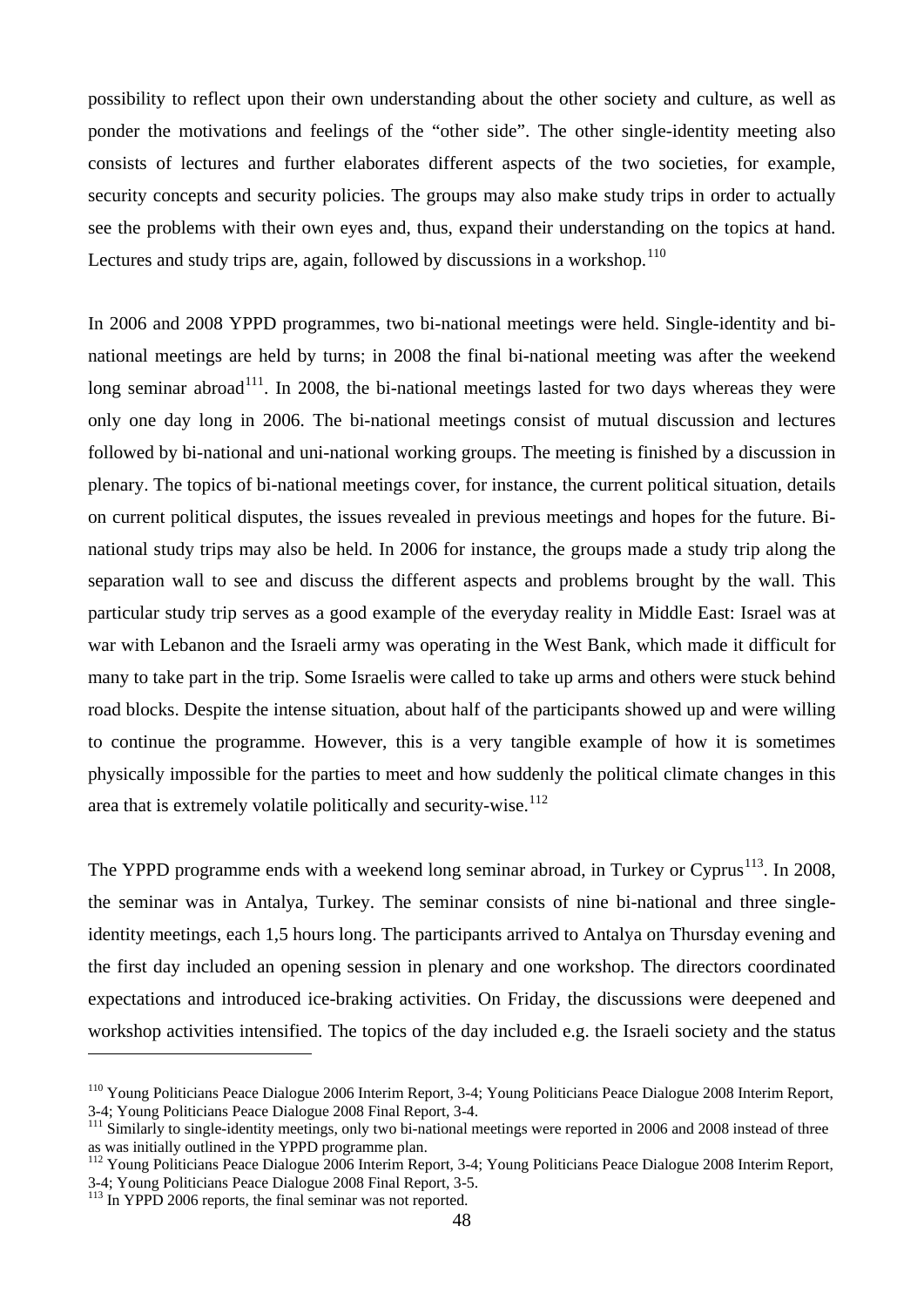possibility to reflect upon their own understanding about the other society and culture, as well as ponder the motivations and feelings of the "other side". The other single-identity meeting also consists of lectures and further elaborates different aspects of the two societies, for example, security concepts and security policies. The groups may also make study trips in order to actually see the problems with their own eyes and, thus, expand their understanding on the topics at hand. Lectures and study trips are, again, followed by discussions in a workshop.[110]

In 2006 and 2008 YPPD programmes, two bi-national meetings were held. Single-identity and bi-national meetings are held by turns; in 2008 the final bi-national meeting was after the weekend long seminar abroad[111]. In 2008, the bi-national meetings lasted for two days whereas they were only one day long in 2006. The bi-national meetings consist of mutual discussion and lectures followed by bi-national and uni-national working groups. The meeting is finished by a discussion in plenary. The topics of bi-national meetings cover, for instance, the current political situation, details on current political disputes, the issues revealed in previous meetings and hopes for the future. Bi-national study trips may also be held. In 2006 for instance, the groups made a study trip along the separation wall to see and discuss the different aspects and problems brought by the wall. This particular study trip serves as a good example of the everyday reality in Middle East: Israel was at war with Lebanon and the Israeli army was operating in the West Bank, which made it difficult for many to take part in the trip. Some Israelis were called to take up arms and others were stuck behind road blocks. Despite the intense situation, about half of the participants showed up and were willing to continue the programme. However, this is a very tangible example of how it is sometimes physically impossible for the parties to meet and how suddenly the political climate changes in this area that is extremely volatile politically and security-wise.[112]

The YPPD programme ends with a weekend long seminar abroad, in Turkey or Cyprus[113]. In 2008, the seminar was in Antalya, Turkey. The seminar consists of nine bi-national and three single-identity meetings, each 1,5 hours long. The participants arrived to Antalya on Thursday evening and the first day included an opening session in plenary and one workshop. The directors coordinated expectations and introduced ice-braking activities. On Friday, the discussions were deepened and workshop activities intensified. The topics of the day included e.g. the Israeli society and the status

---

[110] Young Politicians Peace Dialogue 2006 Interim Report, 3-4; Young Politicians Peace Dialogue 2008 Interim Report, 3-4; Young Politicians Peace Dialogue 2008 Final Report, 3-4.

[111] Similarly to single-identity meetings, only two bi-national meetings were reported in 2006 and 2008 instead of three as was initially outlined in the YPPD programme plan.

[112] Young Politicians Peace Dialogue 2006 Interim Report, 3-4; Young Politicians Peace Dialogue 2008 Interim Report, 3-4; Young Politicians Peace Dialogue 2008 Final Report, 3-5.

[113] In YPPD 2006 reports, the final seminar was not reported.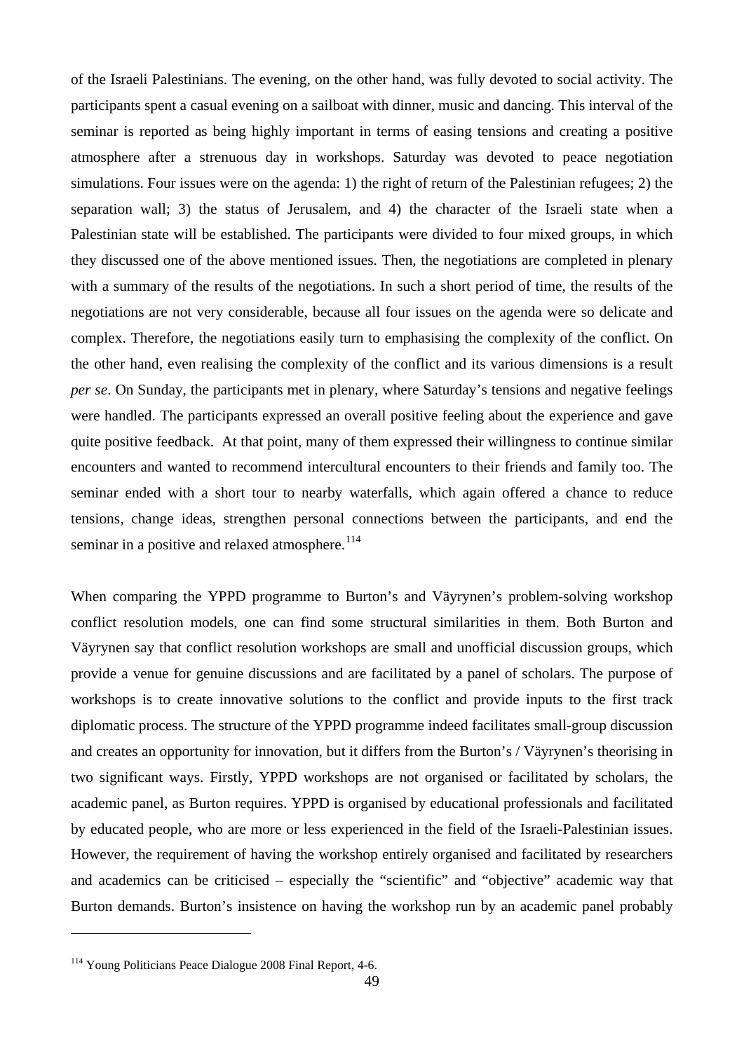of the Israeli Palestinians. The evening, on the other hand, was fully devoted to social activity. The participants spent a casual evening on a sailboat with dinner, music and dancing. This interval of the seminar is reported as being highly important in terms of easing tensions and creating a positive atmosphere after a strenuous day in workshops. Saturday was devoted to peace negotiation simulations. Four issues were on the agenda: 1) the right of return of the Palestinian refugees; 2) the separation wall; 3) the status of Jerusalem, and 4) the character of the Israeli state when a Palestinian state will be established. The participants were divided to four mixed groups, in which they discussed one of the above mentioned issues. Then, the negotiations are completed in plenary with a summary of the results of the negotiations. In such a short period of time, the results of the negotiations are not very considerable, because all four issues on the agenda were so delicate and complex. Therefore, the negotiations easily turn to emphasising the complexity of the conflict. On the other hand, even realising the complexity of the conflict and its various dimensions is a result *per se*. On Sunday, the participants met in plenary, where Saturday's tensions and negative feelings were handled. The participants expressed an overall positive feeling about the experience and gave quite positive feedback. At that point, many of them expressed their willingness to continue similar encounters and wanted to recommend intercultural encounters to their friends and family too. The seminar ended with a short tour to nearby waterfalls, which again offered a chance to reduce tensions, change ideas, strengthen personal connections between the participants, and end the seminar in a positive and relaxed atmosphere.[114]

When comparing the YPPD programme to Burton's and Väyrynen's problem-solving workshop conflict resolution models, one can find some structural similarities in them. Both Burton and Väyrynen say that conflict resolution workshops are small and unofficial discussion groups, which provide a venue for genuine discussions and are facilitated by a panel of scholars. The purpose of workshops is to create innovative solutions to the conflict and provide inputs to the first track diplomatic process. The structure of the YPPD programme indeed facilitates small-group discussion and creates an opportunity for innovation, but it differs from the Burton's / Väyrynen's theorising in two significant ways. Firstly, YPPD workshops are not organised or facilitated by scholars, the academic panel, as Burton requires. YPPD is organised by educational professionals and facilitated by educated people, who are more or less experienced in the field of the Israeli-Palestinian issues. However, the requirement of having the workshop entirely organised and facilitated by researchers and academics can be criticised – especially the "scientific" and "objective" academic way that Burton demands. Burton's insistence on having the workshop run by an academic panel probably

---

[114] Young Politicians Peace Dialogue 2008 Final Report, 4-6.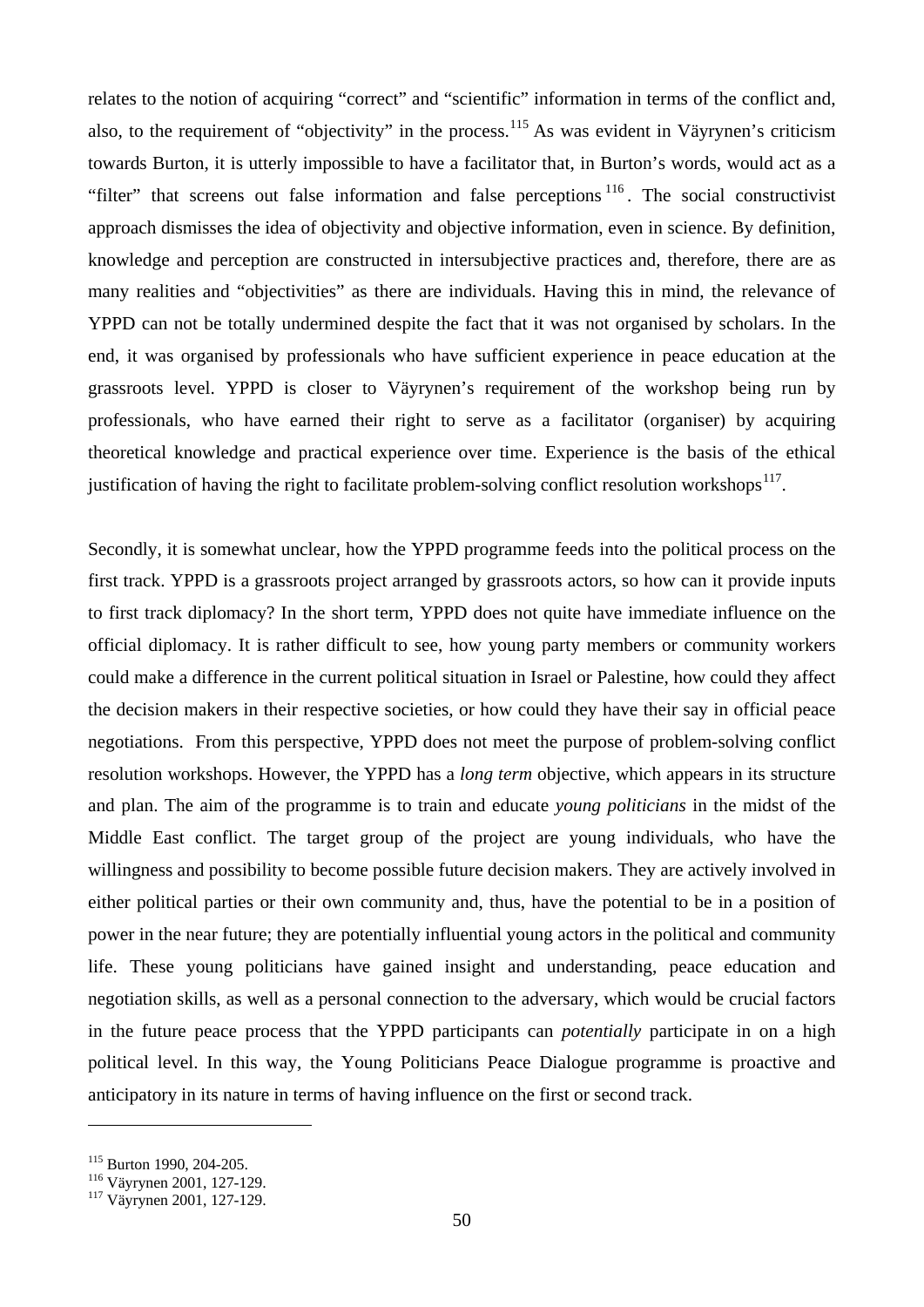relates to the notion of acquiring "correct" and "scientific" information in terms of the conflict and, also, to the requirement of "objectivity" in the process.[115] As was evident in Väyrynen's criticism towards Burton, it is utterly impossible to have a facilitator that, in Burton's words, would act as a "filter" that screens out false information and false perceptions[116]. The social constructivist approach dismisses the idea of objectivity and objective information, even in science. By definition, knowledge and perception are constructed in intersubjective practices and, therefore, there are as many realities and "objectivities" as there are individuals. Having this in mind, the relevance of YPPD can not be totally undermined despite the fact that it was not organised by scholars. In the end, it was organised by professionals who have sufficient experience in peace education at the grassroots level. YPPD is closer to Väyrynen's requirement of the workshop being run by professionals, who have earned their right to serve as a facilitator (organiser) by acquiring theoretical knowledge and practical experience over time. Experience is the basis of the ethical justification of having the right to facilitate problem-solving conflict resolution workshops[117].

Secondly, it is somewhat unclear, how the YPPD programme feeds into the political process on the first track. YPPD is a grassroots project arranged by grassroots actors, so how can it provide inputs to first track diplomacy? In the short term, YPPD does not quite have immediate influence on the official diplomacy. It is rather difficult to see, how young party members or community workers could make a difference in the current political situation in Israel or Palestine, how could they affect the decision makers in their respective societies, or how could they have their say in official peace negotiations. From this perspective, YPPD does not meet the purpose of problem-solving conflict resolution workshops. However, the YPPD has a *long term* objective, which appears in its structure and plan. The aim of the programme is to train and educate *young politicians* in the midst of the Middle East conflict. The target group of the project are young individuals, who have the willingness and possibility to become possible future decision makers. They are actively involved in either political parties or their own community and, thus, have the potential to be in a position of power in the near future; they are potentially influential young actors in the political and community life. These young politicians have gained insight and understanding, peace education and negotiation skills, as well as a personal connection to the adversary, which would be crucial factors in the future peace process that the YPPD participants can *potentially* participate in on a high political level. In this way, the Young Politicians Peace Dialogue programme is proactive and anticipatory in its nature in terms of having influence on the first or second track.

---

[115] Burton 1990, 204-205.
[116] Väyrynen 2001, 127-129.
[117] Väyrynen 2001, 127-129.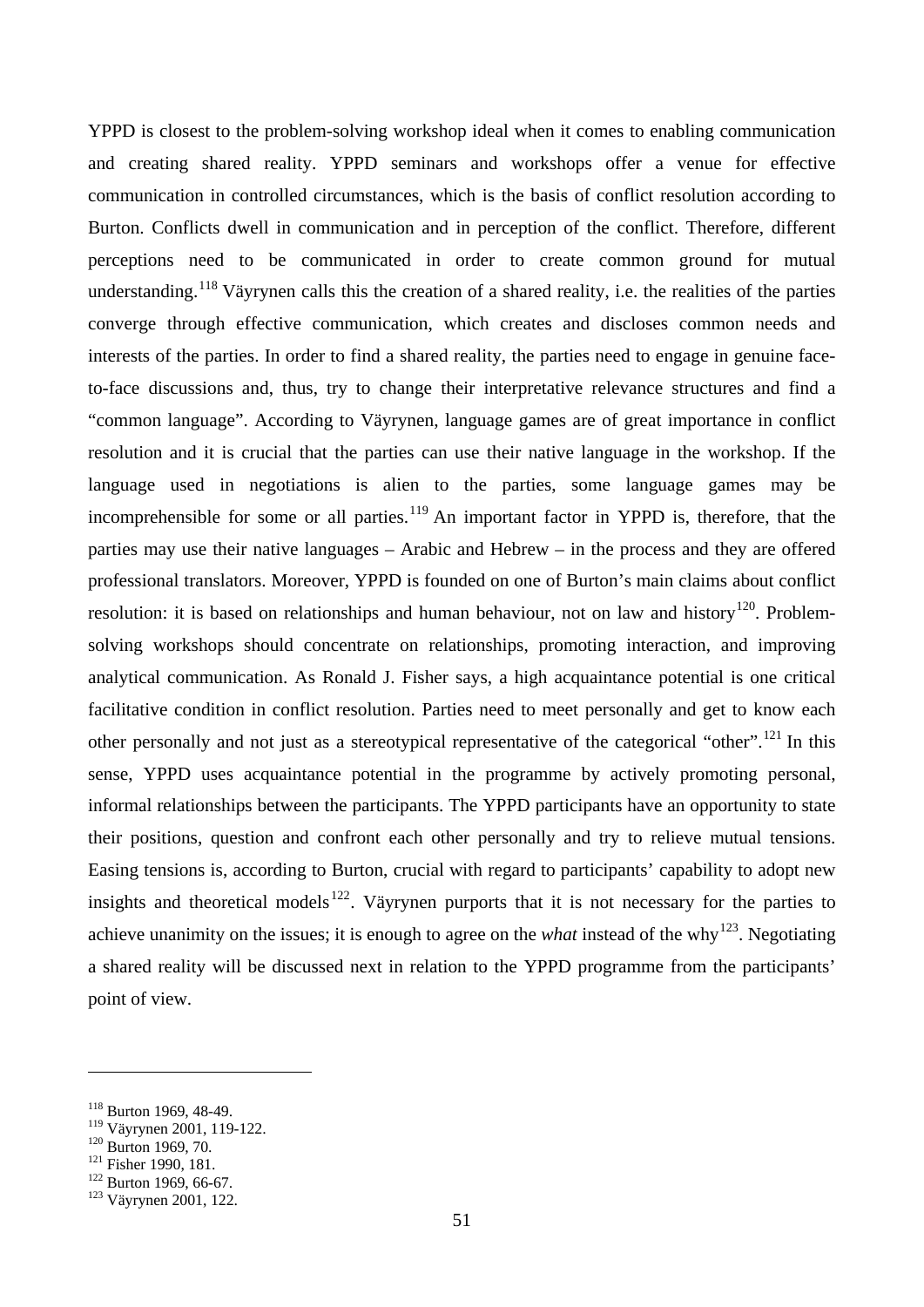YPPD is closest to the problem-solving workshop ideal when it comes to enabling communication and creating shared reality. YPPD seminars and workshops offer a venue for effective communication in controlled circumstances, which is the basis of conflict resolution according to Burton. Conflicts dwell in communication and in perception of the conflict. Therefore, different perceptions need to be communicated in order to create common ground for mutual understanding.[118] Väyrynen calls this the creation of a shared reality, i.e. the realities of the parties converge through effective communication, which creates and discloses common needs and interests of the parties. In order to find a shared reality, the parties need to engage in genuine face-to-face discussions and, thus, try to change their interpretative relevance structures and find a "common language". According to Väyrynen, language games are of great importance in conflict resolution and it is crucial that the parties can use their native language in the workshop. If the language used in negotiations is alien to the parties, some language games may be incomprehensible for some or all parties.[119] An important factor in YPPD is, therefore, that the parties may use their native languages – Arabic and Hebrew – in the process and they are offered professional translators. Moreover, YPPD is founded on one of Burton's main claims about conflict resolution: it is based on relationships and human behaviour, not on law and history[120]. Problem-solving workshops should concentrate on relationships, promoting interaction, and improving analytical communication. As Ronald J. Fisher says, a high acquaintance potential is one critical facilitative condition in conflict resolution. Parties need to meet personally and get to know each other personally and not just as a stereotypical representative of the categorical "other".[121] In this sense, YPPD uses acquaintance potential in the programme by actively promoting personal, informal relationships between the participants. The YPPD participants have an opportunity to state their positions, question and confront each other personally and try to relieve mutual tensions. Easing tensions is, according to Burton, crucial with regard to participants' capability to adopt new insights and theoretical models[122]. Väyrynen purports that it is not necessary for the parties to achieve unanimity on the issues; it is enough to agree on the *what* instead of the why[123]. Negotiating a shared reality will be discussed next in relation to the YPPD programme from the participants' point of view.

---

[118] Burton 1969, 48-49.
[119] Väyrynen 2001, 119-122.
[120] Burton 1969, 70.
[121] Fisher 1990, 181.
[122] Burton 1969, 66-67.
[123] Väyrynen 2001, 122.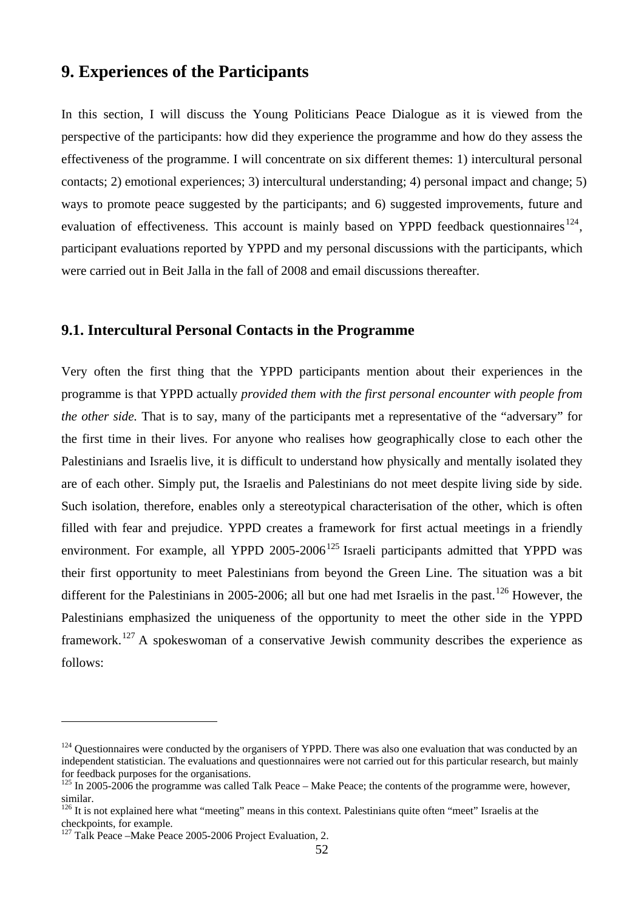## 9. Experiences of the Participants

In this section, I will discuss the Young Politicians Peace Dialogue as it is viewed from the perspective of the participants: how did they experience the programme and how do they assess the effectiveness of the programme. I will concentrate on six different themes: 1) intercultural personal contacts; 2) emotional experiences; 3) intercultural understanding; 4) personal impact and change; 5) ways to promote peace suggested by the participants; and 6) suggested improvements, future and evaluation of effectiveness. This account is mainly based on YPPD feedback questionnaires[124], participant evaluations reported by YPPD and my personal discussions with the participants, which were carried out in Beit Jalla in the fall of 2008 and email discussions thereafter.

### 9.1. Intercultural Personal Contacts in the Programme

Very often the first thing that the YPPD participants mention about their experiences in the programme is that YPPD actually *provided them with the first personal encounter with people from the other side.* That is to say, many of the participants met a representative of the "adversary" for the first time in their lives. For anyone who realises how geographically close to each other the Palestinians and Israelis live, it is difficult to understand how physically and mentally isolated they are of each other. Simply put, the Israelis and Palestinians do not meet despite living side by side. Such isolation, therefore, enables only a stereotypical characterisation of the other, which is often filled with fear and prejudice. YPPD creates a framework for first actual meetings in a friendly environment. For example, all YPPD 2005-2006[125] Israeli participants admitted that YPPD was their first opportunity to meet Palestinians from beyond the Green Line. The situation was a bit different for the Palestinians in 2005-2006; all but one had met Israelis in the past.[126] However, the Palestinians emphasized the uniqueness of the opportunity to meet the other side in the YPPD framework.[127] A spokeswoman of a conservative Jewish community describes the experience as follows:

---

[124] Questionnaires were conducted by the organisers of YPPD. There was also one evaluation that was conducted by an independent statistician. The evaluations and questionnaires were not carried out for this particular research, but mainly for feedback purposes for the organisations.

[125] In 2005-2006 the programme was called Talk Peace – Make Peace; the contents of the programme were, however, similar.

[126] It is not explained here what "meeting" means in this context. Palestinians quite often "meet" Israelis at the checkpoints, for example.

[127] Talk Peace –Make Peace 2005-2006 Project Evaluation, 2.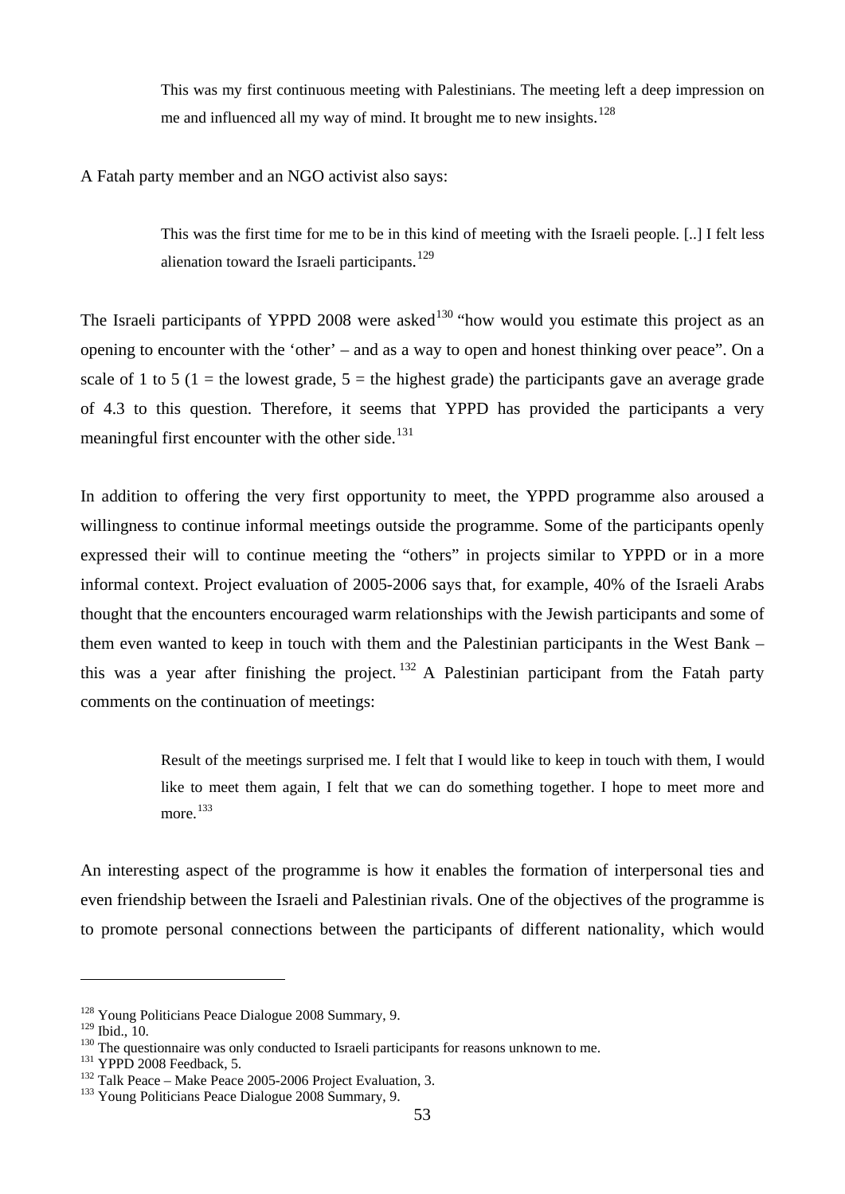> This was my first continuous meeting with Palestinians. The meeting left a deep impression on me and influenced all my way of mind. It brought me to new insights.[128]

A Fatah party member and an NGO activist also says:

> This was the first time for me to be in this kind of meeting with the Israeli people. [..] I felt less alienation toward the Israeli participants.[129]

The Israeli participants of YPPD 2008 were asked[130] "how would you estimate this project as an opening to encounter with the 'other' – and as a way to open and honest thinking over peace". On a scale of 1 to 5 (1 = the lowest grade, 5 = the highest grade) the participants gave an average grade of 4.3 to this question. Therefore, it seems that YPPD has provided the participants a very meaningful first encounter with the other side.[131]

In addition to offering the very first opportunity to meet, the YPPD programme also aroused a willingness to continue informal meetings outside the programme. Some of the participants openly expressed their will to continue meeting the "others" in projects similar to YPPD or in a more informal context. Project evaluation of 2005-2006 says that, for example, 40% of the Israeli Arabs thought that the encounters encouraged warm relationships with the Jewish participants and some of them even wanted to keep in touch with them and the Palestinian participants in the West Bank – this was a year after finishing the project.[132] A Palestinian participant from the Fatah party comments on the continuation of meetings:

> Result of the meetings surprised me. I felt that I would like to keep in touch with them, I would like to meet them again, I felt that we can do something together. I hope to meet more and more.[133]

An interesting aspect of the programme is how it enables the formation of interpersonal ties and even friendship between the Israeli and Palestinian rivals. One of the objectives of the programme is to promote personal connections between the participants of different nationality, which would

---

[128] Young Politicians Peace Dialogue 2008 Summary, 9.
[129] Ibid., 10.
[130] The questionnaire was only conducted to Israeli participants for reasons unknown to me.
[131] YPPD 2008 Feedback, 5.
[132] Talk Peace – Make Peace 2005-2006 Project Evaluation, 3.
[133] Young Politicians Peace Dialogue 2008 Summary, 9.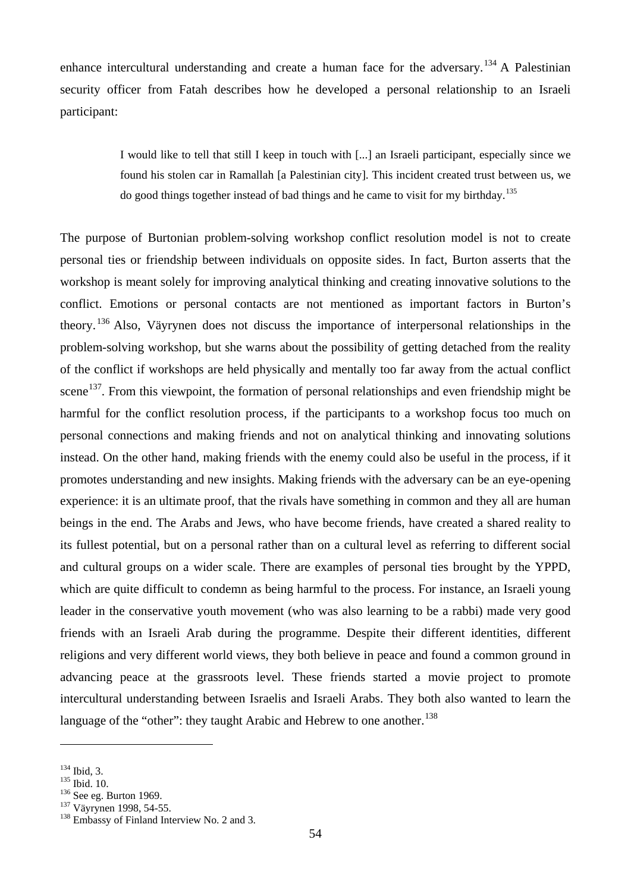enhance intercultural understanding and create a human face for the adversary.[134] A Palestinian security officer from Fatah describes how he developed a personal relationship to an Israeli participant:

> I would like to tell that still I keep in touch with [...] an Israeli participant, especially since we found his stolen car in Ramallah [a Palestinian city]. This incident created trust between us, we do good things together instead of bad things and he came to visit for my birthday.[135]

The purpose of Burtonian problem-solving workshop conflict resolution model is not to create personal ties or friendship between individuals on opposite sides. In fact, Burton asserts that the workshop is meant solely for improving analytical thinking and creating innovative solutions to the conflict. Emotions or personal contacts are not mentioned as important factors in Burton's theory.[136] Also, Väyrynen does not discuss the importance of interpersonal relationships in the problem-solving workshop, but she warns about the possibility of getting detached from the reality of the conflict if workshops are held physically and mentally too far away from the actual conflict scene[137]. From this viewpoint, the formation of personal relationships and even friendship might be harmful for the conflict resolution process, if the participants to a workshop focus too much on personal connections and making friends and not on analytical thinking and innovating solutions instead. On the other hand, making friends with the enemy could also be useful in the process, if it promotes understanding and new insights. Making friends with the adversary can be an eye-opening experience: it is an ultimate proof, that the rivals have something in common and they all are human beings in the end. The Arabs and Jews, who have become friends, have created a shared reality to its fullest potential, but on a personal rather than on a cultural level as referring to different social and cultural groups on a wider scale. There are examples of personal ties brought by the YPPD, which are quite difficult to condemn as being harmful to the process. For instance, an Israeli young leader in the conservative youth movement (who was also learning to be a rabbi) made very good friends with an Israeli Arab during the programme. Despite their different identities, different religions and very different world views, they both believe in peace and found a common ground in advancing peace at the grassroots level. These friends started a movie project to promote intercultural understanding between Israelis and Israeli Arabs. They both also wanted to learn the language of the "other": they taught Arabic and Hebrew to one another.[138]

---

[134] Ibid, 3.
[135] Ibid. 10.
[136] See eg. Burton 1969.
[137] Väyrynen 1998, 54-55.
[138] Embassy of Finland Interview No. 2 and 3.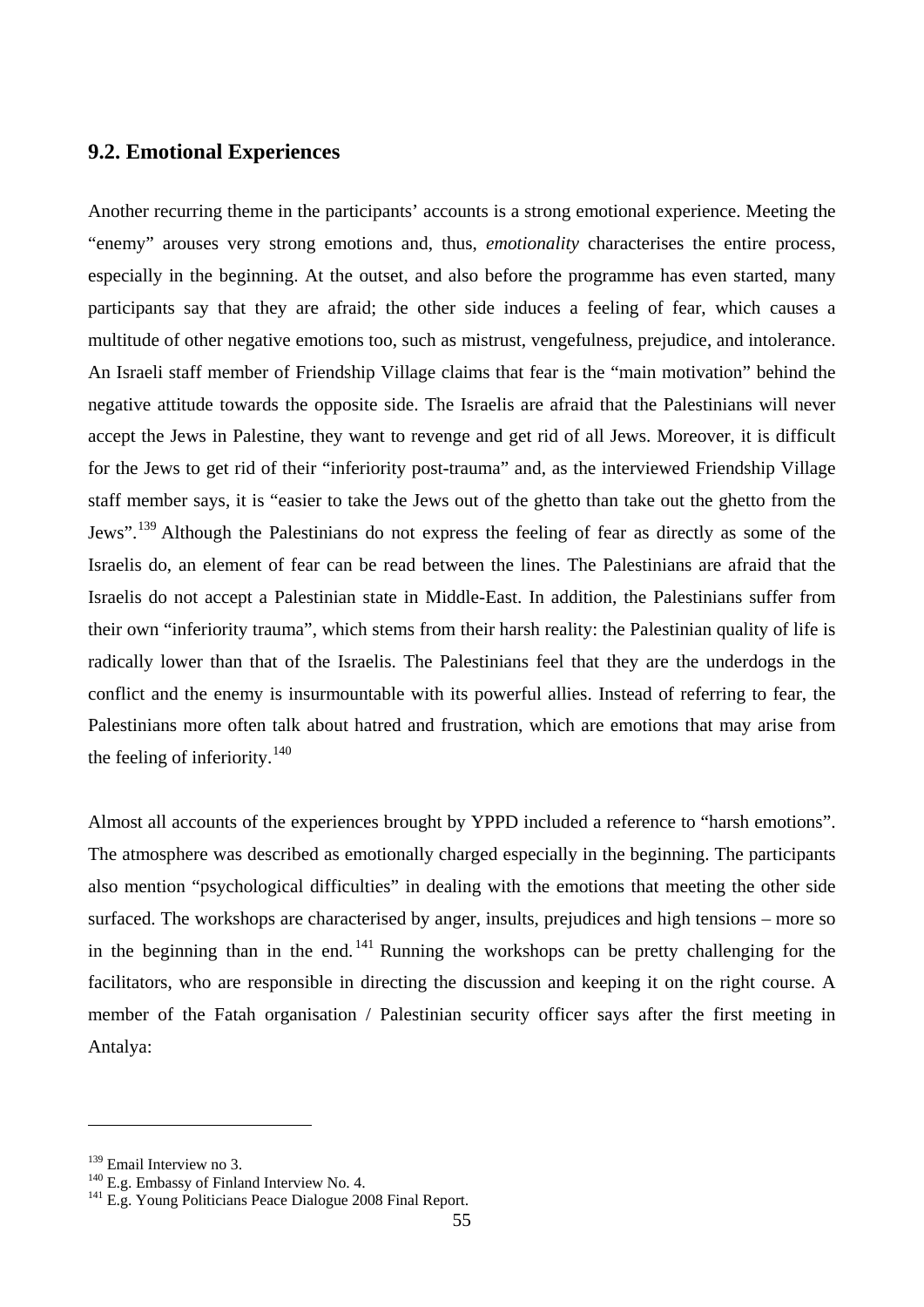## 9.2. Emotional Experiences

Another recurring theme in the participants' accounts is a strong emotional experience. Meeting the "enemy" arouses very strong emotions and, thus, *emotionality* characterises the entire process, especially in the beginning. At the outset, and also before the programme has even started, many participants say that they are afraid; the other side induces a feeling of fear, which causes a multitude of other negative emotions too, such as mistrust, vengefulness, prejudice, and intolerance. An Israeli staff member of Friendship Village claims that fear is the "main motivation" behind the negative attitude towards the opposite side. The Israelis are afraid that the Palestinians will never accept the Jews in Palestine, they want to revenge and get rid of all Jews. Moreover, it is difficult for the Jews to get rid of their "inferiority post-trauma" and, as the interviewed Friendship Village staff member says, it is "easier to take the Jews out of the ghetto than take out the ghetto from the Jews".[139] Although the Palestinians do not express the feeling of fear as directly as some of the Israelis do, an element of fear can be read between the lines. The Palestinians are afraid that the Israelis do not accept a Palestinian state in Middle-East. In addition, the Palestinians suffer from their own "inferiority trauma", which stems from their harsh reality: the Palestinian quality of life is radically lower than that of the Israelis. The Palestinians feel that they are the underdogs in the conflict and the enemy is insurmountable with its powerful allies. Instead of referring to fear, the Palestinians more often talk about hatred and frustration, which are emotions that may arise from the feeling of inferiority.[140]

Almost all accounts of the experiences brought by YPPD included a reference to "harsh emotions". The atmosphere was described as emotionally charged especially in the beginning. The participants also mention "psychological difficulties" in dealing with the emotions that meeting the other side surfaced. The workshops are characterised by anger, insults, prejudices and high tensions – more so in the beginning than in the end.[141] Running the workshops can be pretty challenging for the facilitators, who are responsible in directing the discussion and keeping it on the right course. A member of the Fatah organisation / Palestinian security officer says after the first meeting in Antalya:

---

[139] Email Interview no 3.

[140] E.g. Embassy of Finland Interview No. 4.

[141] E.g. Young Politicians Peace Dialogue 2008 Final Report.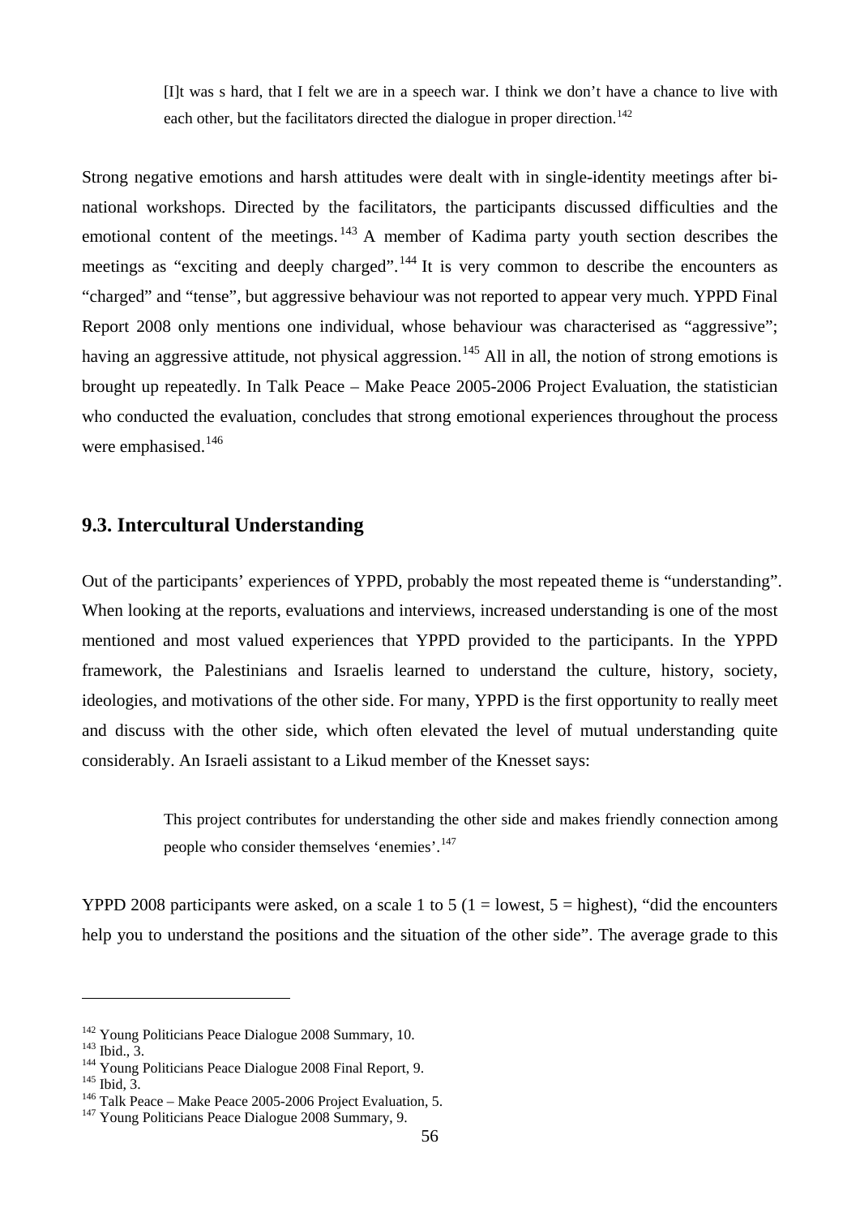> [I]t was s hard, that I felt we are in a speech war. I think we don't have a chance to live with each other, but the facilitators directed the dialogue in proper direction.[142]

Strong negative emotions and harsh attitudes were dealt with in single-identity meetings after bi-national workshops. Directed by the facilitators, the participants discussed difficulties and the emotional content of the meetings.[143] A member of Kadima party youth section describes the meetings as "exciting and deeply charged".[144] It is very common to describe the encounters as "charged" and "tense", but aggressive behaviour was not reported to appear very much. YPPD Final Report 2008 only mentions one individual, whose behaviour was characterised as "aggressive"; having an aggressive attitude, not physical aggression.[145] All in all, the notion of strong emotions is brought up repeatedly. In Talk Peace – Make Peace 2005-2006 Project Evaluation, the statistician who conducted the evaluation, concludes that strong emotional experiences throughout the process were emphasised.[146]

## 9.3. Intercultural Understanding

Out of the participants' experiences of YPPD, probably the most repeated theme is "understanding". When looking at the reports, evaluations and interviews, increased understanding is one of the most mentioned and most valued experiences that YPPD provided to the participants. In the YPPD framework, the Palestinians and Israelis learned to understand the culture, history, society, ideologies, and motivations of the other side. For many, YPPD is the first opportunity to really meet and discuss with the other side, which often elevated the level of mutual understanding quite considerably. An Israeli assistant to a Likud member of the Knesset says:

> This project contributes for understanding the other side and makes friendly connection among people who consider themselves 'enemies'.[147]

YPPD 2008 participants were asked, on a scale 1 to 5 (1 = lowest, 5 = highest), "did the encounters help you to understand the positions and the situation of the other side". The average grade to this

---

[142] Young Politicians Peace Dialogue 2008 Summary, 10.
[143] Ibid., 3.
[144] Young Politicians Peace Dialogue 2008 Final Report, 9.
[145] Ibid, 3.
[146] Talk Peace – Make Peace 2005-2006 Project Evaluation, 5.
[147] Young Politicians Peace Dialogue 2008 Summary, 9.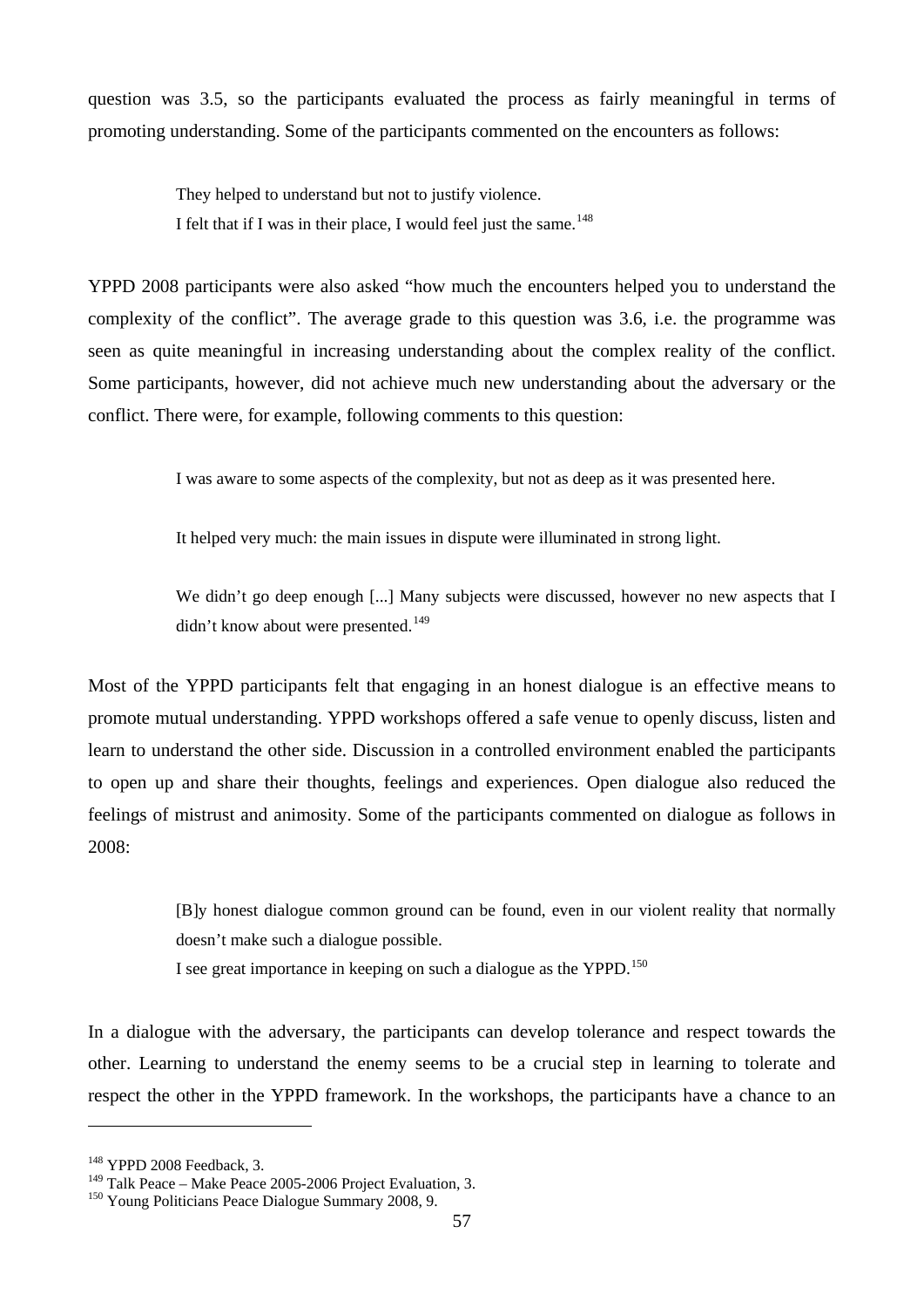question was 3.5, so the participants evaluated the process as fairly meaningful in terms of promoting understanding. Some of the participants commented on the encounters as follows:

> They helped to understand but not to justify violence.
> I felt that if I was in their place, I would feel just the same.[148]

YPPD 2008 participants were also asked "how much the encounters helped you to understand the complexity of the conflict". The average grade to this question was 3.6, i.e. the programme was seen as quite meaningful in increasing understanding about the complex reality of the conflict. Some participants, however, did not achieve much new understanding about the adversary or the conflict. There were, for example, following comments to this question:

> I was aware to some aspects of the complexity, but not as deep as it was presented here.
>
> It helped very much: the main issues in dispute were illuminated in strong light.
>
> We didn't go deep enough [...] Many subjects were discussed, however no new aspects that I didn't know about were presented.[149]

Most of the YPPD participants felt that engaging in an honest dialogue is an effective means to promote mutual understanding. YPPD workshops offered a safe venue to openly discuss, listen and learn to understand the other side. Discussion in a controlled environment enabled the participants to open up and share their thoughts, feelings and experiences. Open dialogue also reduced the feelings of mistrust and animosity. Some of the participants commented on dialogue as follows in 2008:

> [B]y honest dialogue common ground can be found, even in our violent reality that normally doesn't make such a dialogue possible.
> I see great importance in keeping on such a dialogue as the YPPD.[150]

In a dialogue with the adversary, the participants can develop tolerance and respect towards the other. Learning to understand the enemy seems to be a crucial step in learning to tolerate and respect the other in the YPPD framework. In the workshops, the participants have a chance to an

---

[148] YPPD 2008 Feedback, 3.
[149] Talk Peace – Make Peace 2005-2006 Project Evaluation, 3.
[150] Young Politicians Peace Dialogue Summary 2008, 9.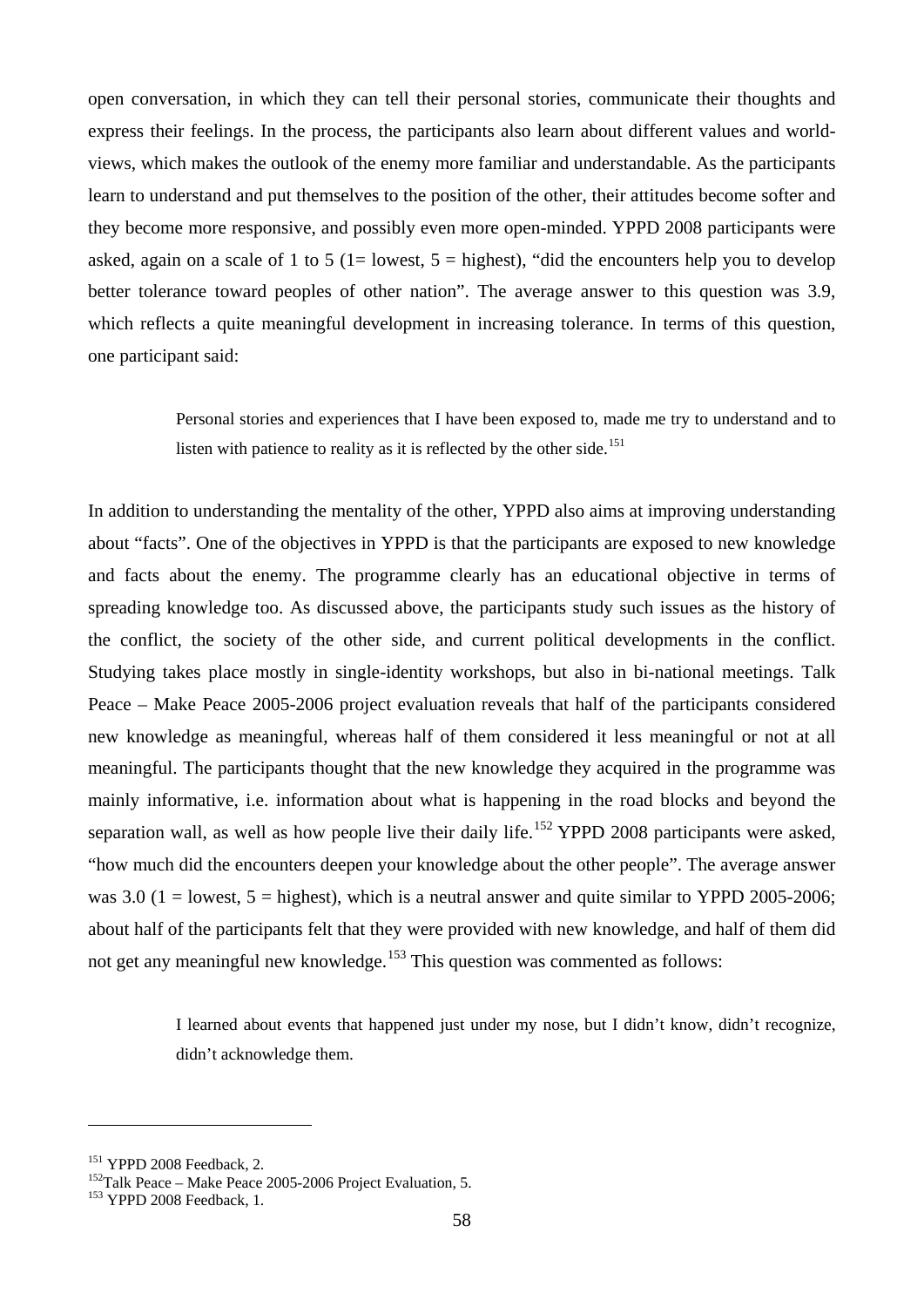open conversation, in which they can tell their personal stories, communicate their thoughts and express their feelings. In the process, the participants also learn about different values and world-views, which makes the outlook of the enemy more familiar and understandable. As the participants learn to understand and put themselves to the position of the other, their attitudes become softer and they become more responsive, and possibly even more open-minded. YPPD 2008 participants were asked, again on a scale of 1 to 5 (1= lowest, 5 = highest), “did the encounters help you to develop better tolerance toward peoples of other nation”. The average answer to this question was 3.9, which reflects a quite meaningful development in increasing tolerance. In terms of this question, one participant said:

> Personal stories and experiences that I have been exposed to, made me try to understand and to listen with patience to reality as it is reflected by the other side.[151]

In addition to understanding the mentality of the other, YPPD also aims at improving understanding about “facts”. One of the objectives in YPPD is that the participants are exposed to new knowledge and facts about the enemy. The programme clearly has an educational objective in terms of spreading knowledge too. As discussed above, the participants study such issues as the history of the conflict, the society of the other side, and current political developments in the conflict. Studying takes place mostly in single-identity workshops, but also in bi-national meetings. Talk Peace – Make Peace 2005-2006 project evaluation reveals that half of the participants considered new knowledge as meaningful, whereas half of them considered it less meaningful or not at all meaningful. The participants thought that the new knowledge they acquired in the programme was mainly informative, i.e. information about what is happening in the road blocks and beyond the separation wall, as well as how people live their daily life.[152] YPPD 2008 participants were asked, “how much did the encounters deepen your knowledge about the other people”. The average answer was 3.0 (1 = lowest, 5 = highest), which is a neutral answer and quite similar to YPPD 2005-2006; about half of the participants felt that they were provided with new knowledge, and half of them did not get any meaningful new knowledge.[153] This question was commented as follows:

> I learned about events that happened just under my nose, but I didn’t know, didn’t recognize, didn’t acknowledge them.

[151] YPPD 2008 Feedback, 2.

[152] Talk Peace – Make Peace 2005-2006 Project Evaluation, 5.

[153] YPPD 2008 Feedback, 1.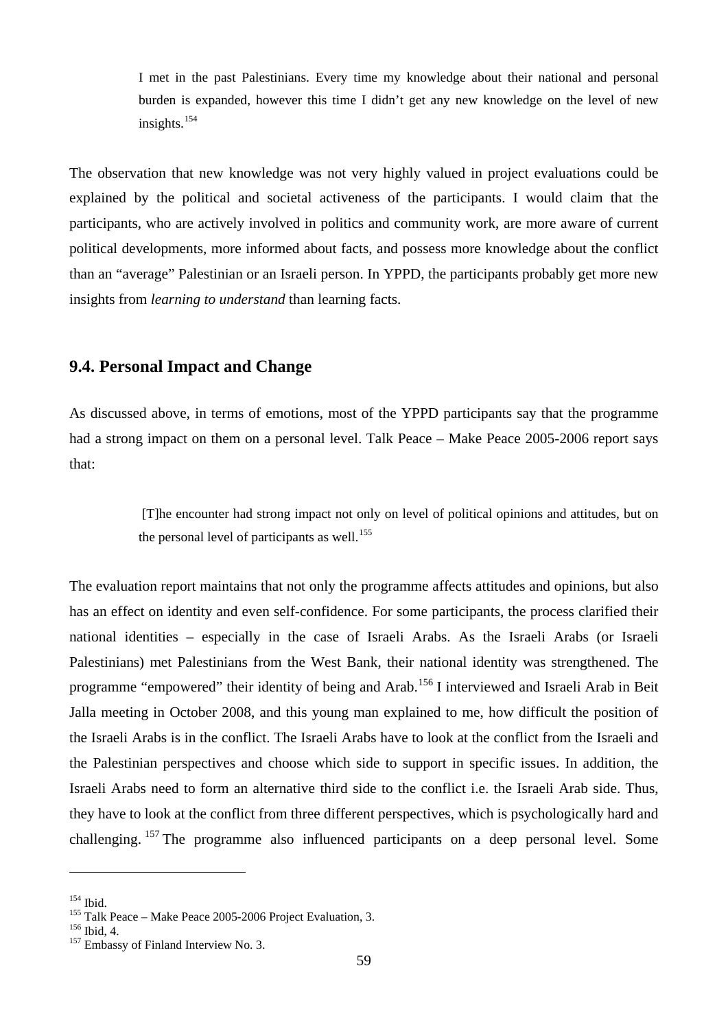> I met in the past Palestinians. Every time my knowledge about their national and personal burden is expanded, however this time I didn't get any new knowledge on the level of new insights.[154]

The observation that new knowledge was not very highly valued in project evaluations could be explained by the political and societal activeness of the participants. I would claim that the participants, who are actively involved in politics and community work, are more aware of current political developments, more informed about facts, and possess more knowledge about the conflict than an "average" Palestinian or an Israeli person. In YPPD, the participants probably get more new insights from *learning to understand* than learning facts.

## 9.4. Personal Impact and Change

As discussed above, in terms of emotions, most of the YPPD participants say that the programme had a strong impact on them on a personal level. Talk Peace – Make Peace 2005-2006 report says that:

> [T]he encounter had strong impact not only on level of political opinions and attitudes, but on the personal level of participants as well.[155]

The evaluation report maintains that not only the programme affects attitudes and opinions, but also has an effect on identity and even self-confidence. For some participants, the process clarified their national identities – especially in the case of Israeli Arabs. As the Israeli Arabs (or Israeli Palestinians) met Palestinians from the West Bank, their national identity was strengthened. The programme "empowered" their identity of being and Arab.[156] I interviewed and Israeli Arab in Beit Jalla meeting in October 2008, and this young man explained to me, how difficult the position of the Israeli Arabs is in the conflict. The Israeli Arabs have to look at the conflict from the Israeli and the Palestinian perspectives and choose which side to support in specific issues. In addition, the Israeli Arabs need to form an alternative third side to the conflict i.e. the Israeli Arab side. Thus, they have to look at the conflict from three different perspectives, which is psychologically hard and challenging.[157] The programme also influenced participants on a deep personal level. Some

---

[154] Ibid.

[155] Talk Peace – Make Peace 2005-2006 Project Evaluation, 3.

[156] Ibid, 4.

[157] Embassy of Finland Interview No. 3.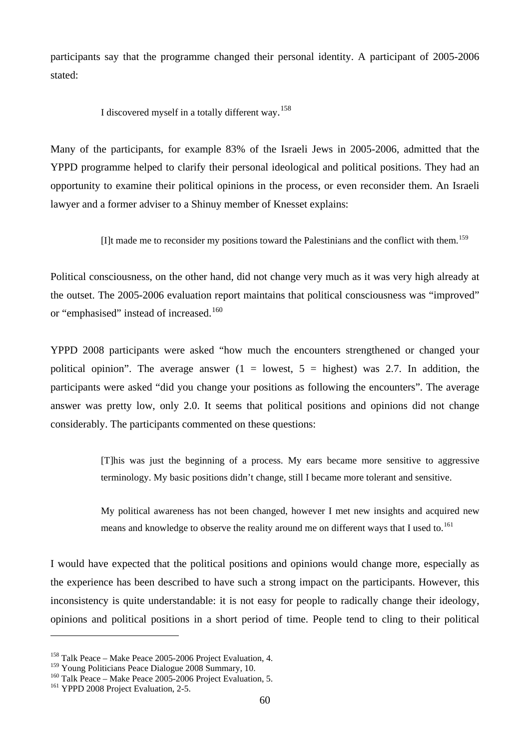participants say that the programme changed their personal identity. A participant of 2005-2006 stated:

> I discovered myself in a totally different way.[158]

Many of the participants, for example 83% of the Israeli Jews in 2005-2006, admitted that the YPPD programme helped to clarify their personal ideological and political positions. They had an opportunity to examine their political opinions in the process, or even reconsider them. An Israeli lawyer and a former adviser to a Shinuy member of Knesset explains:

> [I]t made me to reconsider my positions toward the Palestinians and the conflict with them.[159]

Political consciousness, on the other hand, did not change very much as it was very high already at the outset. The 2005-2006 evaluation report maintains that political consciousness was "improved" or "emphasised" instead of increased.[160]

YPPD 2008 participants were asked "how much the encounters strengthened or changed your political opinion". The average answer (1 = lowest, 5 = highest) was 2.7. In addition, the participants were asked "did you change your positions as following the encounters". The average answer was pretty low, only 2.0. It seems that political positions and opinions did not change considerably. The participants commented on these questions:

> [T]his was just the beginning of a process. My ears became more sensitive to aggressive terminology. My basic positions didn't change, still I became more tolerant and sensitive.
>
> My political awareness has not been changed, however I met new insights and acquired new means and knowledge to observe the reality around me on different ways that I used to.[161]

I would have expected that the political positions and opinions would change more, especially as the experience has been described to have such a strong impact on the participants. However, this inconsistency is quite understandable: it is not easy for people to radically change their ideology, opinions and political positions in a short period of time. People tend to cling to their political

---

[158] Talk Peace – Make Peace 2005-2006 Project Evaluation, 4.
[159] Young Politicians Peace Dialogue 2008 Summary, 10.
[160] Talk Peace – Make Peace 2005-2006 Project Evaluation, 5.
[161] YPPD 2008 Project Evaluation, 2-5.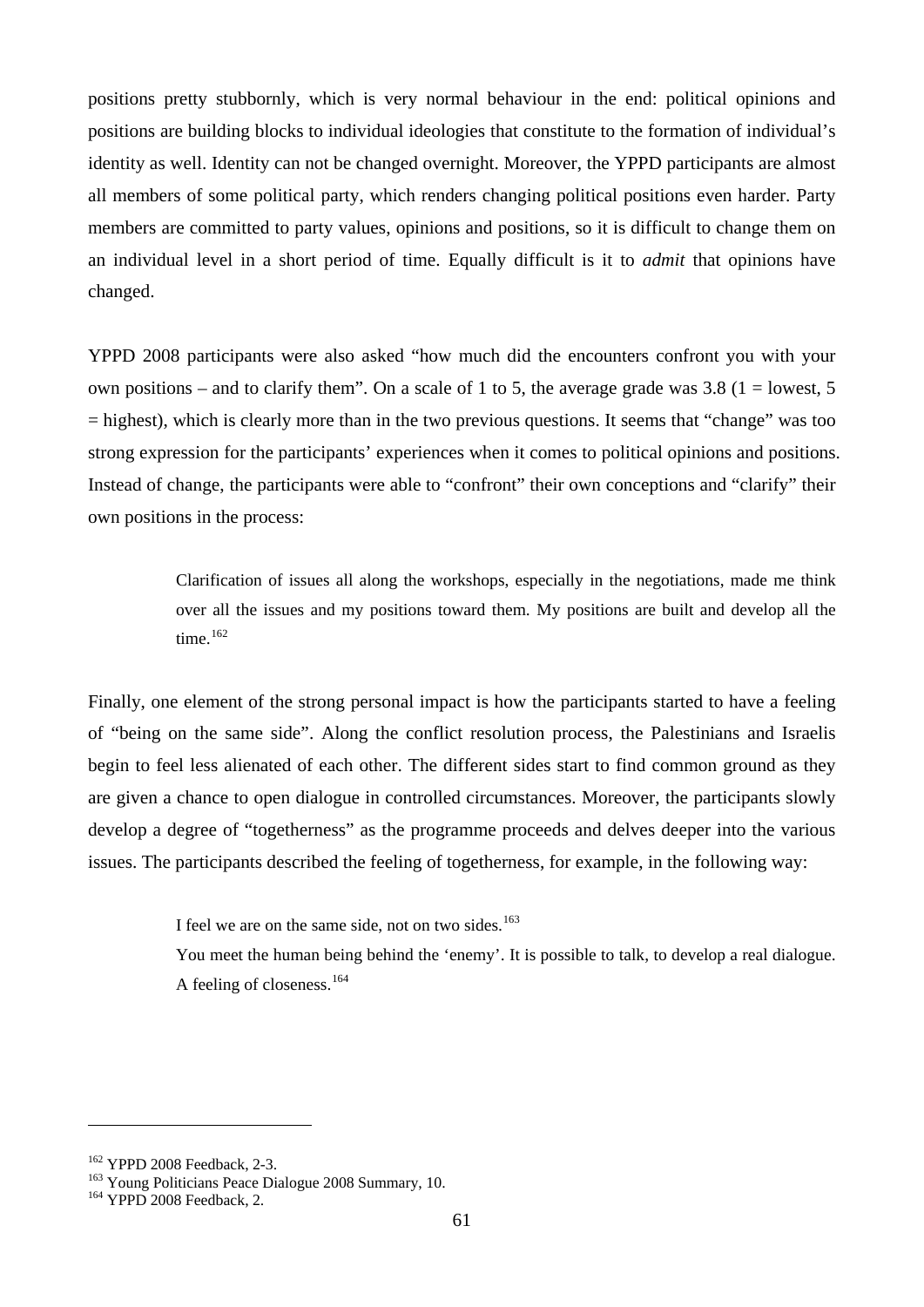positions pretty stubbornly, which is very normal behaviour in the end: political opinions and positions are building blocks to individual ideologies that constitute to the formation of individual's identity as well. Identity can not be changed overnight. Moreover, the YPPD participants are almost all members of some political party, which renders changing political positions even harder. Party members are committed to party values, opinions and positions, so it is difficult to change them on an individual level in a short period of time. Equally difficult is it to *admit* that opinions have changed.

YPPD 2008 participants were also asked "how much did the encounters confront you with your own positions – and to clarify them". On a scale of 1 to 5, the average grade was 3.8 (1 = lowest, 5 = highest), which is clearly more than in the two previous questions. It seems that "change" was too strong expression for the participants' experiences when it comes to political opinions and positions. Instead of change, the participants were able to "confront" their own conceptions and "clarify" their own positions in the process:

> Clarification of issues all along the workshops, especially in the negotiations, made me think over all the issues and my positions toward them. My positions are built and develop all the time.[162]

Finally, one element of the strong personal impact is how the participants started to have a feeling of "being on the same side". Along the conflict resolution process, the Palestinians and Israelis begin to feel less alienated of each other. The different sides start to find common ground as they are given a chance to open dialogue in controlled circumstances. Moreover, the participants slowly develop a degree of "togetherness" as the programme proceeds and delves deeper into the various issues. The participants described the feeling of togetherness, for example, in the following way:

> I feel we are on the same side, not on two sides.[163]
>
> You meet the human being behind the 'enemy'. It is possible to talk, to develop a real dialogue. A feeling of closeness.[164]

---

[162] YPPD 2008 Feedback, 2-3.
[163] Young Politicians Peace Dialogue 2008 Summary, 10.
[164] YPPD 2008 Feedback, 2.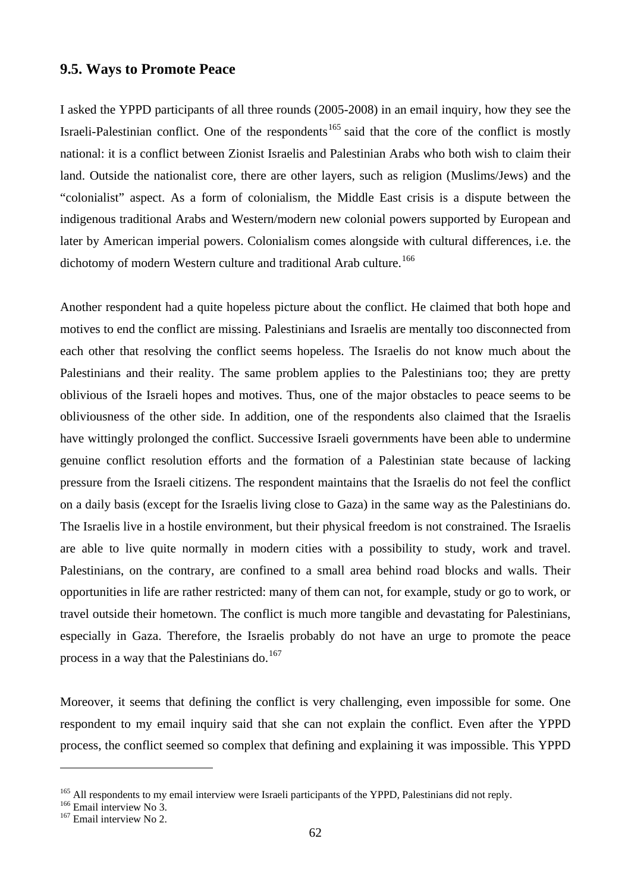## 9.5. Ways to Promote Peace

I asked the YPPD participants of all three rounds (2005-2008) in an email inquiry, how they see the Israeli-Palestinian conflict. One of the respondents[165] said that the core of the conflict is mostly national: it is a conflict between Zionist Israelis and Palestinian Arabs who both wish to claim their land. Outside the nationalist core, there are other layers, such as religion (Muslims/Jews) and the "colonialist" aspect. As a form of colonialism, the Middle East crisis is a dispute between the indigenous traditional Arabs and Western/modern new colonial powers supported by European and later by American imperial powers. Colonialism comes alongside with cultural differences, i.e. the dichotomy of modern Western culture and traditional Arab culture.[166]

Another respondent had a quite hopeless picture about the conflict. He claimed that both hope and motives to end the conflict are missing. Palestinians and Israelis are mentally too disconnected from each other that resolving the conflict seems hopeless. The Israelis do not know much about the Palestinians and their reality. The same problem applies to the Palestinians too; they are pretty oblivious of the Israeli hopes and motives. Thus, one of the major obstacles to peace seems to be obliviousness of the other side. In addition, one of the respondents also claimed that the Israelis have wittingly prolonged the conflict. Successive Israeli governments have been able to undermine genuine conflict resolution efforts and the formation of a Palestinian state because of lacking pressure from the Israeli citizens. The respondent maintains that the Israelis do not feel the conflict on a daily basis (except for the Israelis living close to Gaza) in the same way as the Palestinians do. The Israelis live in a hostile environment, but their physical freedom is not constrained. The Israelis are able to live quite normally in modern cities with a possibility to study, work and travel. Palestinians, on the contrary, are confined to a small area behind road blocks and walls. Their opportunities in life are rather restricted: many of them can not, for example, study or go to work, or travel outside their hometown. The conflict is much more tangible and devastating for Palestinians, especially in Gaza. Therefore, the Israelis probably do not have an urge to promote the peace process in a way that the Palestinians do.[167]

Moreover, it seems that defining the conflict is very challenging, even impossible for some. One respondent to my email inquiry said that she can not explain the conflict. Even after the YPPD process, the conflict seemed so complex that defining and explaining it was impossible. This YPPD

---

[165] All respondents to my email interview were Israeli participants of the YPPD, Palestinians did not reply.

[166] Email interview No 3.

[167] Email interview No 2.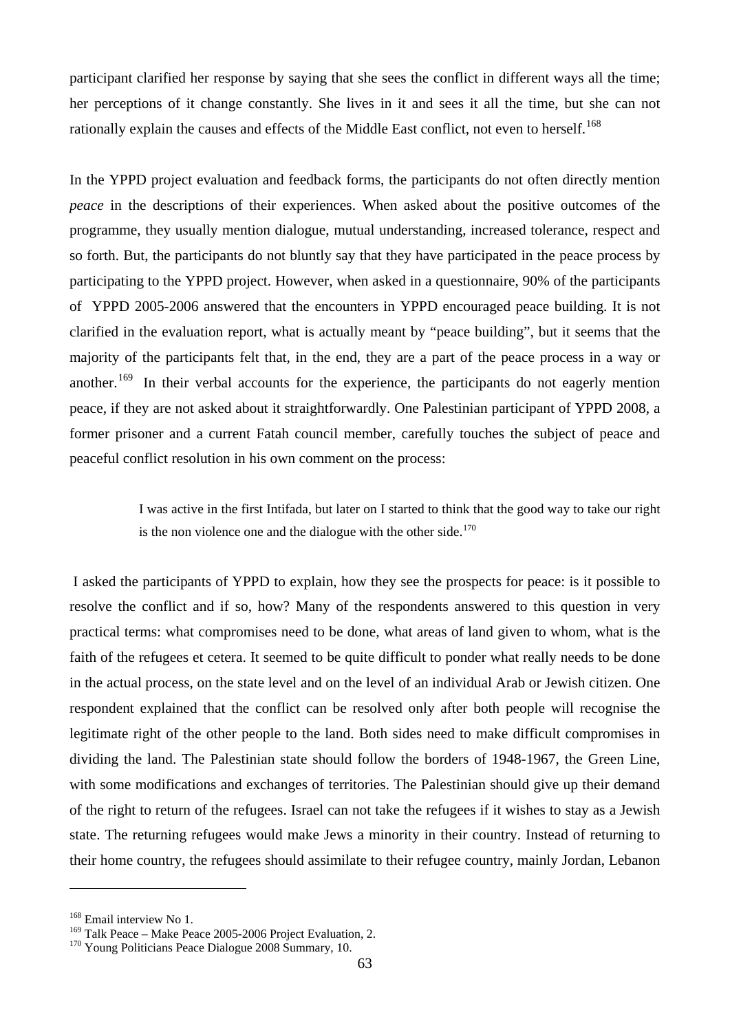participant clarified her response by saying that she sees the conflict in different ways all the time; her perceptions of it change constantly. She lives in it and sees it all the time, but she can not rationally explain the causes and effects of the Middle East conflict, not even to herself.[168]

In the YPPD project evaluation and feedback forms, the participants do not often directly mention *peace* in the descriptions of their experiences. When asked about the positive outcomes of the programme, they usually mention dialogue, mutual understanding, increased tolerance, respect and so forth. But, the participants do not bluntly say that they have participated in the peace process by participating to the YPPD project. However, when asked in a questionnaire, 90% of the participants of YPPD 2005-2006 answered that the encounters in YPPD encouraged peace building. It is not clarified in the evaluation report, what is actually meant by "peace building", but it seems that the majority of the participants felt that, in the end, they are a part of the peace process in a way or another.[169] In their verbal accounts for the experience, the participants do not eagerly mention peace, if they are not asked about it straightforwardly. One Palestinian participant of YPPD 2008, a former prisoner and a current Fatah council member, carefully touches the subject of peace and peaceful conflict resolution in his own comment on the process:

> I was active in the first Intifada, but later on I started to think that the good way to take our right is the non violence one and the dialogue with the other side.[170]

I asked the participants of YPPD to explain, how they see the prospects for peace: is it possible to resolve the conflict and if so, how? Many of the respondents answered to this question in very practical terms: what compromises need to be done, what areas of land given to whom, what is the faith of the refugees et cetera. It seemed to be quite difficult to ponder what really needs to be done in the actual process, on the state level and on the level of an individual Arab or Jewish citizen. One respondent explained that the conflict can be resolved only after both people will recognise the legitimate right of the other people to the land. Both sides need to make difficult compromises in dividing the land. The Palestinian state should follow the borders of 1948-1967, the Green Line, with some modifications and exchanges of territories. The Palestinian should give up their demand of the right to return of the refugees. Israel can not take the refugees if it wishes to stay as a Jewish state. The returning refugees would make Jews a minority in their country. Instead of returning to their home country, the refugees should assimilate to their refugee country, mainly Jordan, Lebanon

---

[168] Email interview No 1.

[169] Talk Peace – Make Peace 2005-2006 Project Evaluation, 2.

[170] Young Politicians Peace Dialogue 2008 Summary, 10.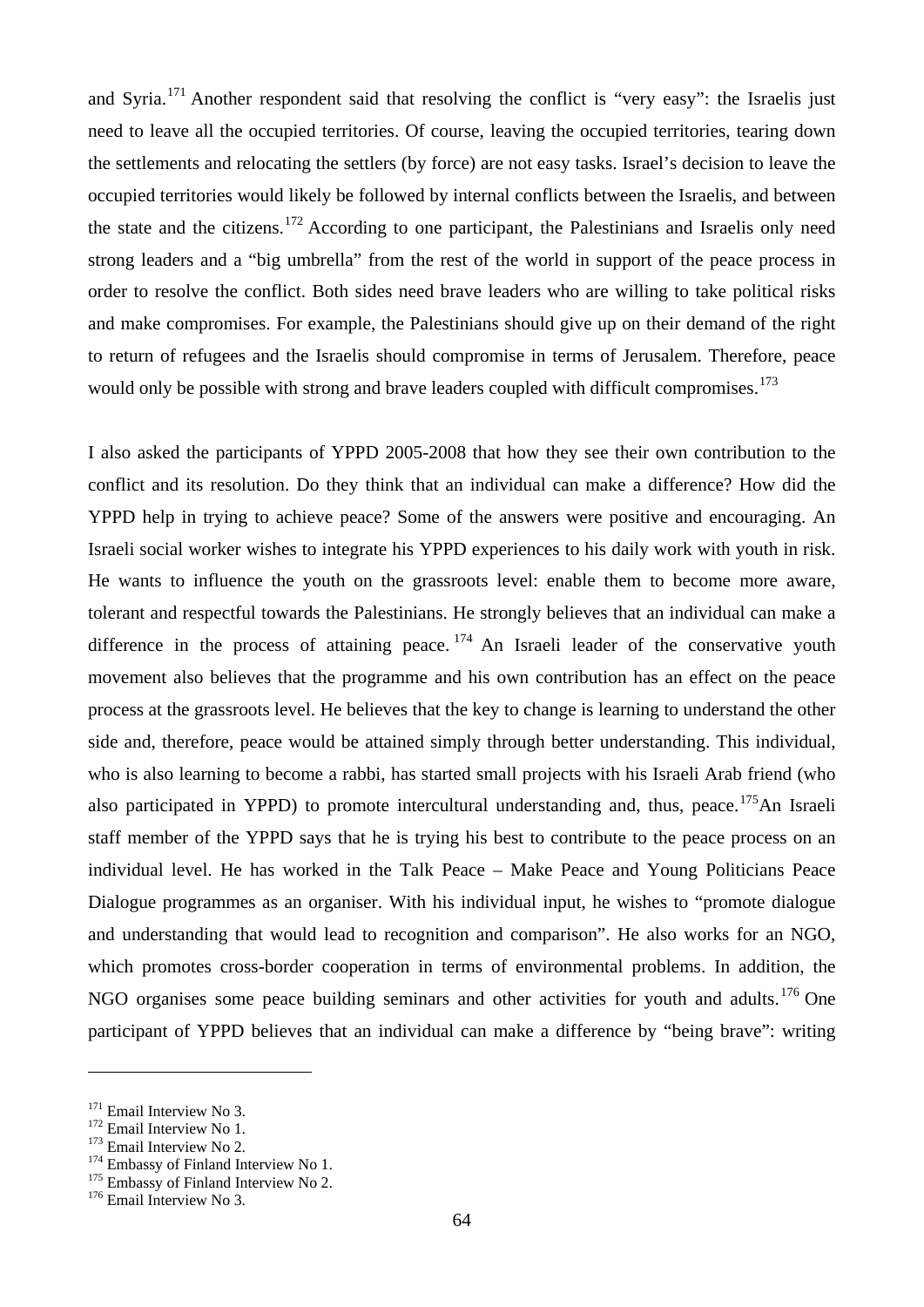and Syria.[171] Another respondent said that resolving the conflict is "very easy": the Israelis just need to leave all the occupied territories. Of course, leaving the occupied territories, tearing down the settlements and relocating the settlers (by force) are not easy tasks. Israel's decision to leave the occupied territories would likely be followed by internal conflicts between the Israelis, and between the state and the citizens.[172] According to one participant, the Palestinians and Israelis only need strong leaders and a "big umbrella" from the rest of the world in support of the peace process in order to resolve the conflict. Both sides need brave leaders who are willing to take political risks and make compromises. For example, the Palestinians should give up on their demand of the right to return of refugees and the Israelis should compromise in terms of Jerusalem. Therefore, peace would only be possible with strong and brave leaders coupled with difficult compromises.[173]

I also asked the participants of YPPD 2005-2008 that how they see their own contribution to the conflict and its resolution. Do they think that an individual can make a difference? How did the YPPD help in trying to achieve peace? Some of the answers were positive and encouraging. An Israeli social worker wishes to integrate his YPPD experiences to his daily work with youth in risk. He wants to influence the youth on the grassroots level: enable them to become more aware, tolerant and respectful towards the Palestinians. He strongly believes that an individual can make a difference in the process of attaining peace.[174] An Israeli leader of the conservative youth movement also believes that the programme and his own contribution has an effect on the peace process at the grassroots level. He believes that the key to change is learning to understand the other side and, therefore, peace would be attained simply through better understanding. This individual, who is also learning to become a rabbi, has started small projects with his Israeli Arab friend (who also participated in YPPD) to promote intercultural understanding and, thus, peace.[175]An Israeli staff member of the YPPD says that he is trying his best to contribute to the peace process on an individual level. He has worked in the Talk Peace – Make Peace and Young Politicians Peace Dialogue programmes as an organiser. With his individual input, he wishes to "promote dialogue and understanding that would lead to recognition and comparison". He also works for an NGO, which promotes cross-border cooperation in terms of environmental problems. In addition, the NGO organises some peace building seminars and other activities for youth and adults.[176] One participant of YPPD believes that an individual can make a difference by "being brave": writing

[171] Email Interview No 3.
[172] Email Interview No 1.
[173] Email Interview No 2.
[174] Embassy of Finland Interview No 1.
[175] Embassy of Finland Interview No 2.
[176] Email Interview No 3.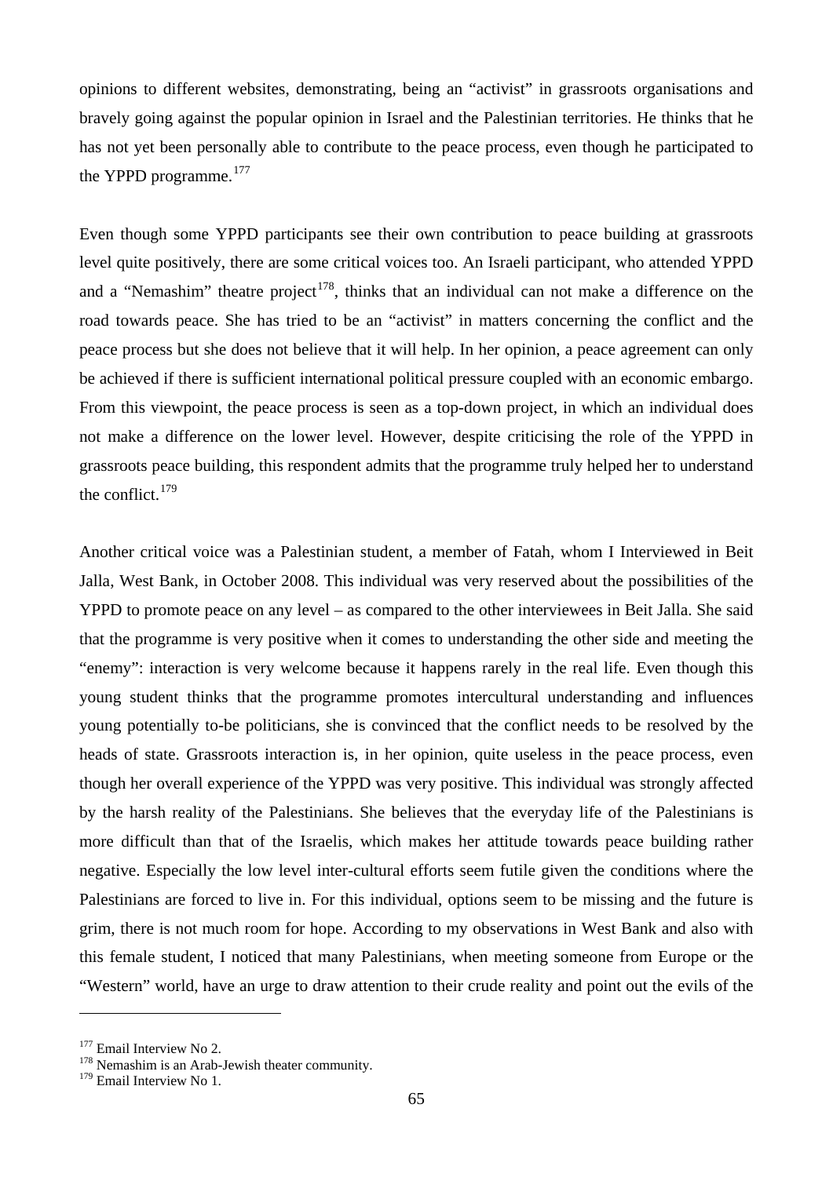opinions to different websites, demonstrating, being an "activist" in grassroots organisations and bravely going against the popular opinion in Israel and the Palestinian territories. He thinks that he has not yet been personally able to contribute to the peace process, even though he participated to the YPPD programme.[177]

Even though some YPPD participants see their own contribution to peace building at grassroots level quite positively, there are some critical voices too. An Israeli participant, who attended YPPD and a "Nemashim" theatre project[178], thinks that an individual can not make a difference on the road towards peace. She has tried to be an "activist" in matters concerning the conflict and the peace process but she does not believe that it will help. In her opinion, a peace agreement can only be achieved if there is sufficient international political pressure coupled with an economic embargo. From this viewpoint, the peace process is seen as a top-down project, in which an individual does not make a difference on the lower level. However, despite criticising the role of the YPPD in grassroots peace building, this respondent admits that the programme truly helped her to understand the conflict.[179]

Another critical voice was a Palestinian student, a member of Fatah, whom I Interviewed in Beit Jalla, West Bank, in October 2008. This individual was very reserved about the possibilities of the YPPD to promote peace on any level – as compared to the other interviewees in Beit Jalla. She said that the programme is very positive when it comes to understanding the other side and meeting the "enemy": interaction is very welcome because it happens rarely in the real life. Even though this young student thinks that the programme promotes intercultural understanding and influences young potentially to-be politicians, she is convinced that the conflict needs to be resolved by the heads of state. Grassroots interaction is, in her opinion, quite useless in the peace process, even though her overall experience of the YPPD was very positive. This individual was strongly affected by the harsh reality of the Palestinians. She believes that the everyday life of the Palestinians is more difficult than that of the Israelis, which makes her attitude towards peace building rather negative. Especially the low level inter-cultural efforts seem futile given the conditions where the Palestinians are forced to live in. For this individual, options seem to be missing and the future is grim, there is not much room for hope. According to my observations in West Bank and also with this female student, I noticed that many Palestinians, when meeting someone from Europe or the "Western" world, have an urge to draw attention to their crude reality and point out the evils of the

---

[177] Email Interview No 2.

[178] Nemashim is an Arab-Jewish theater community.

[179] Email Interview No 1.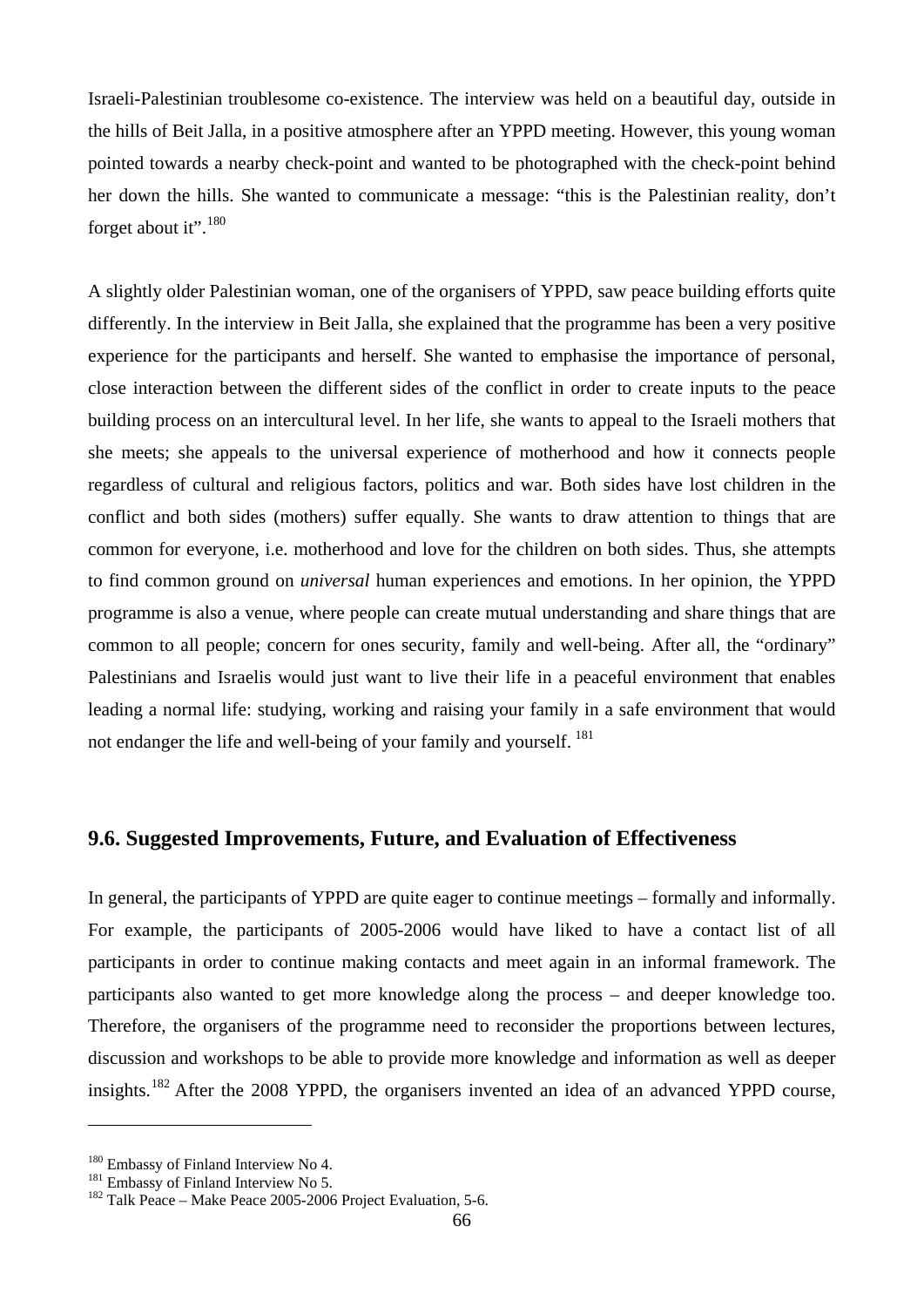Israeli-Palestinian troublesome co-existence. The interview was held on a beautiful day, outside in the hills of Beit Jalla, in a positive atmosphere after an YPPD meeting. However, this young woman pointed towards a nearby check-point and wanted to be photographed with the check-point behind her down the hills. She wanted to communicate a message: "this is the Palestinian reality, don't forget about it".[180]

A slightly older Palestinian woman, one of the organisers of YPPD, saw peace building efforts quite differently. In the interview in Beit Jalla, she explained that the programme has been a very positive experience for the participants and herself. She wanted to emphasise the importance of personal, close interaction between the different sides of the conflict in order to create inputs to the peace building process on an intercultural level. In her life, she wants to appeal to the Israeli mothers that she meets; she appeals to the universal experience of motherhood and how it connects people regardless of cultural and religious factors, politics and war. Both sides have lost children in the conflict and both sides (mothers) suffer equally. She wants to draw attention to things that are common for everyone, i.e. motherhood and love for the children on both sides. Thus, she attempts to find common ground on *universal* human experiences and emotions. In her opinion, the YPPD programme is also a venue, where people can create mutual understanding and share things that are common to all people; concern for ones security, family and well-being. After all, the "ordinary" Palestinians and Israelis would just want to live their life in a peaceful environment that enables leading a normal life: studying, working and raising your family in a safe environment that would not endanger the life and well-being of your family and yourself. [181]

## 9.6. Suggested Improvements, Future, and Evaluation of Effectiveness

In general, the participants of YPPD are quite eager to continue meetings – formally and informally. For example, the participants of 2005-2006 would have liked to have a contact list of all participants in order to continue making contacts and meet again in an informal framework. The participants also wanted to get more knowledge along the process – and deeper knowledge too. Therefore, the organisers of the programme need to reconsider the proportions between lectures, discussion and workshops to be able to provide more knowledge and information as well as deeper insights.[182] After the 2008 YPPD, the organisers invented an idea of an advanced YPPD course,

---

[180] Embassy of Finland Interview No 4.

[181] Embassy of Finland Interview No 5.

[182] Talk Peace – Make Peace 2005-2006 Project Evaluation, 5-6.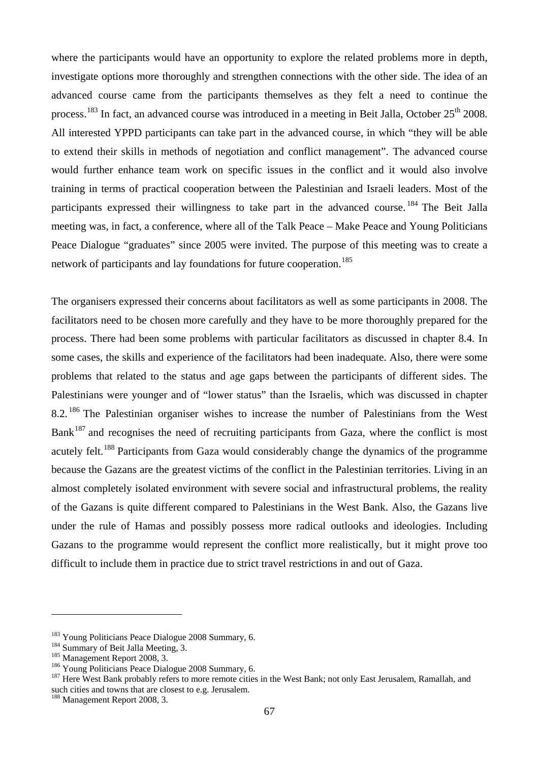where the participants would have an opportunity to explore the related problems more in depth, investigate options more thoroughly and strengthen connections with the other side. The idea of an advanced course came from the participants themselves as they felt a need to continue the process.[183] In fact, an advanced course was introduced in a meeting in Beit Jalla, October 25th 2008. All interested YPPD participants can take part in the advanced course, in which "they will be able to extend their skills in methods of negotiation and conflict management". The advanced course would further enhance team work on specific issues in the conflict and it would also involve training in terms of practical cooperation between the Palestinian and Israeli leaders. Most of the participants expressed their willingness to take part in the advanced course.[184] The Beit Jalla meeting was, in fact, a conference, where all of the Talk Peace – Make Peace and Young Politicians Peace Dialogue "graduates" since 2005 were invited. The purpose of this meeting was to create a network of participants and lay foundations for future cooperation.[185]

The organisers expressed their concerns about facilitators as well as some participants in 2008. The facilitators need to be chosen more carefully and they have to be more thoroughly prepared for the process. There had been some problems with particular facilitators as discussed in chapter 8.4. In some cases, the skills and experience of the facilitators had been inadequate. Also, there were some problems that related to the status and age gaps between the participants of different sides. The Palestinians were younger and of "lower status" than the Israelis, which was discussed in chapter 8.2.[186] The Palestinian organiser wishes to increase the number of Palestinians from the West Bank[187] and recognises the need of recruiting participants from Gaza, where the conflict is most acutely felt.[188] Participants from Gaza would considerably change the dynamics of the programme because the Gazans are the greatest victims of the conflict in the Palestinian territories. Living in an almost completely isolated environment with severe social and infrastructural problems, the reality of the Gazans is quite different compared to Palestinians in the West Bank. Also, the Gazans live under the rule of Hamas and possibly possess more radical outlooks and ideologies. Including Gazans to the programme would represent the conflict more realistically, but it might prove too difficult to include them in practice due to strict travel restrictions in and out of Gaza.

---

[183] Young Politicians Peace Dialogue 2008 Summary, 6.

[184] Summary of Beit Jalla Meeting, 3.

[185] Management Report 2008, 3.

[186] Young Politicians Peace Dialogue 2008 Summary, 6.

[187] Here West Bank probably refers to more remote cities in the West Bank; not only East Jerusalem, Ramallah, and such cities and towns that are closest to e.g. Jerusalem.

[188] Management Report 2008, 3.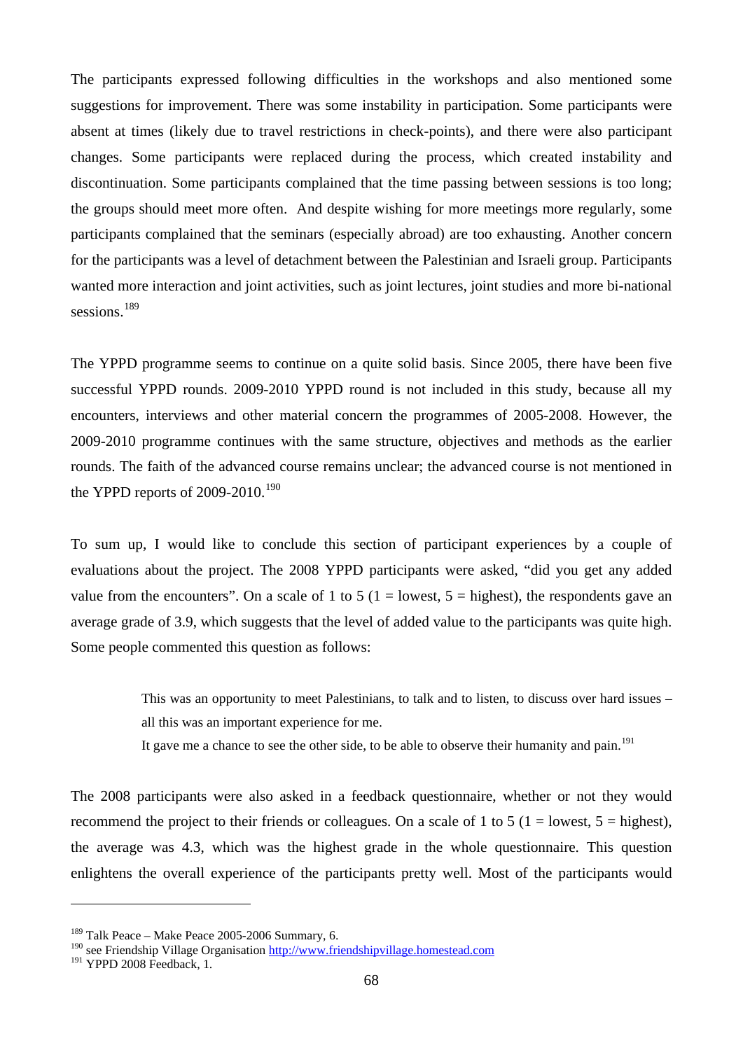The participants expressed following difficulties in the workshops and also mentioned some suggestions for improvement. There was some instability in participation. Some participants were absent at times (likely due to travel restrictions in check-points), and there were also participant changes. Some participants were replaced during the process, which created instability and discontinuation. Some participants complained that the time passing between sessions is too long; the groups should meet more often. And despite wishing for more meetings more regularly, some participants complained that the seminars (especially abroad) are too exhausting. Another concern for the participants was a level of detachment between the Palestinian and Israeli group. Participants wanted more interaction and joint activities, such as joint lectures, joint studies and more bi-national sessions.[189]

The YPPD programme seems to continue on a quite solid basis. Since 2005, there have been five successful YPPD rounds. 2009-2010 YPPD round is not included in this study, because all my encounters, interviews and other material concern the programmes of 2005-2008. However, the 2009-2010 programme continues with the same structure, objectives and methods as the earlier rounds. The faith of the advanced course remains unclear; the advanced course is not mentioned in the YPPD reports of 2009-2010.[190]

To sum up, I would like to conclude this section of participant experiences by a couple of evaluations about the project. The 2008 YPPD participants were asked, "did you get any added value from the encounters". On a scale of 1 to 5 (1 = lowest, 5 = highest), the respondents gave an average grade of 3.9, which suggests that the level of added value to the participants was quite high. Some people commented this question as follows:

> This was an opportunity to meet Palestinians, to talk and to listen, to discuss over hard issues – all this was an important experience for me.
> It gave me a chance to see the other side, to be able to observe their humanity and pain.[191]

The 2008 participants were also asked in a feedback questionnaire, whether or not they would recommend the project to their friends or colleagues. On a scale of 1 to 5 (1 = lowest, 5 = highest), the average was 4.3, which was the highest grade in the whole questionnaire. This question enlightens the overall experience of the participants pretty well. Most of the participants would

---

[189] Talk Peace – Make Peace 2005-2006 Summary, 6.
[190] see Friendship Village Organisation http://www.friendshipvillage.homestead.com
[191] YPPD 2008 Feedback, 1.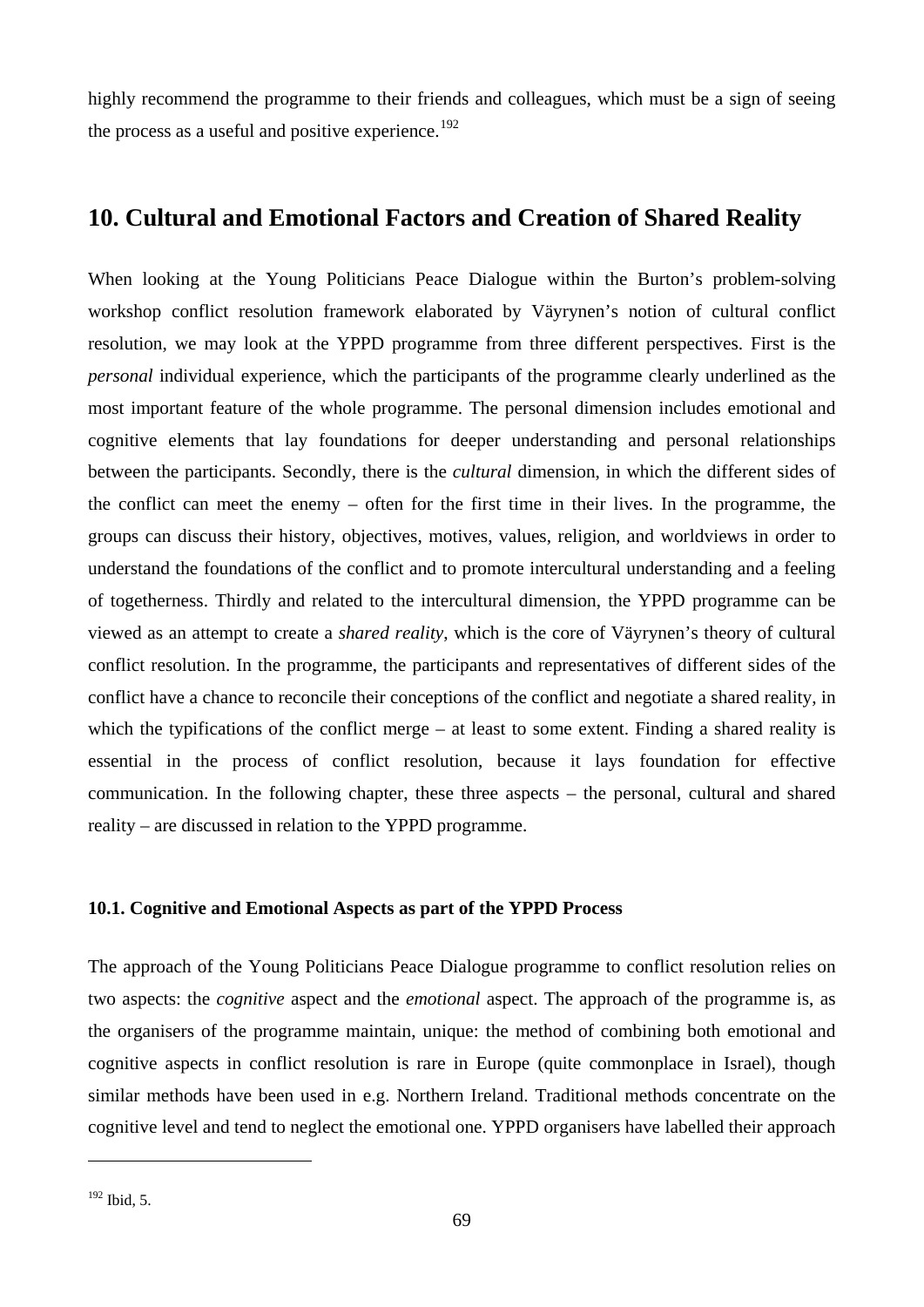highly recommend the programme to their friends and colleagues, which must be a sign of seeing the process as a useful and positive experience.[192]

## 10. Cultural and Emotional Factors and Creation of Shared Reality

When looking at the Young Politicians Peace Dialogue within the Burton's problem-solving workshop conflict resolution framework elaborated by Väyrynen's notion of cultural conflict resolution, we may look at the YPPD programme from three different perspectives. First is the *personal* individual experience, which the participants of the programme clearly underlined as the most important feature of the whole programme. The personal dimension includes emotional and cognitive elements that lay foundations for deeper understanding and personal relationships between the participants. Secondly, there is the *cultural* dimension, in which the different sides of the conflict can meet the enemy – often for the first time in their lives. In the programme, the groups can discuss their history, objectives, motives, values, religion, and worldviews in order to understand the foundations of the conflict and to promote intercultural understanding and a feeling of togetherness. Thirdly and related to the intercultural dimension, the YPPD programme can be viewed as an attempt to create a *shared reality*, which is the core of Väyrynen's theory of cultural conflict resolution. In the programme, the participants and representatives of different sides of the conflict have a chance to reconcile their conceptions of the conflict and negotiate a shared reality, in which the typifications of the conflict merge – at least to some extent. Finding a shared reality is essential in the process of conflict resolution, because it lays foundation for effective communication. In the following chapter, these three aspects – the personal, cultural and shared reality – are discussed in relation to the YPPD programme.

### 10.1. Cognitive and Emotional Aspects as part of the YPPD Process

The approach of the Young Politicians Peace Dialogue programme to conflict resolution relies on two aspects: the *cognitive* aspect and the *emotional* aspect. The approach of the programme is, as the organisers of the programme maintain, unique: the method of combining both emotional and cognitive aspects in conflict resolution is rare in Europe (quite commonplace in Israel), though similar methods have been used in e.g. Northern Ireland. Traditional methods concentrate on the cognitive level and tend to neglect the emotional one. YPPD organisers have labelled their approach

[192] Ibid, 5.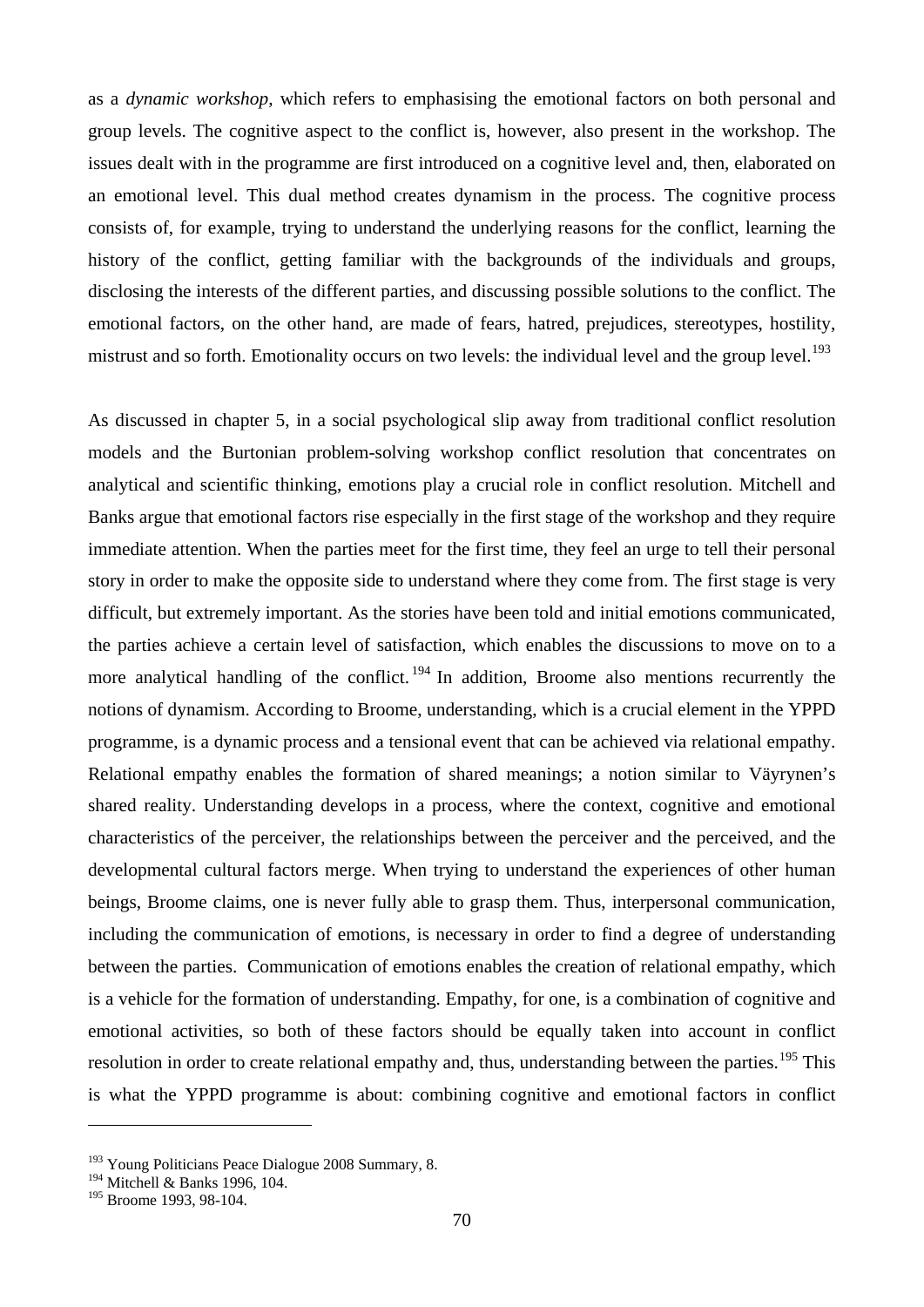as a *dynamic workshop*, which refers to emphasising the emotional factors on both personal and group levels. The cognitive aspect to the conflict is, however, also present in the workshop. The issues dealt with in the programme are first introduced on a cognitive level and, then, elaborated on an emotional level. This dual method creates dynamism in the process. The cognitive process consists of, for example, trying to understand the underlying reasons for the conflict, learning the history of the conflict, getting familiar with the backgrounds of the individuals and groups, disclosing the interests of the different parties, and discussing possible solutions to the conflict. The emotional factors, on the other hand, are made of fears, hatred, prejudices, stereotypes, hostility, mistrust and so forth. Emotionality occurs on two levels: the individual level and the group level.[193]

As discussed in chapter 5, in a social psychological slip away from traditional conflict resolution models and the Burtonian problem-solving workshop conflict resolution that concentrates on analytical and scientific thinking, emotions play a crucial role in conflict resolution. Mitchell and Banks argue that emotional factors rise especially in the first stage of the workshop and they require immediate attention. When the parties meet for the first time, they feel an urge to tell their personal story in order to make the opposite side to understand where they come from. The first stage is very difficult, but extremely important. As the stories have been told and initial emotions communicated, the parties achieve a certain level of satisfaction, which enables the discussions to move on to a more analytical handling of the conflict.[194] In addition, Broome also mentions recurrently the notions of dynamism. According to Broome, understanding, which is a crucial element in the YPPD programme, is a dynamic process and a tensional event that can be achieved via relational empathy. Relational empathy enables the formation of shared meanings; a notion similar to Väyrynen's shared reality. Understanding develops in a process, where the context, cognitive and emotional characteristics of the perceiver, the relationships between the perceiver and the perceived, and the developmental cultural factors merge. When trying to understand the experiences of other human beings, Broome claims, one is never fully able to grasp them. Thus, interpersonal communication, including the communication of emotions, is necessary in order to find a degree of understanding between the parties. Communication of emotions enables the creation of relational empathy, which is a vehicle for the formation of understanding. Empathy, for one, is a combination of cognitive and emotional activities, so both of these factors should be equally taken into account in conflict resolution in order to create relational empathy and, thus, understanding between the parties.[195] This is what the YPPD programme is about: combining cognitive and emotional factors in conflict

[193] Young Politicians Peace Dialogue 2008 Summary, 8.
[194] Mitchell & Banks 1996, 104.
[195] Broome 1993, 98-104.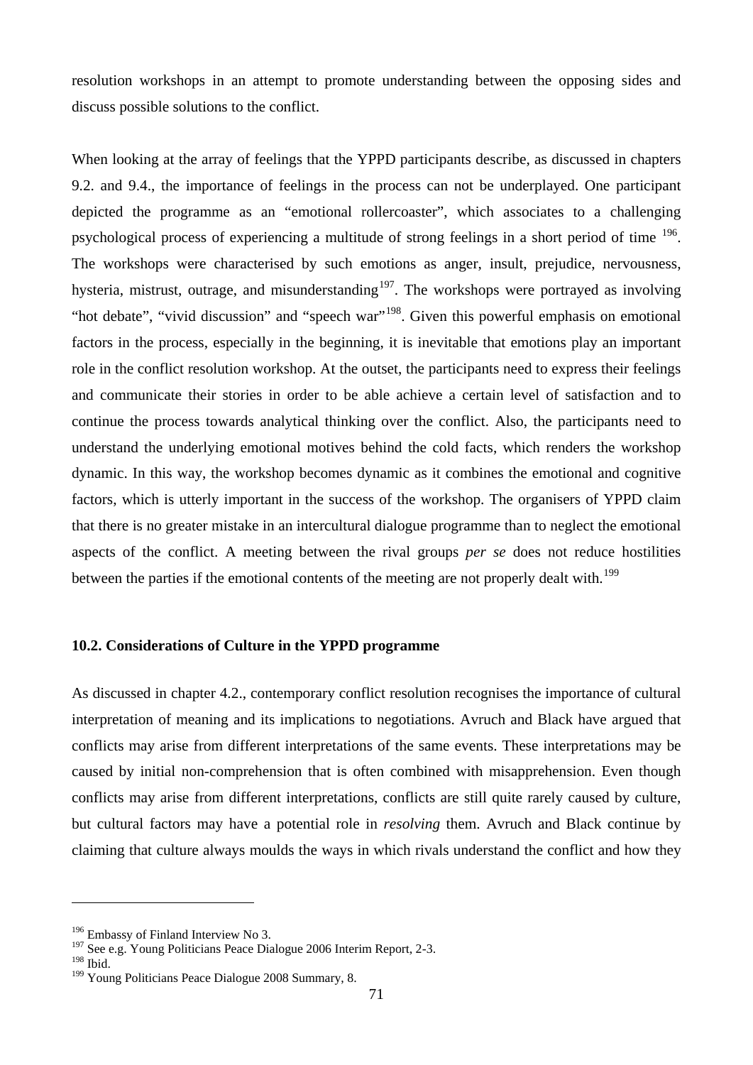resolution workshops in an attempt to promote understanding between the opposing sides and discuss possible solutions to the conflict.

When looking at the array of feelings that the YPPD participants describe, as discussed in chapters 9.2. and 9.4., the importance of feelings in the process can not be underplayed. One participant depicted the programme as an "emotional rollercoaster", which associates to a challenging psychological process of experiencing a multitude of strong feelings in a short period of time [196]. The workshops were characterised by such emotions as anger, insult, prejudice, nervousness, hysteria, mistrust, outrage, and misunderstanding[197]. The workshops were portrayed as involving "hot debate", "vivid discussion" and "speech war"[198]. Given this powerful emphasis on emotional factors in the process, especially in the beginning, it is inevitable that emotions play an important role in the conflict resolution workshop. At the outset, the participants need to express their feelings and communicate their stories in order to be able achieve a certain level of satisfaction and to continue the process towards analytical thinking over the conflict. Also, the participants need to understand the underlying emotional motives behind the cold facts, which renders the workshop dynamic. In this way, the workshop becomes dynamic as it combines the emotional and cognitive factors, which is utterly important in the success of the workshop. The organisers of YPPD claim that there is no greater mistake in an intercultural dialogue programme than to neglect the emotional aspects of the conflict. A meeting between the rival groups *per se* does not reduce hostilities between the parties if the emotional contents of the meeting are not properly dealt with.[199]

### 10.2. Considerations of Culture in the YPPD programme

As discussed in chapter 4.2., contemporary conflict resolution recognises the importance of cultural interpretation of meaning and its implications to negotiations. Avruch and Black have argued that conflicts may arise from different interpretations of the same events. These interpretations may be caused by initial non-comprehension that is often combined with misapprehension. Even though conflicts may arise from different interpretations, conflicts are still quite rarely caused by culture, but cultural factors may have a potential role in *resolving* them. Avruch and Black continue by claiming that culture always moulds the ways in which rivals understand the conflict and how they

---

[196] Embassy of Finland Interview No 3.

[197] See e.g. Young Politicians Peace Dialogue 2006 Interim Report, 2-3.

[198] Ibid.

[199] Young Politicians Peace Dialogue 2008 Summary, 8.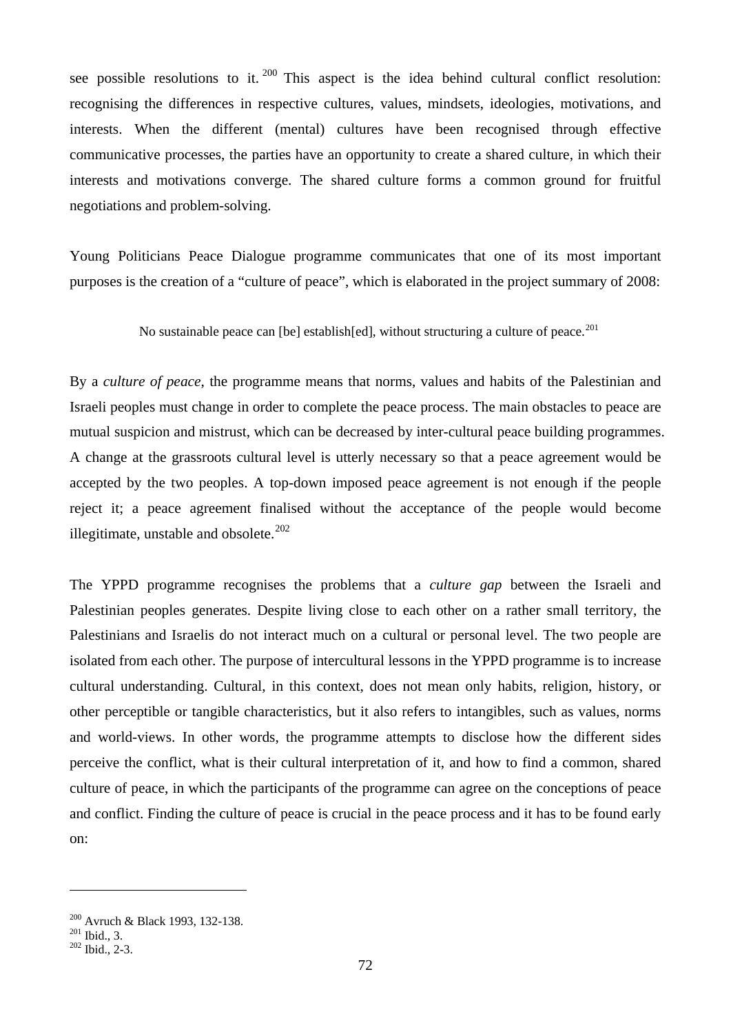see possible resolutions to it.[200] This aspect is the idea behind cultural conflict resolution: recognising the differences in respective cultures, values, mindsets, ideologies, motivations, and interests. When the different (mental) cultures have been recognised through effective communicative processes, the parties have an opportunity to create a shared culture, in which their interests and motivations converge. The shared culture forms a common ground for fruitful negotiations and problem-solving.

Young Politicians Peace Dialogue programme communicates that one of its most important purposes is the creation of a "culture of peace", which is elaborated in the project summary of 2008:

> No sustainable peace can [be] establish[ed], without structuring a culture of peace.[201]

By a *culture of peace*, the programme means that norms, values and habits of the Palestinian and Israeli peoples must change in order to complete the peace process. The main obstacles to peace are mutual suspicion and mistrust, which can be decreased by inter-cultural peace building programmes. A change at the grassroots cultural level is utterly necessary so that a peace agreement would be accepted by the two peoples. A top-down imposed peace agreement is not enough if the people reject it; a peace agreement finalised without the acceptance of the people would become illegitimate, unstable and obsolete.[202]

The YPPD programme recognises the problems that a *culture gap* between the Israeli and Palestinian peoples generates. Despite living close to each other on a rather small territory, the Palestinians and Israelis do not interact much on a cultural or personal level. The two people are isolated from each other. The purpose of intercultural lessons in the YPPD programme is to increase cultural understanding. Cultural, in this context, does not mean only habits, religion, history, or other perceptible or tangible characteristics, but it also refers to intangibles, such as values, norms and world-views. In other words, the programme attempts to disclose how the different sides perceive the conflict, what is their cultural interpretation of it, and how to find a common, shared culture of peace, in which the participants of the programme can agree on the conceptions of peace and conflict. Finding the culture of peace is crucial in the peace process and it has to be found early on:

---

[200] Avruch & Black 1993, 132-138.
[201] Ibid., 3.
[202] Ibid., 2-3.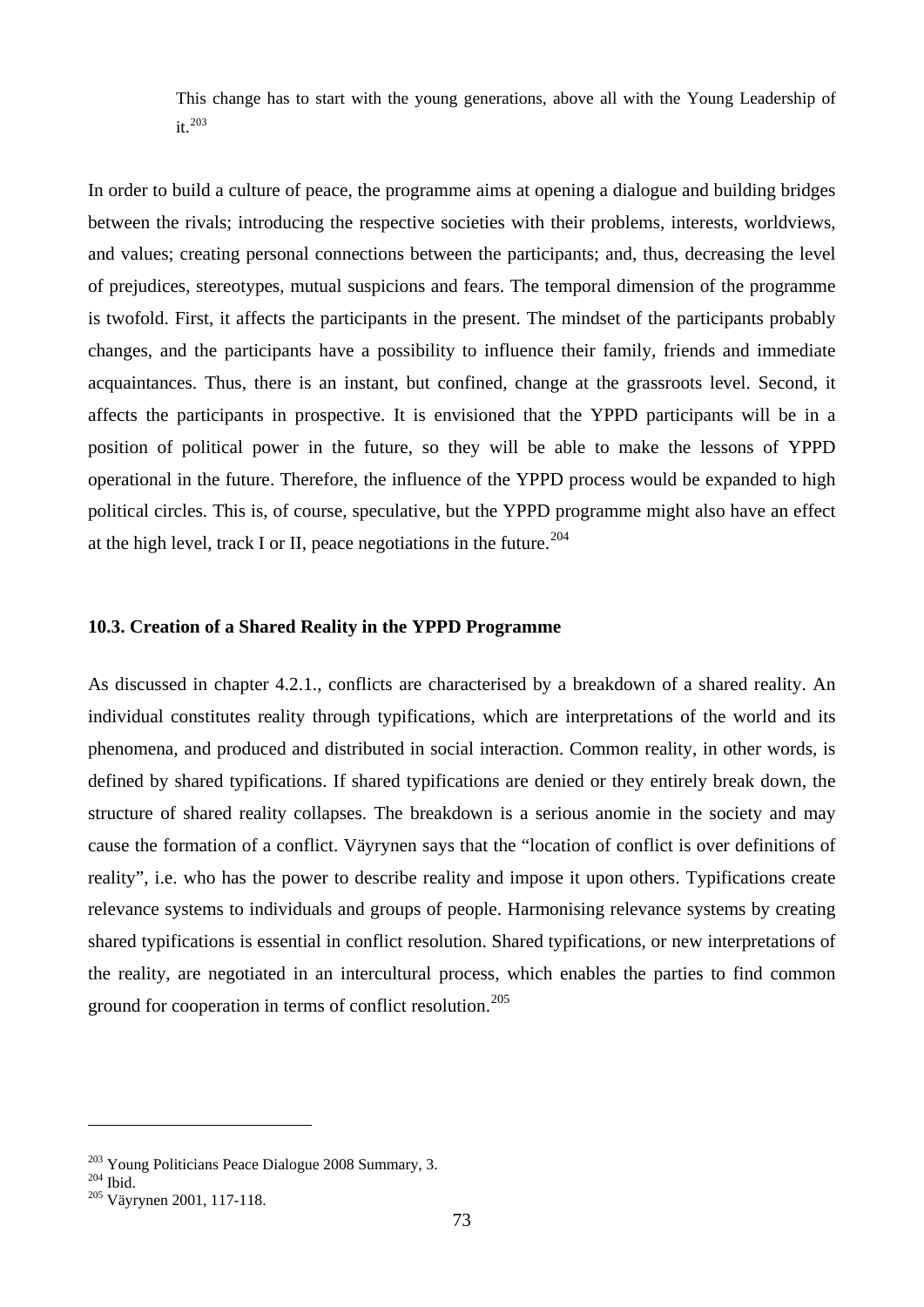> This change has to start with the young generations, above all with the Young Leadership of it.[203]

In order to build a culture of peace, the programme aims at opening a dialogue and building bridges between the rivals; introducing the respective societies with their problems, interests, worldviews, and values; creating personal connections between the participants; and, thus, decreasing the level of prejudices, stereotypes, mutual suspicions and fears. The temporal dimension of the programme is twofold. First, it affects the participants in the present. The mindset of the participants probably changes, and the participants have a possibility to influence their family, friends and immediate acquaintances. Thus, there is an instant, but confined, change at the grassroots level. Second, it affects the participants in prospective. It is envisioned that the YPPD participants will be in a position of political power in the future, so they will be able to make the lessons of YPPD operational in the future. Therefore, the influence of the YPPD process would be expanded to high political circles. This is, of course, speculative, but the YPPD programme might also have an effect at the high level, track I or II, peace negotiations in the future.[204]

### 10.3. Creation of a Shared Reality in the YPPD Programme

As discussed in chapter 4.2.1., conflicts are characterised by a breakdown of a shared reality. An individual constitutes reality through typifications, which are interpretations of the world and its phenomena, and produced and distributed in social interaction. Common reality, in other words, is defined by shared typifications. If shared typifications are denied or they entirely break down, the structure of shared reality collapses. The breakdown is a serious anomie in the society and may cause the formation of a conflict. Väyrynen says that the "location of conflict is over definitions of reality", i.e. who has the power to describe reality and impose it upon others. Typifications create relevance systems to individuals and groups of people. Harmonising relevance systems by creating shared typifications is essential in conflict resolution. Shared typifications, or new interpretations of the reality, are negotiated in an intercultural process, which enables the parties to find common ground for cooperation in terms of conflict resolution.[205]

---

[203] Young Politicians Peace Dialogue 2008 Summary, 3.
[204] Ibid.
[205] Väyrynen 2001, 117-118.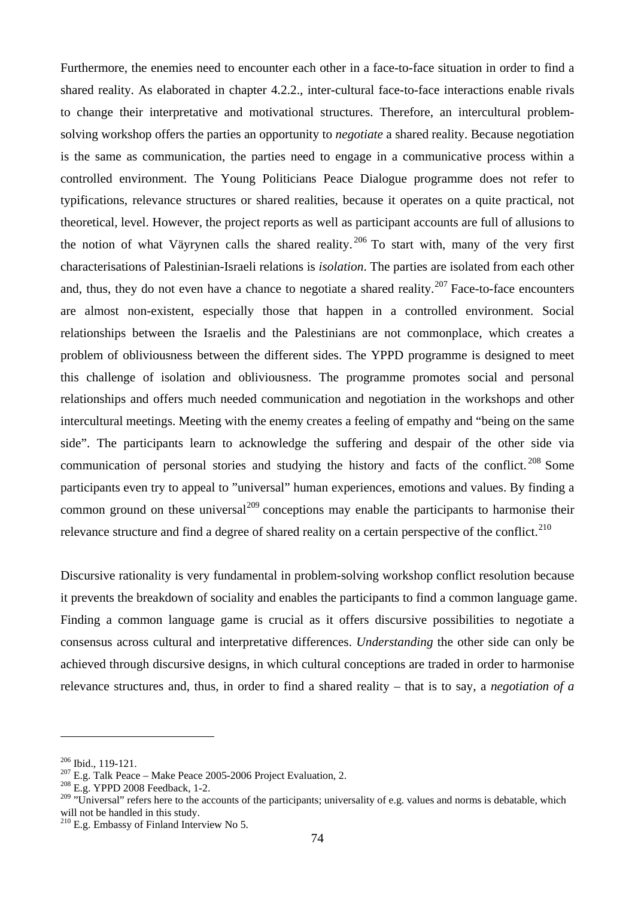Furthermore, the enemies need to encounter each other in a face-to-face situation in order to find a shared reality. As elaborated in chapter 4.2.2., inter-cultural face-to-face interactions enable rivals to change their interpretative and motivational structures. Therefore, an intercultural problem-solving workshop offers the parties an opportunity to *negotiate* a shared reality. Because negotiation is the same as communication, the parties need to engage in a communicative process within a controlled environment. The Young Politicians Peace Dialogue programme does not refer to typifications, relevance structures or shared realities, because it operates on a quite practical, not theoretical, level. However, the project reports as well as participant accounts are full of allusions to the notion of what Väyrynen calls the shared reality.[206] To start with, many of the very first characterisations of Palestinian-Israeli relations is *isolation*. The parties are isolated from each other and, thus, they do not even have a chance to negotiate a shared reality.[207] Face-to-face encounters are almost non-existent, especially those that happen in a controlled environment. Social relationships between the Israelis and the Palestinians are not commonplace, which creates a problem of obliviousness between the different sides. The YPPD programme is designed to meet this challenge of isolation and obliviousness. The programme promotes social and personal relationships and offers much needed communication and negotiation in the workshops and other intercultural meetings. Meeting with the enemy creates a feeling of empathy and "being on the same side". The participants learn to acknowledge the suffering and despair of the other side via communication of personal stories and studying the history and facts of the conflict.[208] Some participants even try to appeal to "universal" human experiences, emotions and values. By finding a common ground on these universal[209] conceptions may enable the participants to harmonise their relevance structure and find a degree of shared reality on a certain perspective of the conflict.[210]

Discursive rationality is very fundamental in problem-solving workshop conflict resolution because it prevents the breakdown of sociality and enables the participants to find a common language game. Finding a common language game is crucial as it offers discursive possibilities to negotiate a consensus across cultural and interpretative differences. *Understanding* the other side can only be achieved through discursive designs, in which cultural conceptions are traded in order to harmonise relevance structures and, thus, in order to find a shared reality – that is to say, a *negotiation of a*

---

[206] Ibid., 119-121.

[207] E.g. Talk Peace – Make Peace 2005-2006 Project Evaluation, 2.

[208] E.g. YPPD 2008 Feedback, 1-2.

[209] "Universal" refers here to the accounts of the participants; universality of e.g. values and norms is debatable, which will not be handled in this study.

[210] E.g. Embassy of Finland Interview No 5.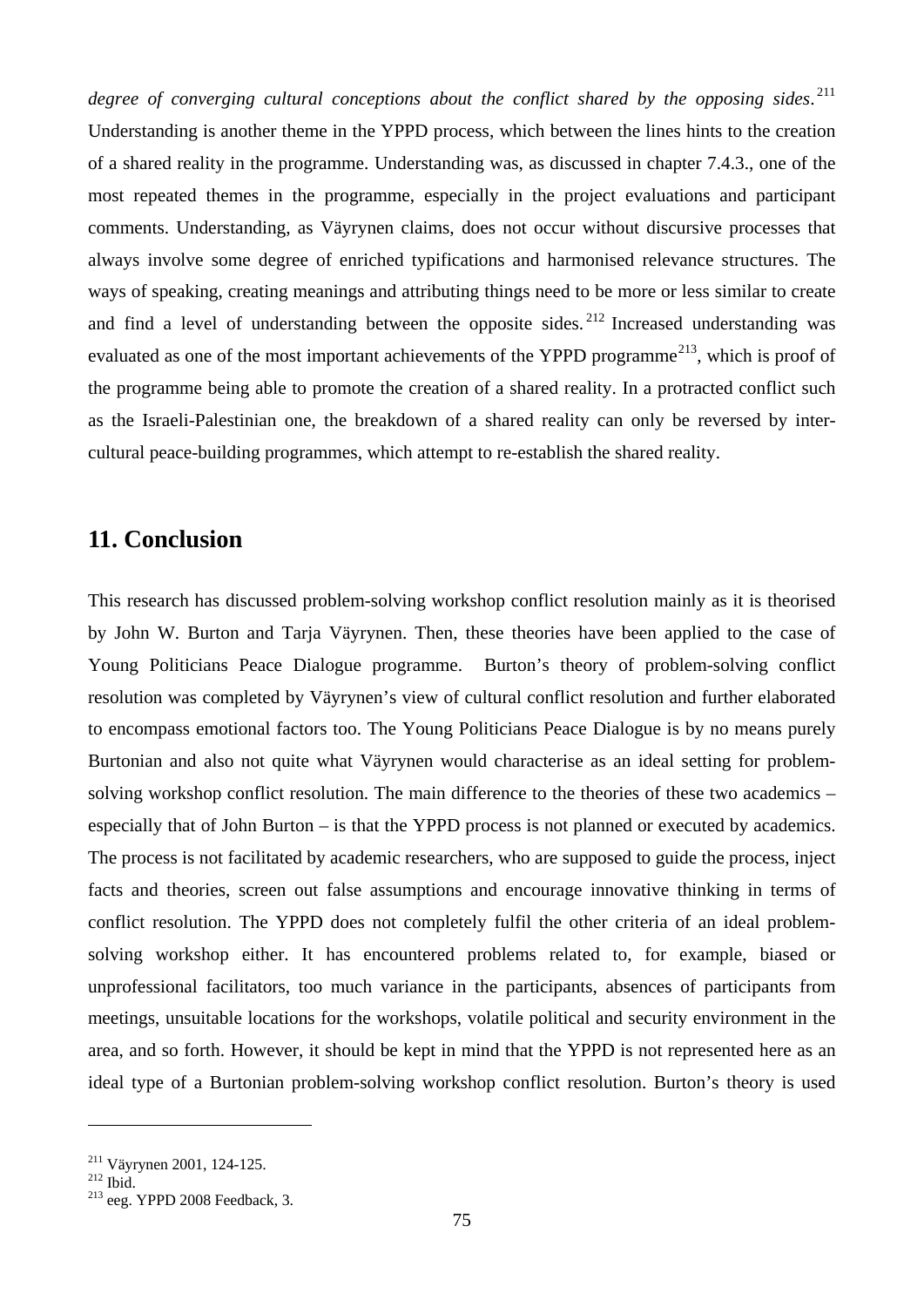*degree of converging cultural conceptions about the conflict shared by the opposing sides*.[211] Understanding is another theme in the YPPD process, which between the lines hints to the creation of a shared reality in the programme. Understanding was, as discussed in chapter 7.4.3., one of the most repeated themes in the programme, especially in the project evaluations and participant comments. Understanding, as Väyrynen claims, does not occur without discursive processes that always involve some degree of enriched typifications and harmonised relevance structures. The ways of speaking, creating meanings and attributing things need to be more or less similar to create and find a level of understanding between the opposite sides.[212] Increased understanding was evaluated as one of the most important achievements of the YPPD programme[213], which is proof of the programme being able to promote the creation of a shared reality. In a protracted conflict such as the Israeli-Palestinian one, the breakdown of a shared reality can only be reversed by inter-cultural peace-building programmes, which attempt to re-establish the shared reality.

## 11. Conclusion

This research has discussed problem-solving workshop conflict resolution mainly as it is theorised by John W. Burton and Tarja Väyrynen. Then, these theories have been applied to the case of Young Politicians Peace Dialogue programme. Burton's theory of problem-solving conflict resolution was completed by Väyrynen's view of cultural conflict resolution and further elaborated to encompass emotional factors too. The Young Politicians Peace Dialogue is by no means purely Burtonian and also not quite what Väyrynen would characterise as an ideal setting for problem-solving workshop conflict resolution. The main difference to the theories of these two academics – especially that of John Burton – is that the YPPD process is not planned or executed by academics. The process is not facilitated by academic researchers, who are supposed to guide the process, inject facts and theories, screen out false assumptions and encourage innovative thinking in terms of conflict resolution. The YPPD does not completely fulfil the other criteria of an ideal problem-solving workshop either. It has encountered problems related to, for example, biased or unprofessional facilitators, too much variance in the participants, absences of participants from meetings, unsuitable locations for the workshops, volatile political and security environment in the area, and so forth. However, it should be kept in mind that the YPPD is not represented here as an ideal type of a Burtonian problem-solving workshop conflict resolution. Burton's theory is used

---

[211] Väyrynen 2001, 124-125.
[212] Ibid.
[213] eeg. YPPD 2008 Feedback, 3.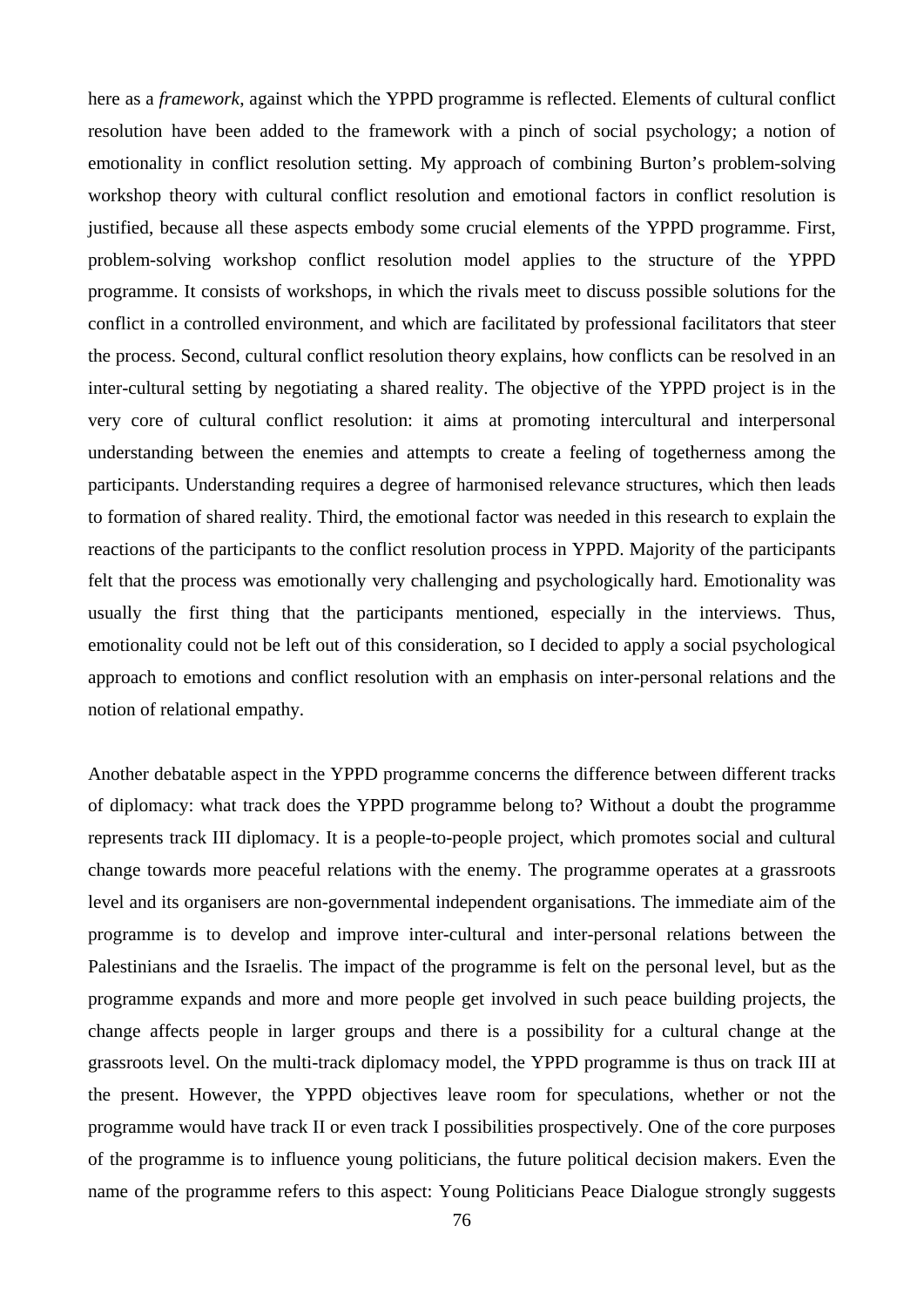here as a *framework*, against which the YPPD programme is reflected. Elements of cultural conflict resolution have been added to the framework with a pinch of social psychology; a notion of emotionality in conflict resolution setting. My approach of combining Burton's problem-solving workshop theory with cultural conflict resolution and emotional factors in conflict resolution is justified, because all these aspects embody some crucial elements of the YPPD programme. First, problem-solving workshop conflict resolution model applies to the structure of the YPPD programme. It consists of workshops, in which the rivals meet to discuss possible solutions for the conflict in a controlled environment, and which are facilitated by professional facilitators that steer the process. Second, cultural conflict resolution theory explains, how conflicts can be resolved in an inter-cultural setting by negotiating a shared reality. The objective of the YPPD project is in the very core of cultural conflict resolution: it aims at promoting intercultural and interpersonal understanding between the enemies and attempts to create a feeling of togetherness among the participants. Understanding requires a degree of harmonised relevance structures, which then leads to formation of shared reality. Third, the emotional factor was needed in this research to explain the reactions of the participants to the conflict resolution process in YPPD. Majority of the participants felt that the process was emotionally very challenging and psychologically hard. Emotionality was usually the first thing that the participants mentioned, especially in the interviews. Thus, emotionality could not be left out of this consideration, so I decided to apply a social psychological approach to emotions and conflict resolution with an emphasis on inter-personal relations and the notion of relational empathy.

Another debatable aspect in the YPPD programme concerns the difference between different tracks of diplomacy: what track does the YPPD programme belong to? Without a doubt the programme represents track III diplomacy. It is a people-to-people project, which promotes social and cultural change towards more peaceful relations with the enemy. The programme operates at a grassroots level and its organisers are non-governmental independent organisations. The immediate aim of the programme is to develop and improve inter-cultural and inter-personal relations between the Palestinians and the Israelis. The impact of the programme is felt on the personal level, but as the programme expands and more and more people get involved in such peace building projects, the change affects people in larger groups and there is a possibility for a cultural change at the grassroots level. On the multi-track diplomacy model, the YPPD programme is thus on track III at the present. However, the YPPD objectives leave room for speculations, whether or not the programme would have track II or even track I possibilities prospectively. One of the core purposes of the programme is to influence young politicians, the future political decision makers. Even the name of the programme refers to this aspect: Young Politicians Peace Dialogue strongly suggests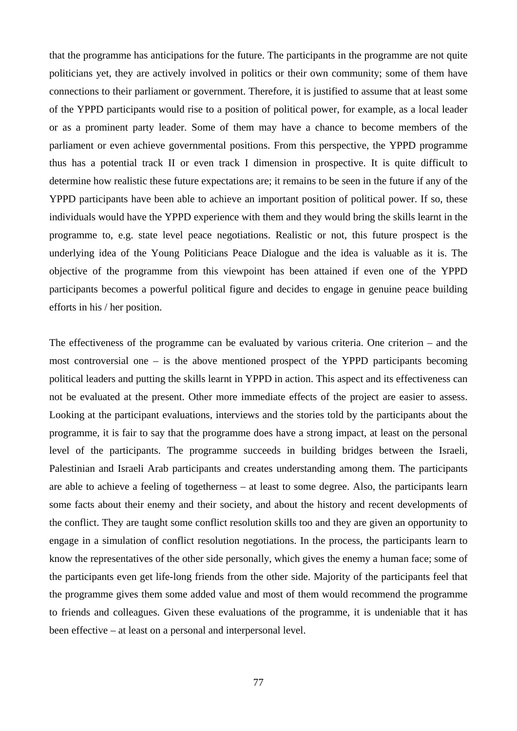that the programme has anticipations for the future. The participants in the programme are not quite politicians yet, they are actively involved in politics or their own community; some of them have connections to their parliament or government. Therefore, it is justified to assume that at least some of the YPPD participants would rise to a position of political power, for example, as a local leader or as a prominent party leader. Some of them may have a chance to become members of the parliament or even achieve governmental positions. From this perspective, the YPPD programme thus has a potential track II or even track I dimension in prospective. It is quite difficult to determine how realistic these future expectations are; it remains to be seen in the future if any of the YPPD participants have been able to achieve an important position of political power. If so, these individuals would have the YPPD experience with them and they would bring the skills learnt in the programme to, e.g. state level peace negotiations. Realistic or not, this future prospect is the underlying idea of the Young Politicians Peace Dialogue and the idea is valuable as it is. The objective of the programme from this viewpoint has been attained if even one of the YPPD participants becomes a powerful political figure and decides to engage in genuine peace building efforts in his / her position.

The effectiveness of the programme can be evaluated by various criteria. One criterion – and the most controversial one – is the above mentioned prospect of the YPPD participants becoming political leaders and putting the skills learnt in YPPD in action. This aspect and its effectiveness can not be evaluated at the present. Other more immediate effects of the project are easier to assess. Looking at the participant evaluations, interviews and the stories told by the participants about the programme, it is fair to say that the programme does have a strong impact, at least on the personal level of the participants. The programme succeeds in building bridges between the Israeli, Palestinian and Israeli Arab participants and creates understanding among them. The participants are able to achieve a feeling of togetherness – at least to some degree. Also, the participants learn some facts about their enemy and their society, and about the history and recent developments of the conflict. They are taught some conflict resolution skills too and they are given an opportunity to engage in a simulation of conflict resolution negotiations. In the process, the participants learn to know the representatives of the other side personally, which gives the enemy a human face; some of the participants even get life-long friends from the other side. Majority of the participants feel that the programme gives them some added value and most of them would recommend the programme to friends and colleagues. Given these evaluations of the programme, it is undeniable that it has been effective – at least on a personal and interpersonal level.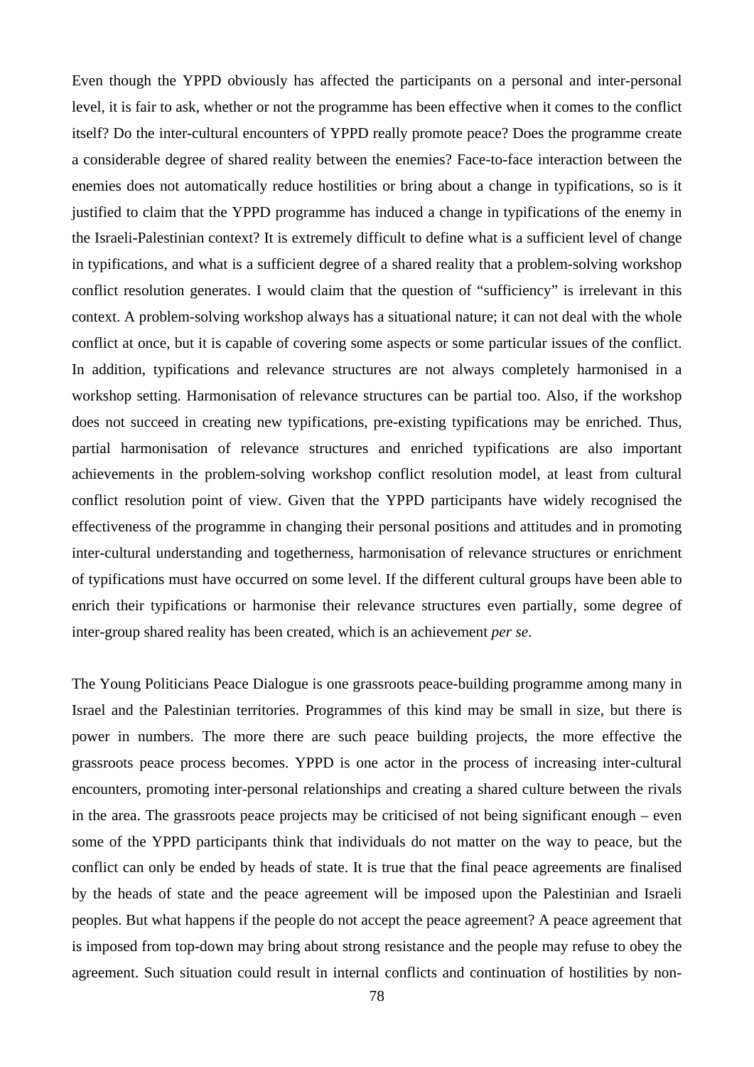Even though the YPPD obviously has affected the participants on a personal and inter-personal level, it is fair to ask, whether or not the programme has been effective when it comes to the conflict itself? Do the inter-cultural encounters of YPPD really promote peace? Does the programme create a considerable degree of shared reality between the enemies? Face-to-face interaction between the enemies does not automatically reduce hostilities or bring about a change in typifications, so is it justified to claim that the YPPD programme has induced a change in typifications of the enemy in the Israeli-Palestinian context? It is extremely difficult to define what is a sufficient level of change in typifications, and what is a sufficient degree of a shared reality that a problem-solving workshop conflict resolution generates. I would claim that the question of "sufficiency" is irrelevant in this context. A problem-solving workshop always has a situational nature; it can not deal with the whole conflict at once, but it is capable of covering some aspects or some particular issues of the conflict. In addition, typifications and relevance structures are not always completely harmonised in a workshop setting. Harmonisation of relevance structures can be partial too. Also, if the workshop does not succeed in creating new typifications, pre-existing typifications may be enriched. Thus, partial harmonisation of relevance structures and enriched typifications are also important achievements in the problem-solving workshop conflict resolution model, at least from cultural conflict resolution point of view. Given that the YPPD participants have widely recognised the effectiveness of the programme in changing their personal positions and attitudes and in promoting inter-cultural understanding and togetherness, harmonisation of relevance structures or enrichment of typifications must have occurred on some level. If the different cultural groups have been able to enrich their typifications or harmonise their relevance structures even partially, some degree of inter-group shared reality has been created, which is an achievement *per se*.

The Young Politicians Peace Dialogue is one grassroots peace-building programme among many in Israel and the Palestinian territories. Programmes of this kind may be small in size, but there is power in numbers. The more there are such peace building projects, the more effective the grassroots peace process becomes. YPPD is one actor in the process of increasing inter-cultural encounters, promoting inter-personal relationships and creating a shared culture between the rivals in the area. The grassroots peace projects may be criticised of not being significant enough – even some of the YPPD participants think that individuals do not matter on the way to peace, but the conflict can only be ended by heads of state. It is true that the final peace agreements are finalised by the heads of state and the peace agreement will be imposed upon the Palestinian and Israeli peoples. But what happens if the people do not accept the peace agreement? A peace agreement that is imposed from top-down may bring about strong resistance and the people may refuse to obey the agreement. Such situation could result in internal conflicts and continuation of hostilities by non-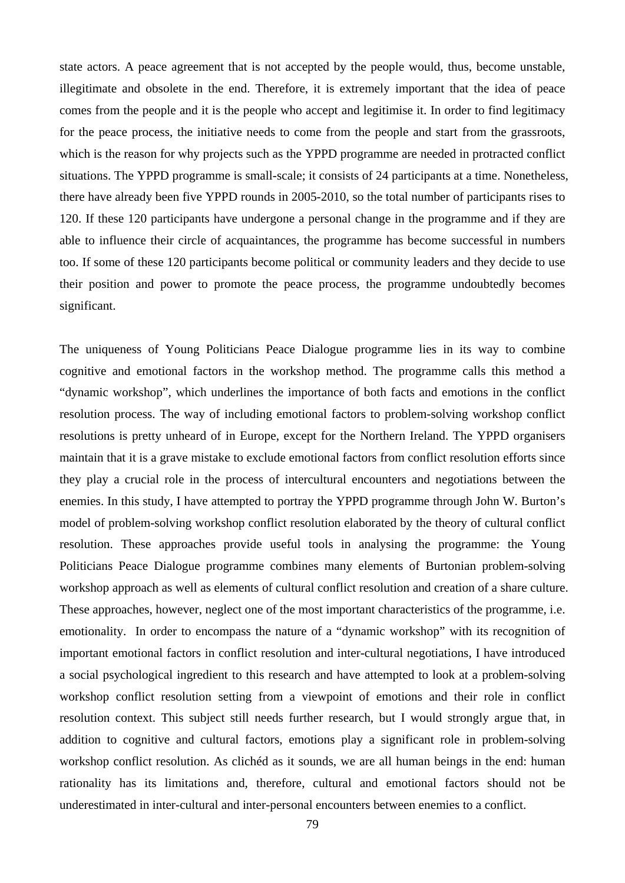state actors. A peace agreement that is not accepted by the people would, thus, become unstable, illegitimate and obsolete in the end. Therefore, it is extremely important that the idea of peace comes from the people and it is the people who accept and legitimise it. In order to find legitimacy for the peace process, the initiative needs to come from the people and start from the grassroots, which is the reason for why projects such as the YPPD programme are needed in protracted conflict situations. The YPPD programme is small-scale; it consists of 24 participants at a time. Nonetheless, there have already been five YPPD rounds in 2005-2010, so the total number of participants rises to 120. If these 120 participants have undergone a personal change in the programme and if they are able to influence their circle of acquaintances, the programme has become successful in numbers too. If some of these 120 participants become political or community leaders and they decide to use their position and power to promote the peace process, the programme undoubtedly becomes significant.

The uniqueness of Young Politicians Peace Dialogue programme lies in its way to combine cognitive and emotional factors in the workshop method. The programme calls this method a "dynamic workshop", which underlines the importance of both facts and emotions in the conflict resolution process. The way of including emotional factors to problem-solving workshop conflict resolutions is pretty unheard of in Europe, except for the Northern Ireland. The YPPD organisers maintain that it is a grave mistake to exclude emotional factors from conflict resolution efforts since they play a crucial role in the process of intercultural encounters and negotiations between the enemies. In this study, I have attempted to portray the YPPD programme through John W. Burton's model of problem-solving workshop conflict resolution elaborated by the theory of cultural conflict resolution. These approaches provide useful tools in analysing the programme: the Young Politicians Peace Dialogue programme combines many elements of Burtonian problem-solving workshop approach as well as elements of cultural conflict resolution and creation of a share culture. These approaches, however, neglect one of the most important characteristics of the programme, i.e. emotionality. In order to encompass the nature of a "dynamic workshop" with its recognition of important emotional factors in conflict resolution and inter-cultural negotiations, I have introduced a social psychological ingredient to this research and have attempted to look at a problem-solving workshop conflict resolution setting from a viewpoint of emotions and their role in conflict resolution context. This subject still needs further research, but I would strongly argue that, in addition to cognitive and cultural factors, emotions play a significant role in problem-solving workshop conflict resolution. As clichéd as it sounds, we are all human beings in the end: human rationality has its limitations and, therefore, cultural and emotional factors should not be underestimated in inter-cultural and inter-personal encounters between enemies to a conflict.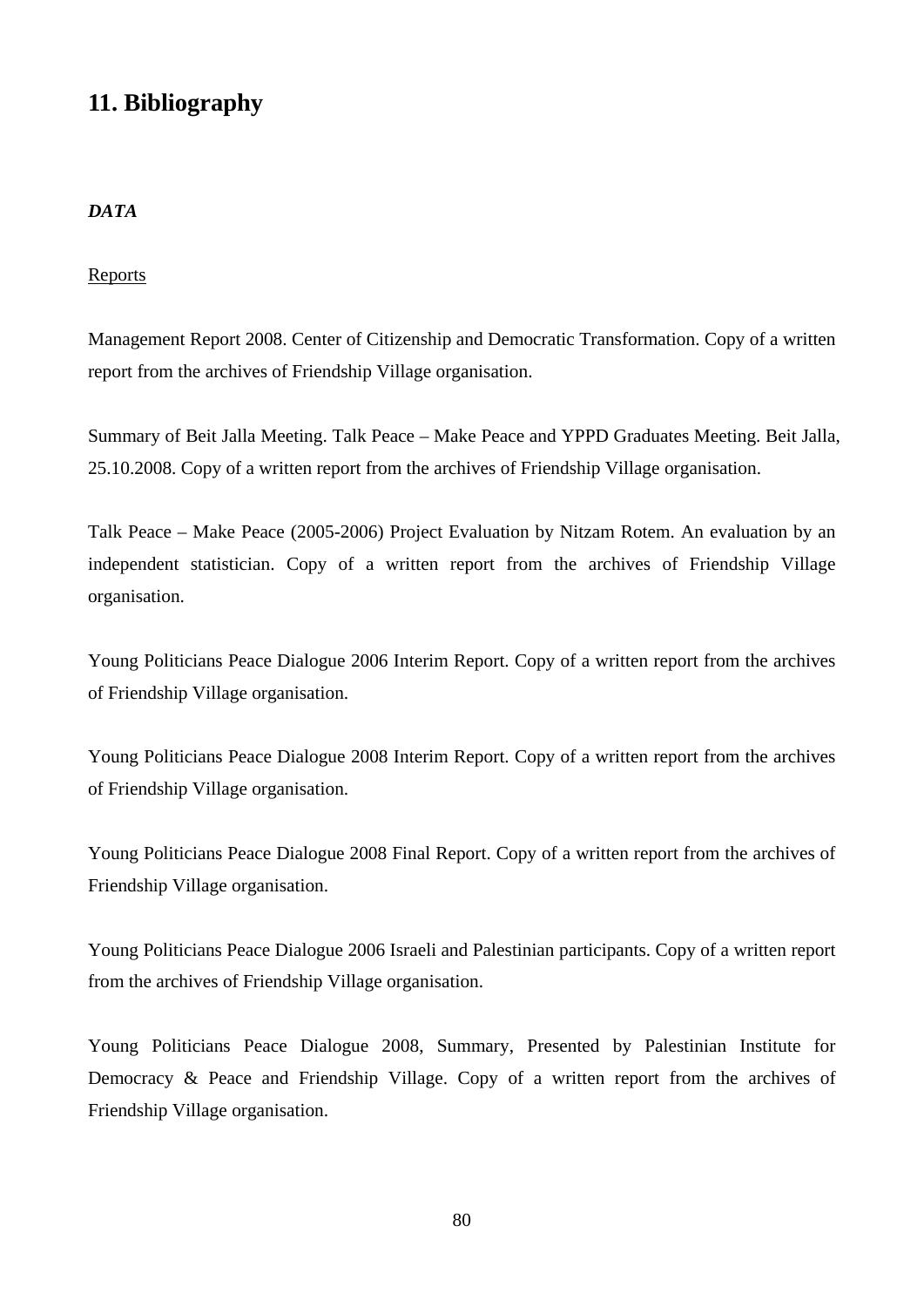## 11. Bibliography

***DATA***

<u>Reports</u>

Management Report 2008. Center of Citizenship and Democratic Transformation. Copy of a written report from the archives of Friendship Village organisation.

Summary of Beit Jalla Meeting. Talk Peace – Make Peace and YPPD Graduates Meeting. Beit Jalla, 25.10.2008. Copy of a written report from the archives of Friendship Village organisation.

Talk Peace – Make Peace (2005-2006) Project Evaluation by Nitzam Rotem. An evaluation by an independent statistician. Copy of a written report from the archives of Friendship Village organisation.

Young Politicians Peace Dialogue 2006 Interim Report. Copy of a written report from the archives of Friendship Village organisation.

Young Politicians Peace Dialogue 2008 Interim Report. Copy of a written report from the archives of Friendship Village organisation.

Young Politicians Peace Dialogue 2008 Final Report. Copy of a written report from the archives of Friendship Village organisation.

Young Politicians Peace Dialogue 2006 Israeli and Palestinian participants. Copy of a written report from the archives of Friendship Village organisation.

Young Politicians Peace Dialogue 2008, Summary, Presented by Palestinian Institute for Democracy & Peace and Friendship Village. Copy of a written report from the archives of Friendship Village organisation.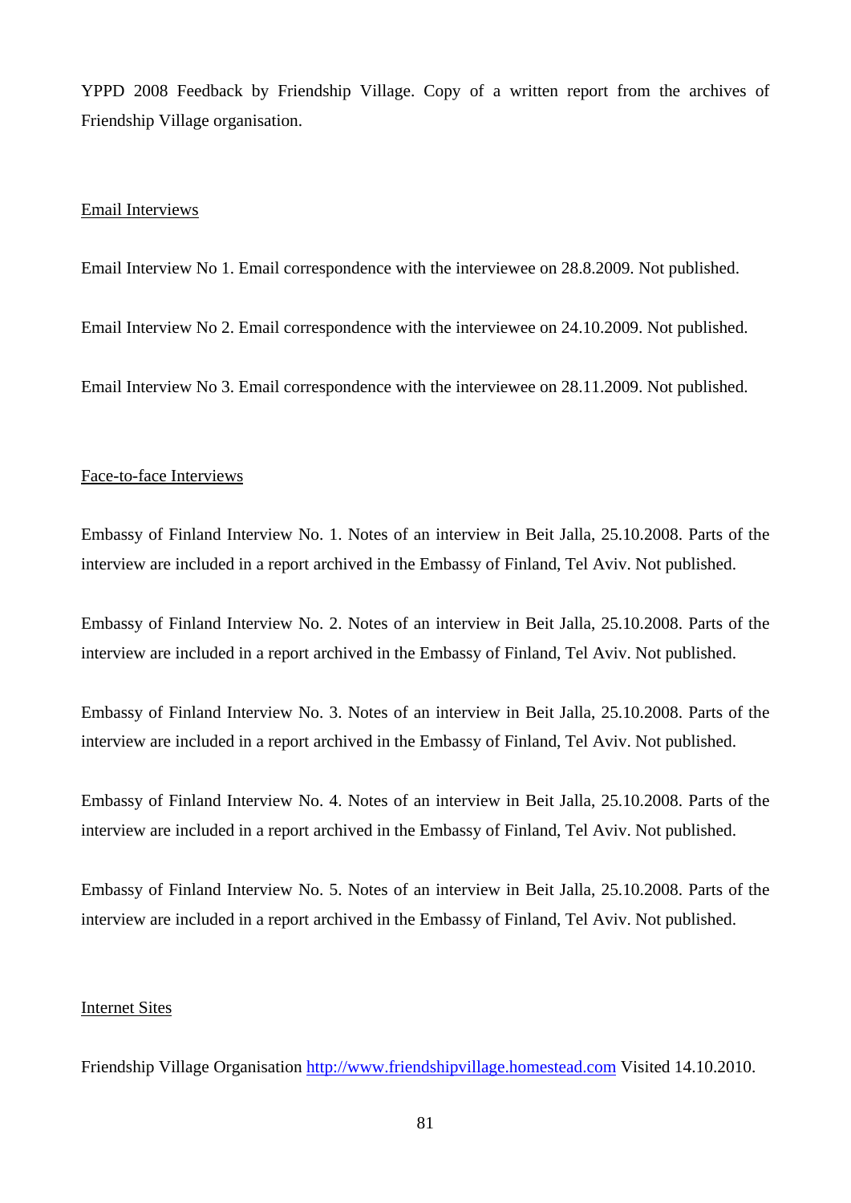YPPD 2008 Feedback by Friendship Village. Copy of a written report from the archives of Friendship Village organisation.

<u>Email Interviews</u>

Email Interview No 1. Email correspondence with the interviewee on 28.8.2009. Not published.

Email Interview No 2. Email correspondence with the interviewee on 24.10.2009. Not published.

Email Interview No 3. Email correspondence with the interviewee on 28.11.2009. Not published.

<u>Face-to-face Interviews</u>

Embassy of Finland Interview No. 1. Notes of an interview in Beit Jalla, 25.10.2008. Parts of the interview are included in a report archived in the Embassy of Finland, Tel Aviv. Not published.

Embassy of Finland Interview No. 2. Notes of an interview in Beit Jalla, 25.10.2008. Parts of the interview are included in a report archived in the Embassy of Finland, Tel Aviv. Not published.

Embassy of Finland Interview No. 3. Notes of an interview in Beit Jalla, 25.10.2008. Parts of the interview are included in a report archived in the Embassy of Finland, Tel Aviv. Not published.

Embassy of Finland Interview No. 4. Notes of an interview in Beit Jalla, 25.10.2008. Parts of the interview are included in a report archived in the Embassy of Finland, Tel Aviv. Not published.

Embassy of Finland Interview No. 5. Notes of an interview in Beit Jalla, 25.10.2008. Parts of the interview are included in a report archived in the Embassy of Finland, Tel Aviv. Not published.

<u>Internet Sites</u>

Friendship Village Organisation http://www.friendshipvillage.homestead.com Visited 14.10.2010.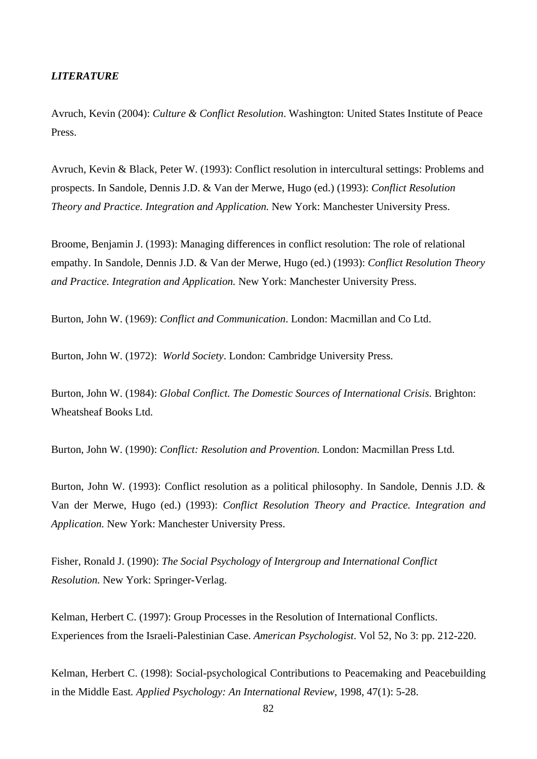***LITERATURE***

Avruch, Kevin (2004): *Culture & Conflict Resolution*. Washington: United States Institute of Peace Press.

Avruch, Kevin & Black, Peter W. (1993): Conflict resolution in intercultural settings: Problems and prospects. In Sandole, Dennis J.D. & Van der Merwe, Hugo (ed.) (1993): *Conflict Resolution Theory and Practice. Integration and Application.* New York: Manchester University Press.

Broome, Benjamin J. (1993): Managing differences in conflict resolution: The role of relational empathy. In Sandole, Dennis J.D. & Van der Merwe, Hugo (ed.) (1993): *Conflict Resolution Theory and Practice. Integration and Application.* New York: Manchester University Press.

Burton, John W. (1969): *Conflict and Communication*. London: Macmillan and Co Ltd.

Burton, John W. (1972): *World Society*. London: Cambridge University Press.

Burton, John W. (1984): *Global Conflict. The Domestic Sources of International Crisis*. Brighton: Wheatsheaf Books Ltd.

Burton, John W. (1990): *Conflict: Resolution and Provention.* London: Macmillan Press Ltd.

Burton, John W. (1993): Conflict resolution as a political philosophy. In Sandole, Dennis J.D. & Van der Merwe, Hugo (ed.) (1993): *Conflict Resolution Theory and Practice. Integration and Application.* New York: Manchester University Press.

Fisher, Ronald J. (1990): *The Social Psychology of Intergroup and International Conflict Resolution.* New York: Springer-Verlag.

Kelman, Herbert C. (1997): Group Processes in the Resolution of International Conflicts. Experiences from the Israeli-Palestinian Case. *American Psychologist*. Vol 52, No 3: pp. 212-220.

Kelman, Herbert C. (1998): Social-psychological Contributions to Peacemaking and Peacebuilding in the Middle East. *Applied Psychology: An International Review*, 1998, 47(1): 5-28.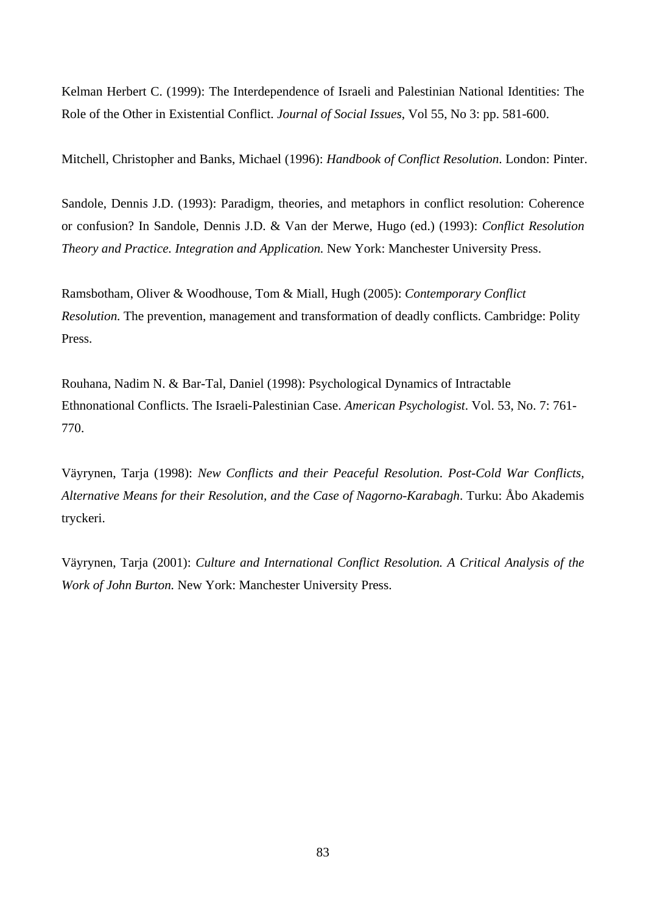Kelman Herbert C. (1999): The Interdependence of Israeli and Palestinian National Identities: The Role of the Other in Existential Conflict. *Journal of Social Issues*, Vol 55, No 3: pp. 581-600.

Mitchell, Christopher and Banks, Michael (1996): *Handbook of Conflict Resolution*. London: Pinter.

Sandole, Dennis J.D. (1993): Paradigm, theories, and metaphors in conflict resolution: Coherence or confusion? In Sandole, Dennis J.D. & Van der Merwe, Hugo (ed.) (1993): *Conflict Resolution Theory and Practice. Integration and Application.* New York: Manchester University Press.

Ramsbotham, Oliver & Woodhouse, Tom & Miall, Hugh (2005): *Contemporary Conflict Resolution.* The prevention, management and transformation of deadly conflicts. Cambridge: Polity Press.

Rouhana, Nadim N. & Bar-Tal, Daniel (1998): Psychological Dynamics of Intractable Ethnonational Conflicts. The Israeli-Palestinian Case. *American Psychologist*. Vol. 53, No. 7: 761-770.

Väyrynen, Tarja (1998): *New Conflicts and their Peaceful Resolution. Post-Cold War Conflicts, Alternative Means for their Resolution, and the Case of Nagorno-Karabagh*. Turku: Åbo Akademis tryckeri.

Väyrynen, Tarja (2001): *Culture and International Conflict Resolution. A Critical Analysis of the Work of John Burton.* New York: Manchester University Press.